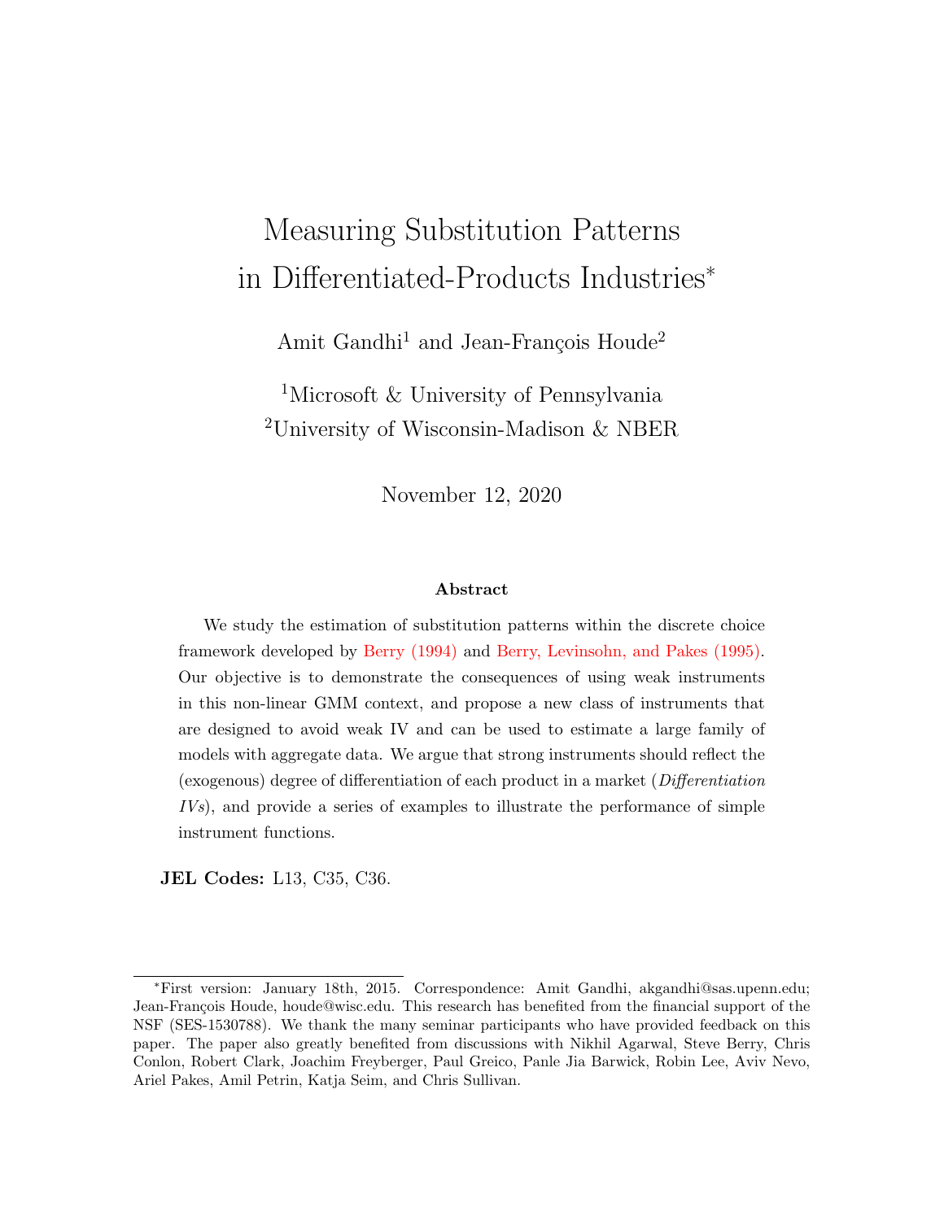# Measuring Substitution Patterns in Differentiated-Products Industries*

Amit Gandhi[1] and Jean-François Houde[2]

[1]Microsoft & University of Pennsylvania

[2]University of Wisconsin-Madison & NBER

November 12, 2020

### Abstract

We study the estimation of substitution patterns within the discrete choice framework developed by Berry (1994) and Berry, Levinsohn, and Pakes (1995). Our objective is to demonstrate the consequences of using weak instruments in this non-linear GMM context, and propose a new class of instruments that are designed to avoid weak IV and can be used to estimate a large family of models with aggregate data. We argue that strong instruments should reflect the (exogenous) degree of differentiation of each product in a market (*Differentiation IVs*), and provide a series of examples to illustrate the performance of simple instrument functions.

**JEL Codes:** L13, C35, C36.

*First version: January 18th, 2015. Correspondence: Amit Gandhi, akgandhi@sas.upenn.edu; Jean-François Houde, houde@wisc.edu. This research has benefited from the financial support of the NSF (SES-1530788). We thank the many seminar participants who have provided feedback on this paper. The paper also greatly benefited from discussions with Nikhil Agarwal, Steve Berry, Chris Conlon, Robert Clark, Joachim Freyberger, Paul Greico, Panle Jia Barwick, Robin Lee, Aviv Nevo, Ariel Pakes, Amil Petrin, Katja Seim, and Chris Sullivan.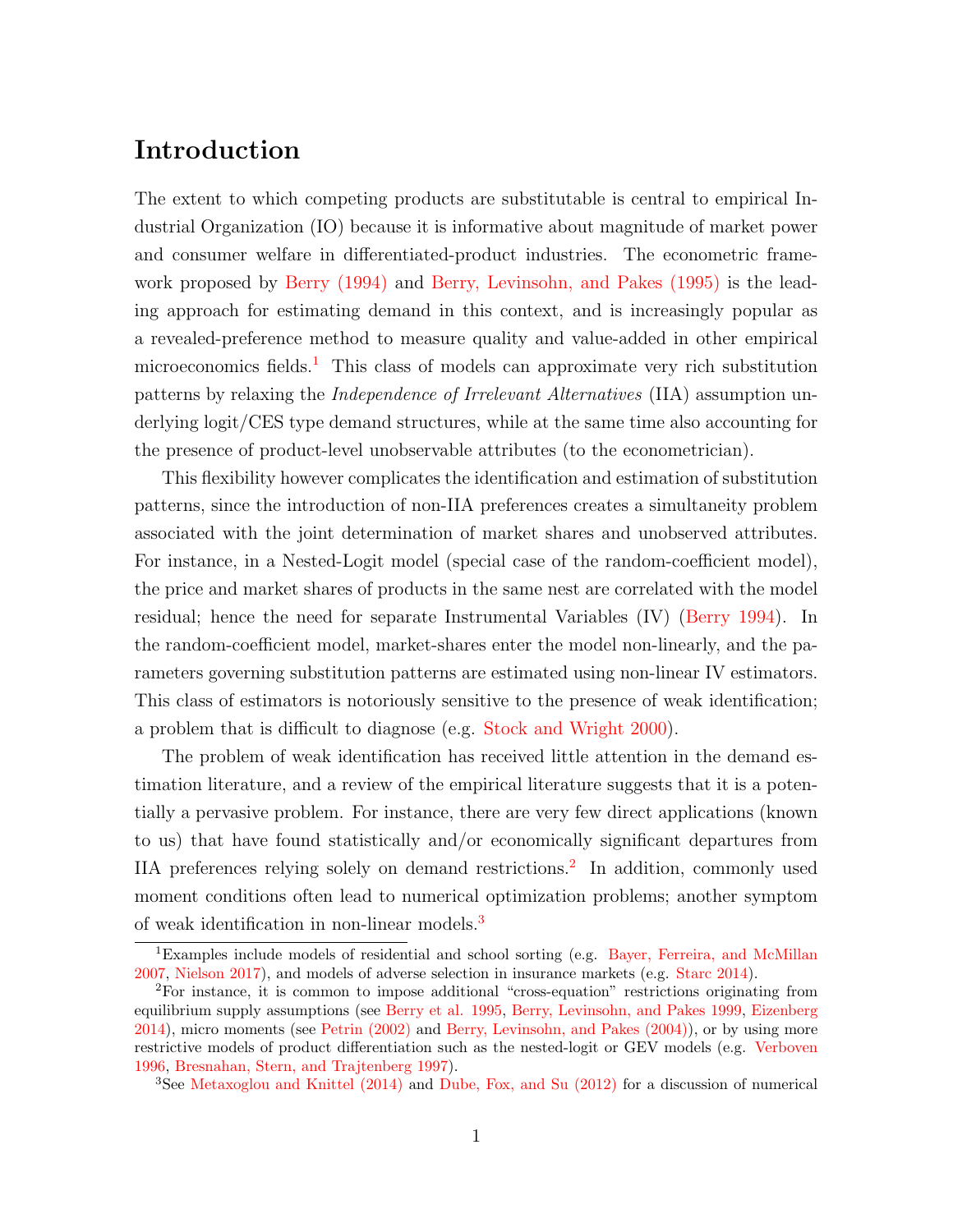# Introduction

The extent to which competing products are substitutable is central to empirical Industrial Organization (IO) because it is informative about magnitude of market power and consumer welfare in differentiated-product industries. The econometric framework proposed by Berry (1994) and Berry, Levinsohn, and Pakes (1995) is the leading approach for estimating demand in this context, and is increasingly popular as a revealed-preference method to measure quality and value-added in other empirical microeconomics fields.[1] This class of models can approximate very rich substitution patterns by relaxing the *Independence of Irrelevant Alternatives* (IIA) assumption underlying logit/CES type demand structures, while at the same time also accounting for the presence of product-level unobservable attributes (to the econometrician).

This flexibility however complicates the identification and estimation of substitution patterns, since the introduction of non-IIA preferences creates a simultaneity problem associated with the joint determination of market shares and unobserved attributes. For instance, in a Nested-Logit model (special case of the random-coefficient model), the price and market shares of products in the same nest are correlated with the model residual; hence the need for separate Instrumental Variables (IV) (Berry 1994). In the random-coefficient model, market-shares enter the model non-linearly, and the parameters governing substitution patterns are estimated using non-linear IV estimators. This class of estimators is notoriously sensitive to the presence of weak identification; a problem that is difficult to diagnose (e.g. Stock and Wright 2000).

The problem of weak identification has received little attention in the demand estimation literature, and a review of the empirical literature suggests that it is a potentially a pervasive problem. For instance, there are very few direct applications (known to us) that have found statistically and/or economically significant departures from IIA preferences relying solely on demand restrictions.[2] In addition, commonly used moment conditions often lead to numerical optimization problems; another symptom of weak identification in non-linear models.[3]

[1] Examples include models of residential and school sorting (e.g. Bayer, Ferreira, and McMillan 2007, Nielson 2017), and models of adverse selection in insurance markets (e.g. Starc 2014).

[2] For instance, it is common to impose additional "cross-equation" restrictions originating from equilibrium supply assumptions (see Berry et al. 1995, Berry, Levinsohn, and Pakes 1999, Eizenberg 2014), micro moments (see Petrin (2002) and Berry, Levinsohn, and Pakes (2004)), or by using more restrictive models of product differentiation such as the nested-logit or GEV models (e.g. Verboven 1996, Bresnahan, Stern, and Trajtenberg 1997).

[3] See Metaxoglou and Knittel (2014) and Dube, Fox, and Su (2012) for a discussion of numerical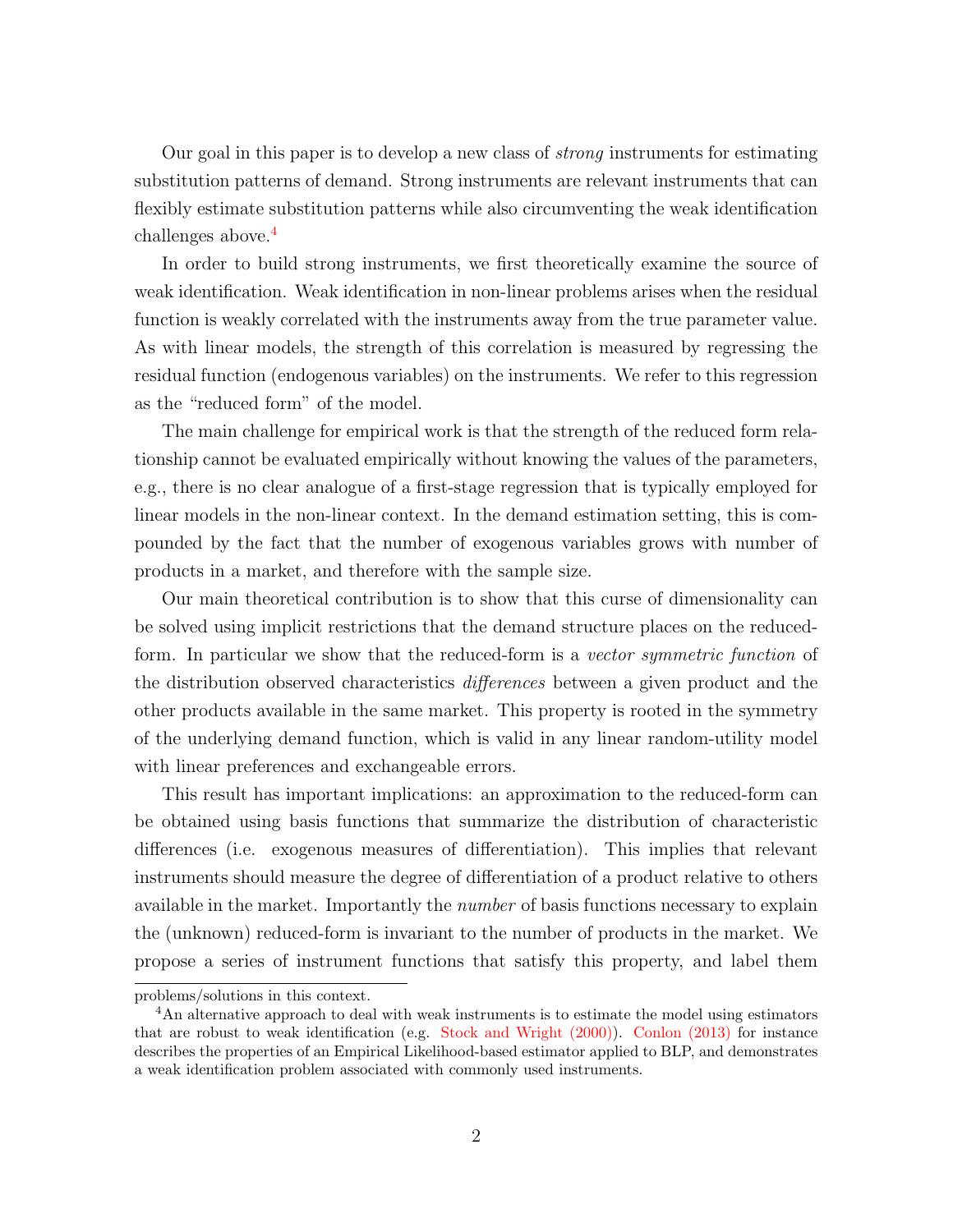Our goal in this paper is to develop a new class of *strong* instruments for estimating substitution patterns of demand. Strong instruments are relevant instruments that can flexibly estimate substitution patterns while also circumventing the weak identification challenges above.[4]

In order to build strong instruments, we first theoretically examine the source of weak identification. Weak identification in non-linear problems arises when the residual function is weakly correlated with the instruments away from the true parameter value. As with linear models, the strength of this correlation is measured by regressing the residual function (endogenous variables) on the instruments. We refer to this regression as the "reduced form" of the model.

The main challenge for empirical work is that the strength of the reduced form relationship cannot be evaluated empirically without knowing the values of the parameters, e.g., there is no clear analogue of a first-stage regression that is typically employed for linear models in the non-linear context. In the demand estimation setting, this is compounded by the fact that the number of exogenous variables grows with number of products in a market, and therefore with the sample size.

Our main theoretical contribution is to show that this curse of dimensionality can be solved using implicit restrictions that the demand structure places on the reduced-form. In particular we show that the reduced-form is a *vector symmetric function* of the distribution observed characteristics *differences* between a given product and the other products available in the same market. This property is rooted in the symmetry of the underlying demand function, which is valid in any linear random-utility model with linear preferences and exchangeable errors.

This result has important implications: an approximation to the reduced-form can be obtained using basis functions that summarize the distribution of characteristic differences (i.e. exogenous measures of differentiation). This implies that relevant instruments should measure the degree of differentiation of a product relative to others available in the market. Importantly the *number* of basis functions necessary to explain the (unknown) reduced-form is invariant to the number of products in the market. We propose a series of instrument functions that satisfy this property, and label them

problems/solutions in this context.

[4]An alternative approach to deal with weak instruments is to estimate the model using estimators that are robust to weak identification (e.g. Stock and Wright (2000)). Conlon (2013) for instance describes the properties of an Empirical Likelihood-based estimator applied to BLP, and demonstrates a weak identification problem associated with commonly used instruments.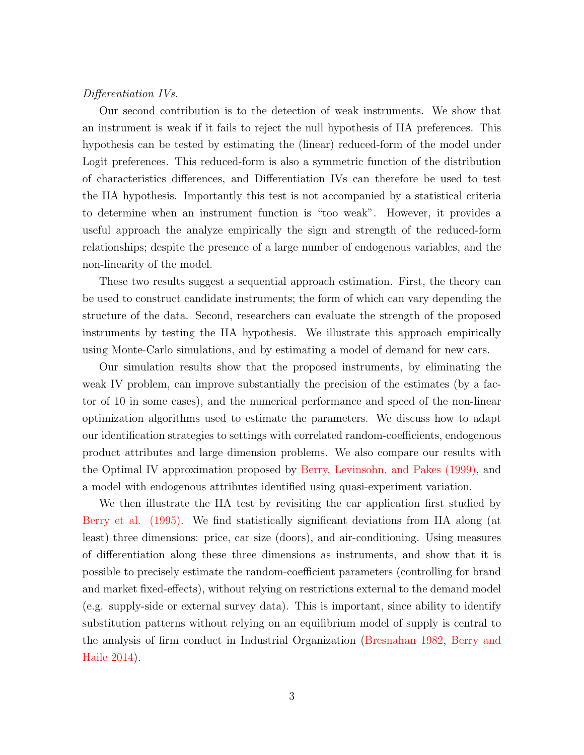*Differentiation IVs*.

Our second contribution is to the detection of weak instruments. We show that an instrument is weak if it fails to reject the null hypothesis of IIA preferences. This hypothesis can be tested by estimating the (linear) reduced-form of the model under Logit preferences. This reduced-form is also a symmetric function of the distribution of characteristics differences, and Differentiation IVs can therefore be used to test the IIA hypothesis. Importantly this test is not accompanied by a statistical criteria to determine when an instrument function is "too weak". However, it provides a useful approach the analyze empirically the sign and strength of the reduced-form relationships; despite the presence of a large number of endogenous variables, and the non-linearity of the model.

These two results suggest a sequential approach estimation. First, the theory can be used to construct candidate instruments; the form of which can vary depending the structure of the data. Second, researchers can evaluate the strength of the proposed instruments by testing the IIA hypothesis. We illustrate this approach empirically using Monte-Carlo simulations, and by estimating a model of demand for new cars.

Our simulation results show that the proposed instruments, by eliminating the weak IV problem, can improve substantially the precision of the estimates (by a factor of 10 in some cases), and the numerical performance and speed of the non-linear optimization algorithms used to estimate the parameters. We discuss how to adapt our identification strategies to settings with correlated random-coefficients, endogenous product attributes and large dimension problems. We also compare our results with the Optimal IV approximation proposed by Berry, Levinsohn, and Pakes (1999), and a model with endogenous attributes identified using quasi-experiment variation.

We then illustrate the IIA test by revisiting the car application first studied by Berry et al. (1995). We find statistically significant deviations from IIA along (at least) three dimensions: price, car size (doors), and air-conditioning. Using measures of differentiation along these three dimensions as instruments, and show that it is possible to precisely estimate the random-coefficient parameters (controlling for brand and market fixed-effects), without relying on restrictions external to the demand model (e.g. supply-side or external survey data). This is important, since ability to identify substitution patterns without relying on an equilibrium model of supply is central to the analysis of firm conduct in Industrial Organization (Bresnahan 1982, Berry and Haile 2014).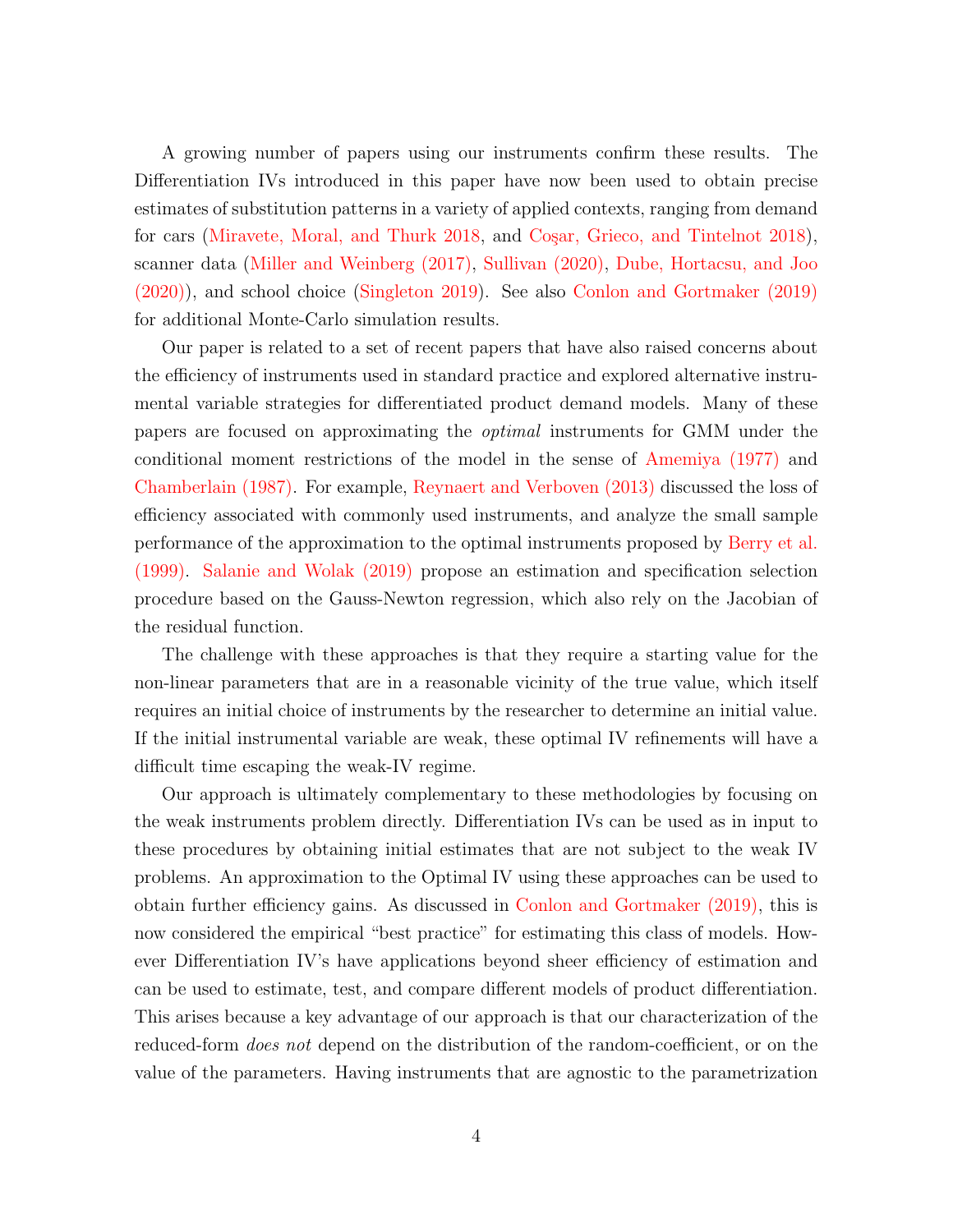A growing number of papers using our instruments confirm these results. The Differentiation IVs introduced in this paper have now been used to obtain precise estimates of substitution patterns in a variety of applied contexts, ranging from demand for cars (Miravete, Moral, and Thurk 2018, and Coşar, Grieco, and Tintelnot 2018), scanner data (Miller and Weinberg (2017), Sullivan (2020), Dube, Hortacsu, and Joo (2020)), and school choice (Singleton 2019). See also Conlon and Gortmaker (2019) for additional Monte-Carlo simulation results.

Our paper is related to a set of recent papers that have also raised concerns about the efficiency of instruments used in standard practice and explored alternative instrumental variable strategies for differentiated product demand models. Many of these papers are focused on approximating the *optimal* instruments for GMM under the conditional moment restrictions of the model in the sense of Amemiya (1977) and Chamberlain (1987). For example, Reynaert and Verboven (2013) discussed the loss of efficiency associated with commonly used instruments, and analyze the small sample performance of the approximation to the optimal instruments proposed by Berry et al. (1999). Salanie and Wolak (2019) propose an estimation and specification selection procedure based on the Gauss-Newton regression, which also rely on the Jacobian of the residual function.

The challenge with these approaches is that they require a starting value for the non-linear parameters that are in a reasonable vicinity of the true value, which itself requires an initial choice of instruments by the researcher to determine an initial value. If the initial instrumental variable are weak, these optimal IV refinements will have a difficult time escaping the weak-IV regime.

Our approach is ultimately complementary to these methodologies by focusing on the weak instruments problem directly. Differentiation IVs can be used as in input to these procedures by obtaining initial estimates that are not subject to the weak IV problems. An approximation to the Optimal IV using these approaches can be used to obtain further efficiency gains. As discussed in Conlon and Gortmaker (2019), this is now considered the empirical "best practice" for estimating this class of models. However Differentiation IV's have applications beyond sheer efficiency of estimation and can be used to estimate, test, and compare different models of product differentiation. This arises because a key advantage of our approach is that our characterization of the reduced-form *does not* depend on the distribution of the random-coefficient, or on the value of the parameters. Having instruments that are agnostic to the parametrization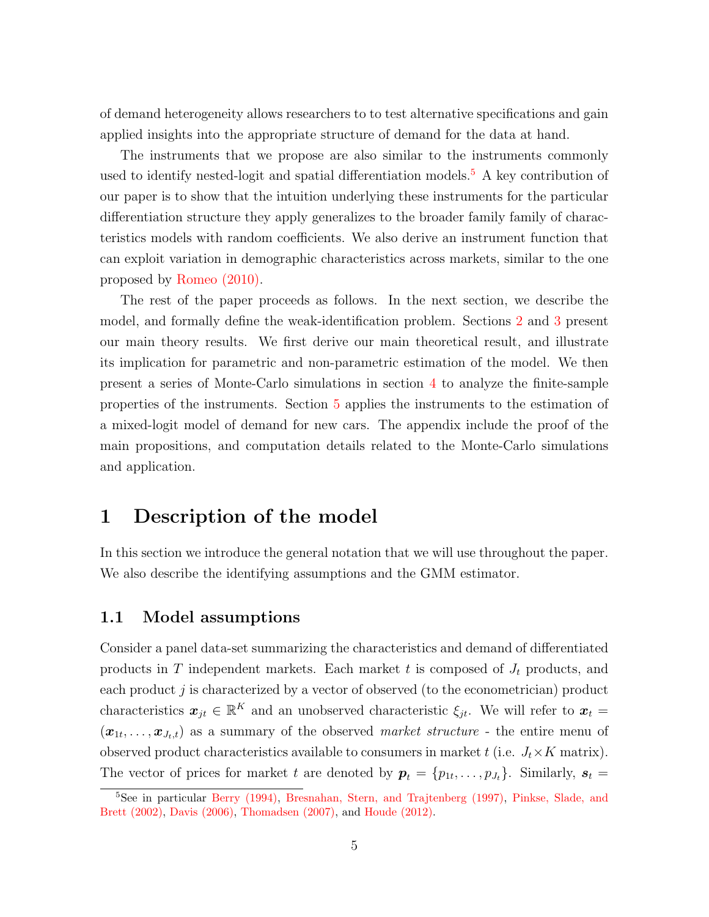of demand heterogeneity allows researchers to to test alternative specifications and gain applied insights into the appropriate structure of demand for the data at hand.

The instruments that we propose are also similar to the instruments commonly used to identify nested-logit and spatial differentiation models.[5] A key contribution of our paper is to show that the intuition underlying these instruments for the particular differentiation structure they apply generalizes to the broader family family of characteristics models with random coefficients. We also derive an instrument function that can exploit variation in demographic characteristics across markets, similar to the one proposed by Romeo (2010).

The rest of the paper proceeds as follows. In the next section, we describe the model, and formally define the weak-identification problem. Sections 2 and 3 present our main theory results. We first derive our main theoretical result, and illustrate its implication for parametric and non-parametric estimation of the model. We then present a series of Monte-Carlo simulations in section 4 to analyze the finite-sample properties of the instruments. Section 5 applies the instruments to the estimation of a mixed-logit model of demand for new cars. The appendix include the proof of the main propositions, and computation details related to the Monte-Carlo simulations and application.

# 1 Description of the model

In this section we introduce the general notation that we will use throughout the paper. We also describe the identifying assumptions and the GMM estimator.

## 1.1 Model assumptions

Consider a panel data-set summarizing the characteristics and demand of differentiated products in $T$ independent markets. Each market $t$ is composed of $J_t$ products, and each product $j$ is characterized by a vector of observed (to the econometrician) product characteristics $\boldsymbol{x}_{jt} \in \mathbb{R}^K$ and an unobserved characteristic $\xi_{jt}$. We will refer to $\boldsymbol{x}_t = (\boldsymbol{x}_{1t}, \ldots, \boldsymbol{x}_{J_t,t})$ as a summary of the observed *market structure* - the entire menu of observed product characteristics available to consumers in market $t$ (i.e. $J_t \times K$ matrix). The vector of prices for market $t$ are denoted by $\boldsymbol{p}_t = \{p_{1t}, \ldots, p_{J_t}\}$. Similarly, $\boldsymbol{s}_t =$

[5] See in particular Berry (1994), Bresnahan, Stern, and Trajtenberg (1997), Pinkse, Slade, and Brett (2002), Davis (2006), Thomadsen (2007), and Houde (2012).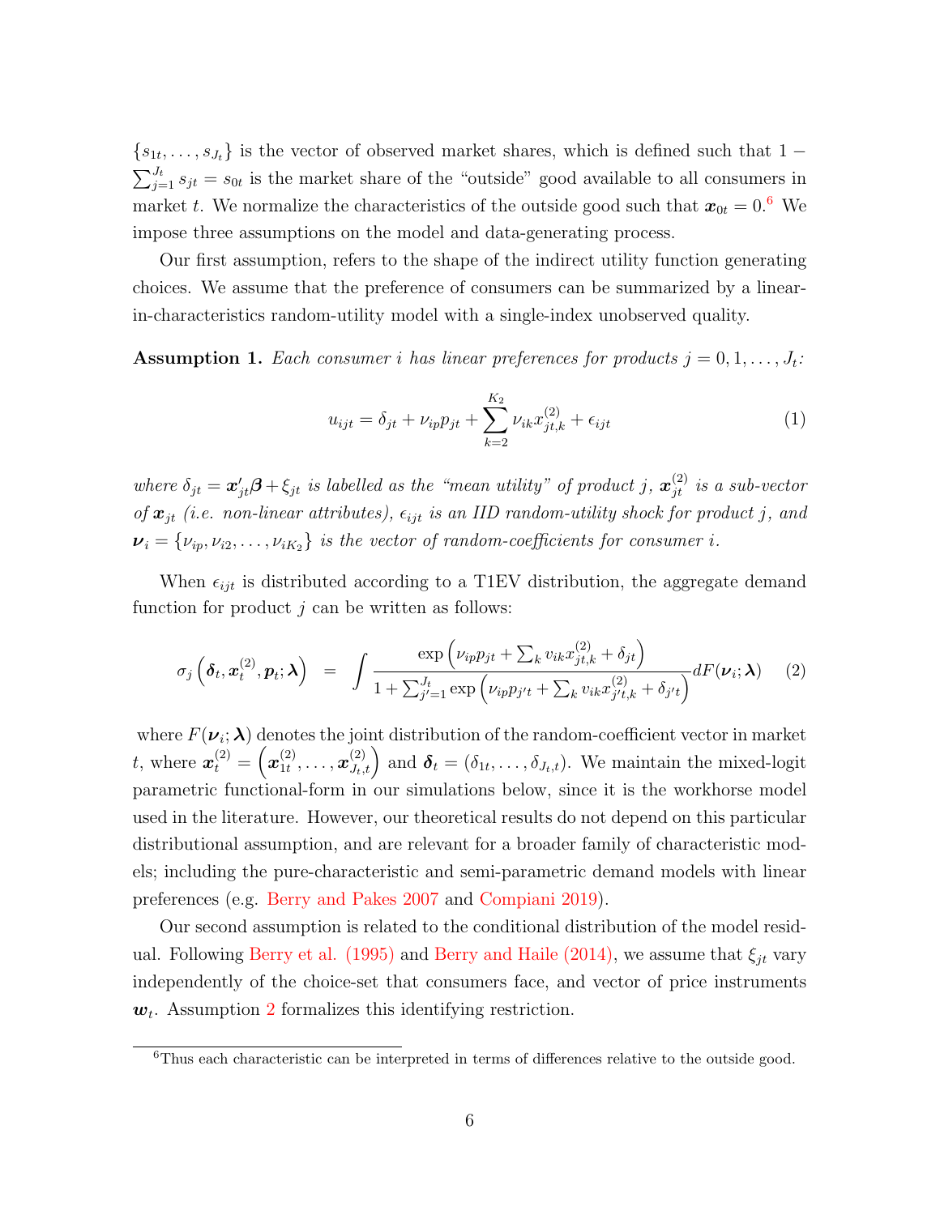$\{s_{1t}, \ldots, s_{J_t}\}$ is the vector of observed market shares, which is defined such that $1 - \sum_{j=1}^{J_t} s_{jt} = s_{0t}$ is the market share of the "outside" good available to all consumers in market $t$. We normalize the characteristics of the outside good such that $\boldsymbol{x}_{0t} = 0$.[6] We impose three assumptions on the model and data-generating process.

Our first assumption, refers to the shape of the indirect utility function generating choices. We assume that the preference of consumers can be summarized by a linear-in-characteristics random-utility model with a single-index unobserved quality.

**Assumption 1.** *Each consumer $i$ has linear preferences for products $j = 0, 1, \ldots, J_t$:*

$$u_{ijt} = \delta_{jt} + \nu_{ip} p_{jt} + \sum_{k=2}^{K_2} \nu_{ik} x_{jt,k}^{(2)} + \epsilon_{ijt} \tag{1}$$

*where $\delta_{jt} = \boldsymbol{x}_{jt}'\boldsymbol{\beta} + \xi_{jt}$ is labelled as the "mean utility" of product $j$, $\boldsymbol{x}_{jt}^{(2)}$ is a sub-vector of $\boldsymbol{x}_{jt}$ (i.e. non-linear attributes), $\epsilon_{ijt}$ is an IID random-utility shock for product $j$, and $\boldsymbol{\nu}_i = \{\nu_{ip}, \nu_{i2}, \ldots, \nu_{iK_2}\}$ is the vector of random-coefficients for consumer $i$.*

When $\epsilon_{ijt}$ is distributed according to a T1EV distribution, the aggregate demand function for product $j$ can be written as follows:

$$\sigma_j\left(\boldsymbol{\delta}_t, \boldsymbol{x}_t^{(2)}, \boldsymbol{p}_t; \boldsymbol{\lambda}\right) = \int \frac{\exp\left(\nu_{ip} p_{jt} + \sum_k v_{ik} x_{jt,k}^{(2)} + \delta_{jt}\right)}{1 + \sum_{j'=1}^{J_t} \exp\left(\nu_{ip} p_{j't} + \sum_k v_{ik} x_{j't,k}^{(2)} + \delta_{j't}\right)} dF(\boldsymbol{\nu}_i; \boldsymbol{\lambda}) \tag{2}$$

where $F(\boldsymbol{\nu}_i; \boldsymbol{\lambda})$ denotes the joint distribution of the random-coefficient vector in market $t$, where $\boldsymbol{x}_t^{(2)} = \left(\boldsymbol{x}_{1t}^{(2)}, \ldots, \boldsymbol{x}_{J_t,t}^{(2)}\right)$ and $\boldsymbol{\delta}_t = (\delta_{1t}, \ldots, \delta_{J_t,t})$. We maintain the mixed-logit parametric functional-form in our simulations below, since it is the workhorse model used in the literature. However, our theoretical results do not depend on this particular distributional assumption, and are relevant for a broader family of characteristic models; including the pure-characteristic and semi-parametric demand models with linear preferences (e.g. Berry and Pakes 2007 and Compiani 2019).

Our second assumption is related to the conditional distribution of the model residual. Following Berry et al. (1995) and Berry and Haile (2014), we assume that $\xi_{jt}$ vary independently of the choice-set that consumers face, and vector of price instruments $\boldsymbol{w}_t$. Assumption 2 formalizes this identifying restriction.

[6] Thus each characteristic can be interpreted in terms of differences relative to the outside good.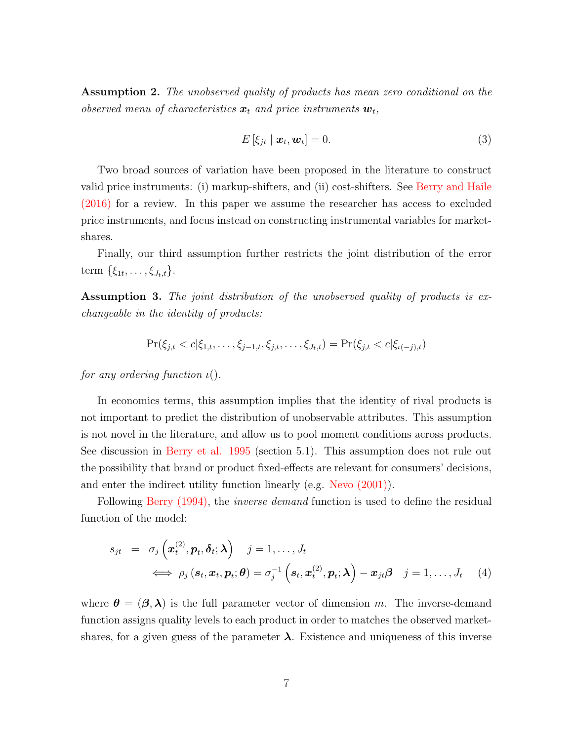**Assumption 2.** *The unobserved quality of products has mean zero conditional on the observed menu of characteristics* $\boldsymbol{x}_t$ *and price instruments* $\boldsymbol{w}_t$*,*

$$E\left[\xi_{jt} \mid \boldsymbol{x}_t, \boldsymbol{w}_t\right] = 0. \tag{3}$$

Two broad sources of variation have been proposed in the literature to construct valid price instruments: (i) markup-shifters, and (ii) cost-shifters. See Berry and Haile (2016) for a review. In this paper we assume the researcher has access to excluded price instruments, and focus instead on constructing instrumental variables for market-shares.

Finally, our third assumption further restricts the joint distribution of the error term $\{\xi_{1t}, \ldots, \xi_{J_t,t}\}$.

**Assumption 3.** *The joint distribution of the unobserved quality of products is exchangeable in the identity of products:*

$$\Pr(\xi_{j,t} < c | \xi_{1,t}, \ldots, \xi_{j-1,t}, \xi_{j,t}, \ldots, \xi_{J_t,t}) = \Pr(\xi_{j,t} < c | \xi_{\iota(-j),t})$$

*for any ordering function* $\iota()$.

In economics terms, this assumption implies that the identity of rival products is not important to predict the distribution of unobservable attributes. This assumption is not novel in the literature, and allow us to pool moment conditions across products. See discussion in Berry et al. 1995 (section 5.1). This assumption does not rule out the possibility that brand or product fixed-effects are relevant for consumers' decisions, and enter the indirect utility function linearly (e.g. Nevo (2001)).

Following Berry (1994), the *inverse demand* function is used to define the residual function of the model:

$$\begin{aligned} s_{jt} &= \sigma_j\left(\boldsymbol{x}_t^{(2)}, \boldsymbol{p}_t, \boldsymbol{\delta}_t; \boldsymbol{\lambda}\right) \quad j = 1, \ldots, J_t \\ &\iff \rho_j\left(\boldsymbol{s}_t, \boldsymbol{x}_t, \boldsymbol{p}_t; \boldsymbol{\theta}\right) = \sigma_j^{-1}\left(\boldsymbol{s}_t, \boldsymbol{x}_t^{(2)}, \boldsymbol{p}_t; \boldsymbol{\lambda}\right) - \boldsymbol{x}_{jt}\boldsymbol{\beta} \quad j = 1, \ldots, J_t \end{aligned} \tag{4}$$

where $\boldsymbol{\theta} = (\boldsymbol{\beta}, \boldsymbol{\lambda})$ is the full parameter vector of dimension $m$. The inverse-demand function assigns quality levels to each product in order to matches the observed market-shares, for a given guess of the parameter $\boldsymbol{\lambda}$. Existence and uniqueness of this inverse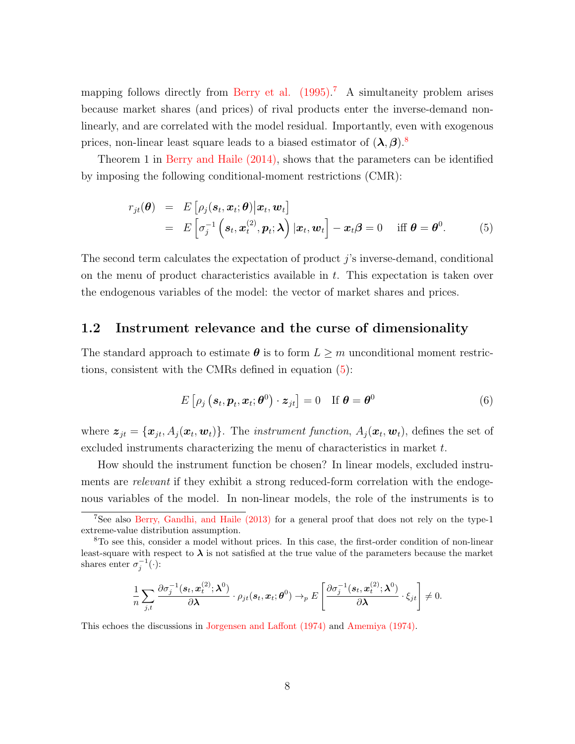mapping follows directly from Berry et al. (1995).[7] A simultaneity problem arises because market shares (and prices) of rival products enter the inverse-demand non-linearly, and are correlated with the model residual. Importantly, even with exogenous prices, non-linear least square leads to a biased estimator of $(\boldsymbol{\lambda}, \boldsymbol{\beta})$.[8]

Theorem 1 in Berry and Haile (2014), shows that the parameters can be identified by imposing the following conditional-moment restrictions (CMR):

$$
\begin{aligned}
r_{jt}(\boldsymbol{\theta}) &= E\left[\rho_j(\boldsymbol{s}_t, \boldsymbol{x}_t; \boldsymbol{\theta}) \middle| \boldsymbol{x}_t, \boldsymbol{w}_t\right] \\
&= E\left[\sigma_j^{-1}\left(\boldsymbol{s}_t, \boldsymbol{x}_t^{(2)}, \boldsymbol{p}_t; \boldsymbol{\lambda}\right) | \boldsymbol{x}_t, \boldsymbol{w}_t\right] - \boldsymbol{x}_t \boldsymbol{\beta} = 0 \quad \text{iff } \boldsymbol{\theta} = \boldsymbol{\theta}^0. \qquad (5)
\end{aligned}
$$

The second term calculates the expectation of product $j$'s inverse-demand, conditional on the menu of product characteristics available in $t$. This expectation is taken over the endogenous variables of the model: the vector of market shares and prices.

## 1.2 Instrument relevance and the curse of dimensionality

The standard approach to estimate $\boldsymbol{\theta}$ is to form $L \geq m$ unconditional moment restrictions, consistent with the CMRs defined in equation (5):

$$
E\left[\rho_j\left(\boldsymbol{s}_t, \boldsymbol{p}_t, \boldsymbol{x}_t; \boldsymbol{\theta}^0\right) \cdot \boldsymbol{z}_{jt}\right] = 0 \quad \text{If } \boldsymbol{\theta} = \boldsymbol{\theta}^0 \qquad (6)
$$

where $\boldsymbol{z}_{jt} = \{\boldsymbol{x}_{jt}, A_j(\boldsymbol{x}_t, \boldsymbol{w}_t)\}$. The *instrument function*, $A_j(\boldsymbol{x}_t, \boldsymbol{w}_t)$, defines the set of excluded instruments characterizing the menu of characteristics in market $t$.

How should the instrument function be chosen? In linear models, excluded instruments are *relevant* if they exhibit a strong reduced-form correlation with the endogenous variables of the model. In non-linear models, the role of the instruments is to

---

[7] See also Berry, Gandhi, and Haile (2013) for a general proof that does not rely on the type-1 extreme-value distribution assumption.

[8] To see this, consider a model without prices. In this case, the first-order condition of non-linear least-square with respect to $\boldsymbol{\lambda}$ is not satisfied at the true value of the parameters because the market shares enter $\sigma_j^{-1}(\cdot)$:

$$
\frac{1}{n}\sum_{j,t} \frac{\partial \sigma_j^{-1}(\boldsymbol{s}_t, \boldsymbol{x}_t^{(2)}; \boldsymbol{\lambda}^0)}{\partial \boldsymbol{\lambda}} \cdot \rho_{jt}(\boldsymbol{s}_t, \boldsymbol{x}_t; \boldsymbol{\theta}^0) \rightarrow_p E\left[\frac{\partial \sigma_j^{-1}(\boldsymbol{s}_t, \boldsymbol{x}_t^{(2)}; \boldsymbol{\lambda}^0)}{\partial \boldsymbol{\lambda}} \cdot \xi_{jt}\right] \neq 0.
$$

This echoes the discussions in Jorgensen and Laffont (1974) and Amemiya (1974).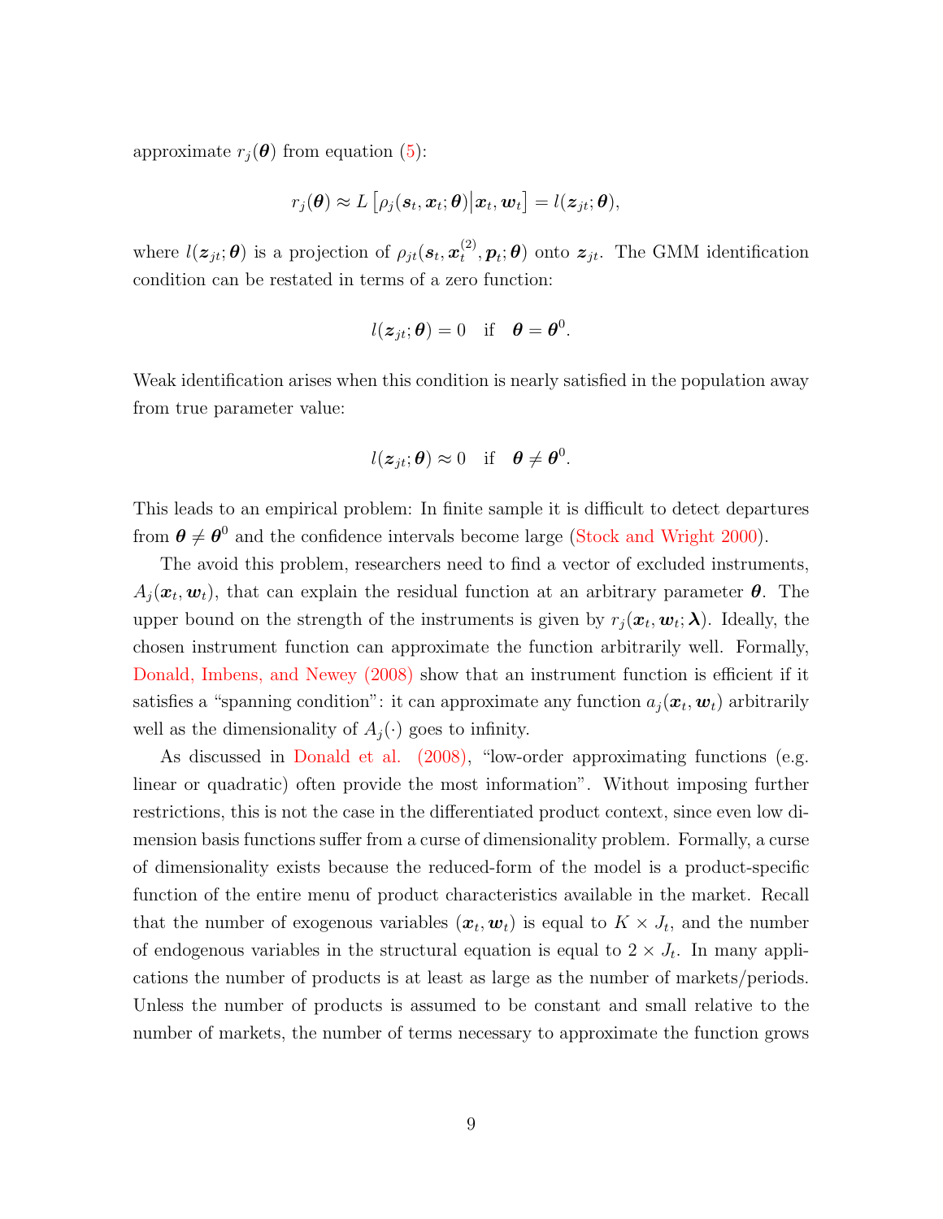approximate $r_j(\boldsymbol{\theta})$ from equation (5):

$$r_j(\boldsymbol{\theta}) \approx L\left[\rho_j(\boldsymbol{s}_t, \boldsymbol{x}_t; \boldsymbol{\theta}) \middle| \boldsymbol{x}_t, \boldsymbol{w}_t\right] = l(\boldsymbol{z}_{jt}; \boldsymbol{\theta}),$$

where $l(\boldsymbol{z}_{jt}; \boldsymbol{\theta})$ is a projection of $\rho_{jt}(\boldsymbol{s}_t, \boldsymbol{x}_t^{(2)}, \boldsymbol{p}_t; \boldsymbol{\theta})$ onto $\boldsymbol{z}_{jt}$. The GMM identification condition can be restated in terms of a zero function:

$$l(\boldsymbol{z}_{jt}; \boldsymbol{\theta}) = 0 \quad \text{if} \quad \boldsymbol{\theta} = \boldsymbol{\theta}^0.$$

Weak identification arises when this condition is nearly satisfied in the population away from true parameter value:

$$l(\boldsymbol{z}_{jt}; \boldsymbol{\theta}) \approx 0 \quad \text{if} \quad \boldsymbol{\theta} \neq \boldsymbol{\theta}^0.$$

This leads to an empirical problem: In finite sample it is difficult to detect departures from $\boldsymbol{\theta} \neq \boldsymbol{\theta}^0$ and the confidence intervals become large (Stock and Wright 2000).

The avoid this problem, researchers need to find a vector of excluded instruments, $A_j(\boldsymbol{x}_t, \boldsymbol{w}_t)$, that can explain the residual function at an arbitrary parameter $\boldsymbol{\theta}$. The upper bound on the strength of the instruments is given by $r_j(\boldsymbol{x}_t, \boldsymbol{w}_t; \boldsymbol{\lambda})$. Ideally, the chosen instrument function can approximate the function arbitrarily well. Formally, Donald, Imbens, and Newey (2008) show that an instrument function is efficient if it satisfies a "spanning condition": it can approximate any function $a_j(\boldsymbol{x}_t, \boldsymbol{w}_t)$ arbitrarily well as the dimensionality of $A_j(\cdot)$ goes to infinity.

As discussed in Donald et al. (2008), "low-order approximating functions (e.g. linear or quadratic) often provide the most information". Without imposing further restrictions, this is not the case in the differentiated product context, since even low dimension basis functions suffer from a curse of dimensionality problem. Formally, a curse of dimensionality exists because the reduced-form of the model is a product-specific function of the entire menu of product characteristics available in the market. Recall that the number of exogenous variables $(\boldsymbol{x}_t, \boldsymbol{w}_t)$ is equal to $K \times J_t$, and the number of endogenous variables in the structural equation is equal to $2 \times J_t$. In many applications the number of products is at least as large as the number of markets/periods. Unless the number of products is assumed to be constant and small relative to the number of markets, the number of terms necessary to approximate the function grows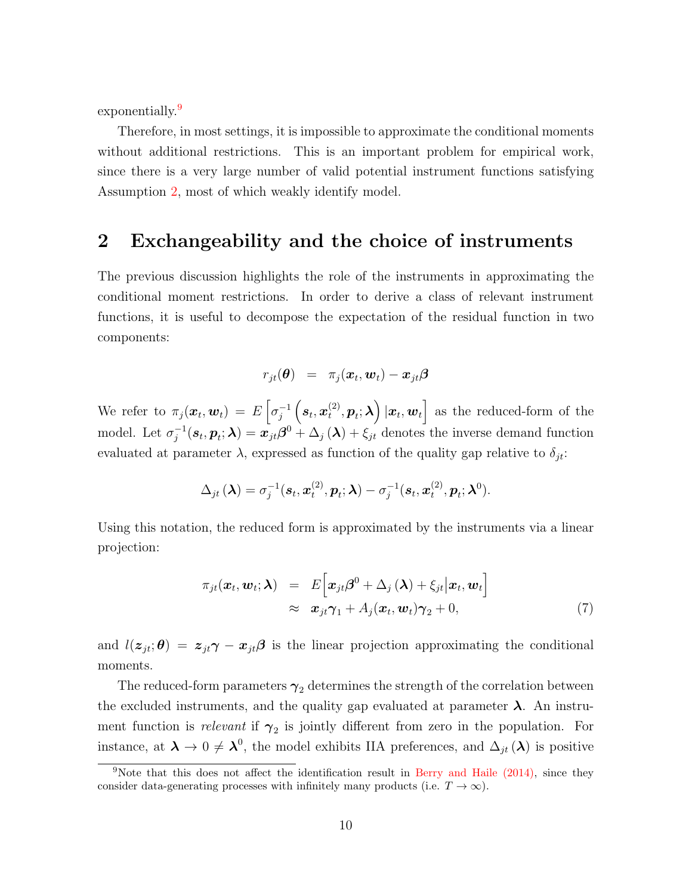exponentially.[9]

Therefore, in most settings, it is impossible to approximate the conditional moments without additional restrictions. This is an important problem for empirical work, since there is a very large number of valid potential instrument functions satisfying Assumption 2, most of which weakly identify model.

## 2 Exchangeability and the choice of instruments

The previous discussion highlights the role of the instruments in approximating the conditional moment restrictions. In order to derive a class of relevant instrument functions, it is useful to decompose the expectation of the residual function in two components:

$$r_{jt}(\boldsymbol{\theta}) \;\; = \;\; \pi_j(\boldsymbol{x}_t, \boldsymbol{w}_t) - \boldsymbol{x}_{jt}\boldsymbol{\beta}$$

We refer to $\pi_j(\boldsymbol{x}_t, \boldsymbol{w}_t) = E\left[\sigma_j^{-1}\left(\boldsymbol{s}_t, \boldsymbol{x}_t^{(2)}, \boldsymbol{p}_t; \boldsymbol{\lambda}\right)|\boldsymbol{x}_t, \boldsymbol{w}_t\right]$ as the reduced-form of the model. Let $\sigma_j^{-1}(\boldsymbol{s}_t, \boldsymbol{p}_t; \boldsymbol{\lambda}) = \boldsymbol{x}_{jt}\boldsymbol{\beta}^0 + \Delta_j(\boldsymbol{\lambda}) + \xi_{jt}$ denotes the inverse demand function evaluated at parameter $\lambda$, expressed as function of the quality gap relative to $\delta_{jt}$:

$$\Delta_{jt}(\boldsymbol{\lambda}) = \sigma_j^{-1}(\boldsymbol{s}_t, \boldsymbol{x}_t^{(2)}, \boldsymbol{p}_t; \boldsymbol{\lambda}) - \sigma_j^{-1}(\boldsymbol{s}_t, \boldsymbol{x}_t^{(2)}, \boldsymbol{p}_t; \boldsymbol{\lambda}^0).$$

Using this notation, the reduced form is approximated by the instruments via a linear projection:

$$\begin{aligned} \pi_{jt}(\boldsymbol{x}_t, \boldsymbol{w}_t; \boldsymbol{\lambda}) \;\; &= \;\; E\Big[\boldsymbol{x}_{jt}\boldsymbol{\beta}^0 + \Delta_j(\boldsymbol{\lambda}) + \xi_{jt}\Big|\boldsymbol{x}_t, \boldsymbol{w}_t\Big] \\ &\approx \;\; \boldsymbol{x}_{jt}\boldsymbol{\gamma}_1 + A_j(\boldsymbol{x}_t, \boldsymbol{w}_t)\boldsymbol{\gamma}_2 + 0, \end{aligned} \tag{7}$$

and $l(\boldsymbol{z}_{jt}; \boldsymbol{\theta}) = \boldsymbol{z}_{jt}\boldsymbol{\gamma} - \boldsymbol{x}_{jt}\boldsymbol{\beta}$ is the linear projection approximating the conditional moments.

The reduced-form parameters $\boldsymbol{\gamma}_2$ determines the strength of the correlation between the excluded instruments, and the quality gap evaluated at parameter $\boldsymbol{\lambda}$. An instrument function is *relevant* if $\boldsymbol{\gamma}_2$ is jointly different from zero in the population. For instance, at $\boldsymbol{\lambda} \to 0 \neq \boldsymbol{\lambda}^0$, the model exhibits IIA preferences, and $\Delta_{jt}(\boldsymbol{\lambda})$ is positive

[9] Note that this does not affect the identification result in Berry and Haile (2014), since they consider data-generating processes with infinitely many products (i.e. $T \to \infty$).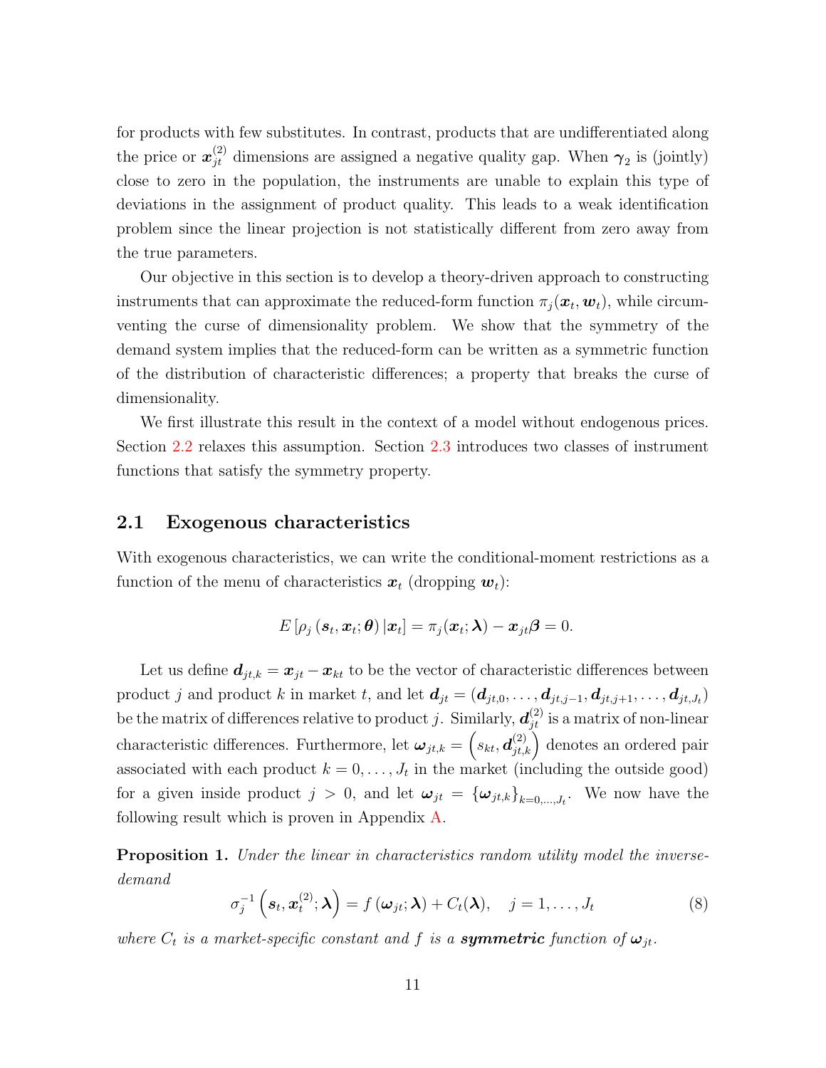for products with few substitutes. In contrast, products that are undifferentiated along the price or $\boldsymbol{x}_{jt}^{(2)}$ dimensions are assigned a negative quality gap. When $\boldsymbol{\gamma}_2$ is (jointly) close to zero in the population, the instruments are unable to explain this type of deviations in the assignment of product quality. This leads to a weak identification problem since the linear projection is not statistically different from zero away from the true parameters.

Our objective in this section is to develop a theory-driven approach to constructing instruments that can approximate the reduced-form function $\pi_j(\boldsymbol{x}_t, \boldsymbol{w}_t)$, while circumventing the curse of dimensionality problem. We show that the symmetry of the demand system implies that the reduced-form can be written as a symmetric function of the distribution of characteristic differences; a property that breaks the curse of dimensionality.

We first illustrate this result in the context of a model without endogenous prices. Section 2.2 relaxes this assumption. Section 2.3 introduces two classes of instrument functions that satisfy the symmetry property.

## 2.1 Exogenous characteristics

With exogenous characteristics, we can write the conditional-moment restrictions as a function of the menu of characteristics $\boldsymbol{x}_t$ (dropping $\boldsymbol{w}_t$):

$$E\left[\rho_j\left(\boldsymbol{s}_t, \boldsymbol{x}_t; \boldsymbol{\theta}\right)|\boldsymbol{x}_t\right] = \pi_j(\boldsymbol{x}_t; \boldsymbol{\lambda}) - \boldsymbol{x}_{jt}\boldsymbol{\beta} = 0.$$

Let us define $\boldsymbol{d}_{jt,k} = \boldsymbol{x}_{jt} - \boldsymbol{x}_{kt}$ to be the vector of characteristic differences between product $j$ and product $k$ in market $t$, and let $\boldsymbol{d}_{jt} = (\boldsymbol{d}_{jt,0}, \ldots, \boldsymbol{d}_{jt,j-1}, \boldsymbol{d}_{jt,j+1}, \ldots, \boldsymbol{d}_{jt,J_t})$ be the matrix of differences relative to product $j$. Similarly, $\boldsymbol{d}_{jt}^{(2)}$ is a matrix of non-linear characteristic differences. Furthermore, let $\boldsymbol{\omega}_{jt,k} = \left(s_{kt}, \boldsymbol{d}_{jt,k}^{(2)}\right)$ denotes an ordered pair associated with each product $k = 0, \ldots, J_t$ in the market (including the outside good) for a given inside product $j > 0$, and let $\boldsymbol{\omega}_{jt} = \{\boldsymbol{\omega}_{jt,k}\}_{k=0,\ldots,J_t}$. We now have the following result which is proven in Appendix A.

**Proposition 1.** *Under the linear in characteristics random utility model the inverse-demand*

$$\sigma_j^{-1}\left(\boldsymbol{s}_t, \boldsymbol{x}_t^{(2)}; \boldsymbol{\lambda}\right) = f\left(\boldsymbol{\omega}_{jt}; \boldsymbol{\lambda}\right) + C_t(\boldsymbol{\lambda}), \quad j = 1, \ldots, J_t \tag{8}$$

*where $C_t$ is a market-specific constant and $f$ is a **symmetric** function of $\boldsymbol{\omega}_{jt}$.*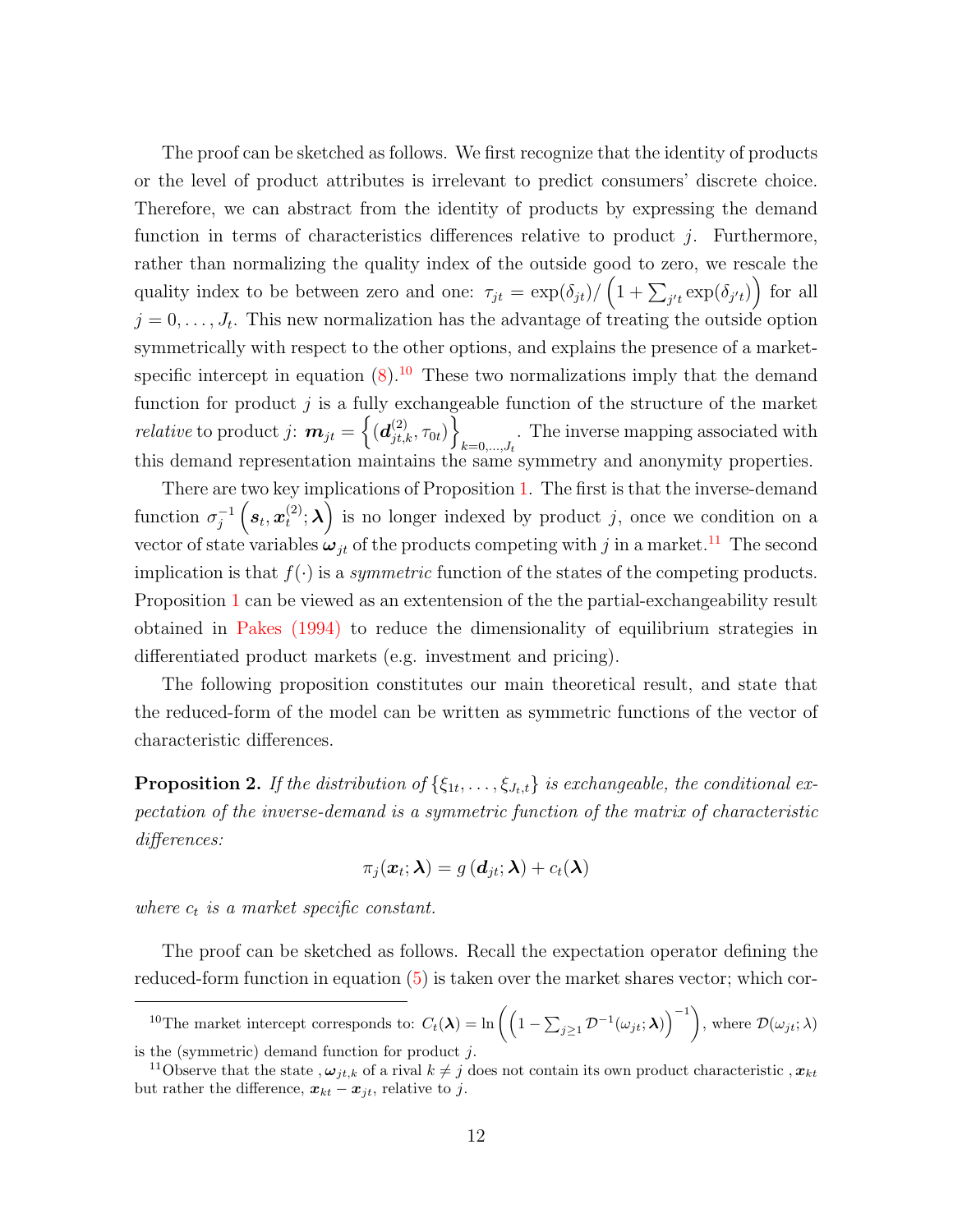The proof can be sketched as follows. We first recognize that the identity of products or the level of product attributes is irrelevant to predict consumers' discrete choice. Therefore, we can abstract from the identity of products by expressing the demand function in terms of characteristics differences relative to product $j$. Furthermore, rather than normalizing the quality index of the outside good to zero, we rescale the quality index to be between zero and one: $\tau_{jt} = \exp(\delta_{jt})/\left(1+\sum_{j't}\exp(\delta_{j't})\right)$ for all $j = 0,\ldots,J_t$. This new normalization has the advantage of treating the outside option symmetrically with respect to the other options, and explains the presence of a market-specific intercept in equation (8).[10] These two normalizations imply that the demand function for product $j$ is a fully exchangeable function of the structure of the market *relative* to product $j$: $\boldsymbol{m}_{jt} = \left\{(\boldsymbol{d}^{(2)}_{jt,k}, \tau_{0t})\right\}_{k=0,\ldots,J_t}$. The inverse mapping associated with this demand representation maintains the same symmetry and anonymity properties.

There are two key implications of Proposition 1. The first is that the inverse-demand function $\sigma_j^{-1}\left(\boldsymbol{s}_t, \boldsymbol{x}^{(2)}_t; \boldsymbol{\lambda}\right)$ is no longer indexed by product $j$, once we condition on a vector of state variables $\boldsymbol{\omega}_{jt}$ of the products competing with $j$ in a market.[11] The second implication is that $f(\cdot)$ is a *symmetric* function of the states of the competing products. Proposition 1 can be viewed as an extentension of the the partial-exchangeability result obtained in Pakes (1994) to reduce the dimensionality of equilibrium strategies in differentiated product markets (e.g. investment and pricing).

The following proposition constitutes our main theoretical result, and state that the reduced-form of the model can be written as symmetric functions of the vector of characteristic differences.

**Proposition 2.** *If the distribution of $\{\xi_{1t},\ldots,\xi_{J_t,t}\}$ is exchangeable, the conditional expectation of the inverse-demand is a symmetric function of the matrix of characteristic differences:*

$$\pi_j(\boldsymbol{x}_t; \boldsymbol{\lambda}) = g\left(\boldsymbol{d}_{jt}; \boldsymbol{\lambda}\right) + c_t(\boldsymbol{\lambda})$$

*where $c_t$ is a market specific constant.*

The proof can be sketched as follows. Recall the expectation operator defining the reduced-form function in equation (5) is taken over the market shares vector; which cor-

[10] The market intercept corresponds to: $C_t(\boldsymbol{\lambda}) = \ln\left(\left(1-\sum_{j\geq 1}\mathcal{D}^{-1}(\omega_{jt}; \boldsymbol{\lambda})\right)^{-1}\right)$, where $\mathcal{D}(\omega_{jt}; \lambda)$ is the (symmetric) demand function for product $j$.

[11] Observe that the state , $\boldsymbol{\omega}_{jt,k}$ of a rival $k \neq j$ does not contain its own product characteristic , $\boldsymbol{x}_{kt}$ but rather the difference, $\boldsymbol{x}_{kt} - \boldsymbol{x}_{jt}$, relative to $j$.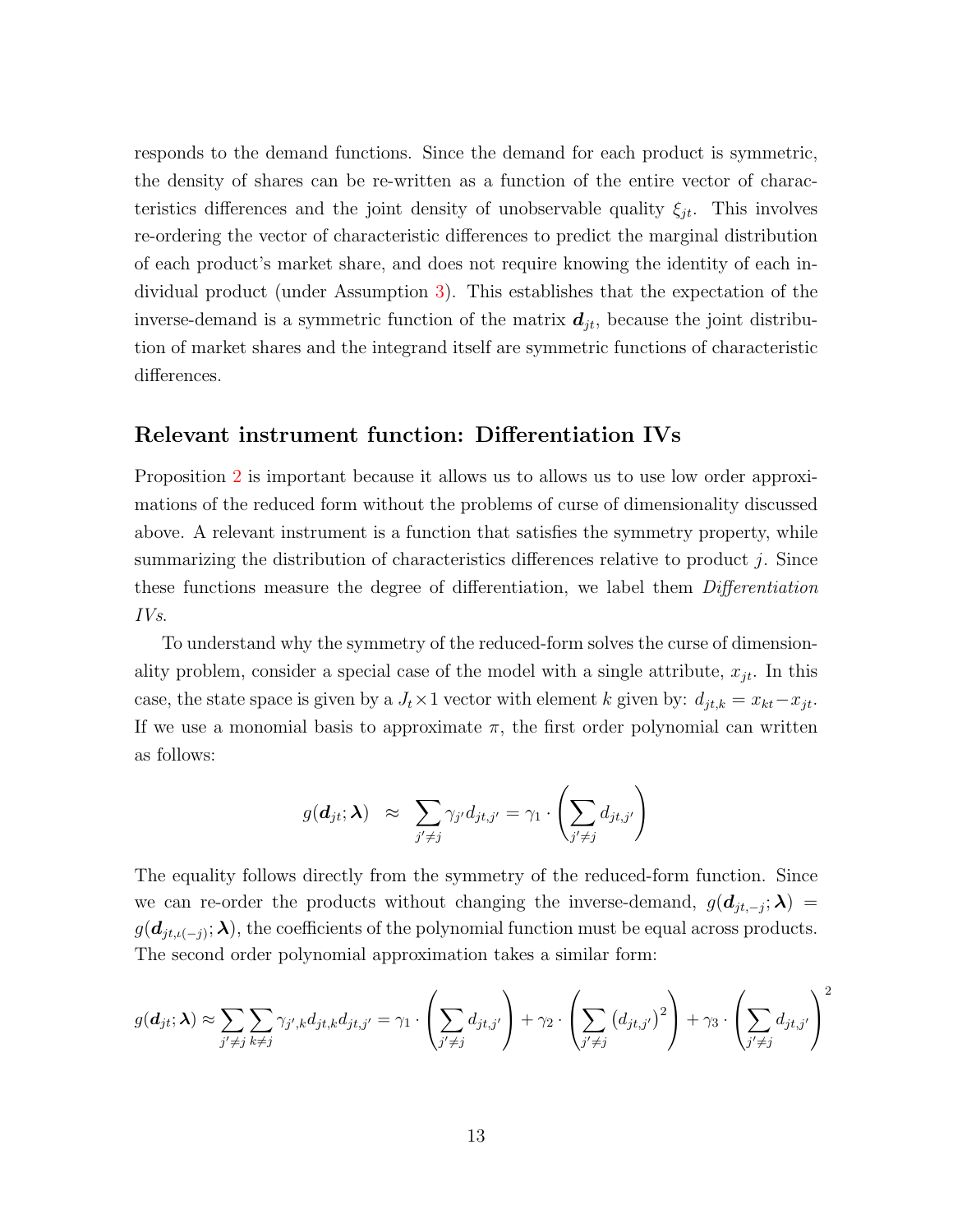responds to the demand functions. Since the demand for each product is symmetric, the density of shares can be re-written as a function of the entire vector of characteristics differences and the joint density of unobservable quality $\xi_{jt}$. This involves re-ordering the vector of characteristic differences to predict the marginal distribution of each product's market share, and does not require knowing the identity of each individual product (under Assumption 3). This establishes that the expectation of the inverse-demand is a symmetric function of the matrix $\boldsymbol{d}_{jt}$, because the joint distribution of market shares and the integrand itself are symmetric functions of characteristic differences.

## Relevant instrument function: Differentiation IVs

Proposition 2 is important because it allows us to allows us to use low order approximations of the reduced form without the problems of curse of dimensionality discussed above. A relevant instrument is a function that satisfies the symmetry property, while summarizing the distribution of characteristics differences relative to product $j$. Since these functions measure the degree of differentiation, we label them *Differentiation IVs*.

To understand why the symmetry of the reduced-form solves the curse of dimensionality problem, consider a special case of the model with a single attribute, $x_{jt}$. In this case, the state space is given by a $J_t \times 1$ vector with element $k$ given by: $d_{jt,k} = x_{kt} - x_{jt}$. If we use a monomial basis to approximate $\pi$, the first order polynomial can written as follows:

$$g(\boldsymbol{d}_{jt}; \boldsymbol{\lambda}) \approx \sum_{j' \neq j} \gamma_{j'} d_{jt,j'} = \gamma_1 \cdot \left( \sum_{j' \neq j} d_{jt,j'} \right)$$

The equality follows directly from the symmetry of the reduced-form function. Since we can re-order the products without changing the inverse-demand, $g(\boldsymbol{d}_{jt,-j}; \boldsymbol{\lambda}) = g(\boldsymbol{d}_{jt,\iota(-j)}; \boldsymbol{\lambda})$, the coefficients of the polynomial function must be equal across products. The second order polynomial approximation takes a similar form:

$$g(\boldsymbol{d}_{jt}; \boldsymbol{\lambda}) \approx \sum_{j' \neq j} \sum_{k \neq j} \gamma_{j',k} d_{jt,k} d_{jt,j'} = \gamma_1 \cdot \left( \sum_{j' \neq j} d_{jt,j'} \right) + \gamma_2 \cdot \left( \sum_{j' \neq j} \left( d_{jt,j'} \right)^2 \right) + \gamma_3 \cdot \left( \sum_{j' \neq j} d_{jt,j'} \right)^2$$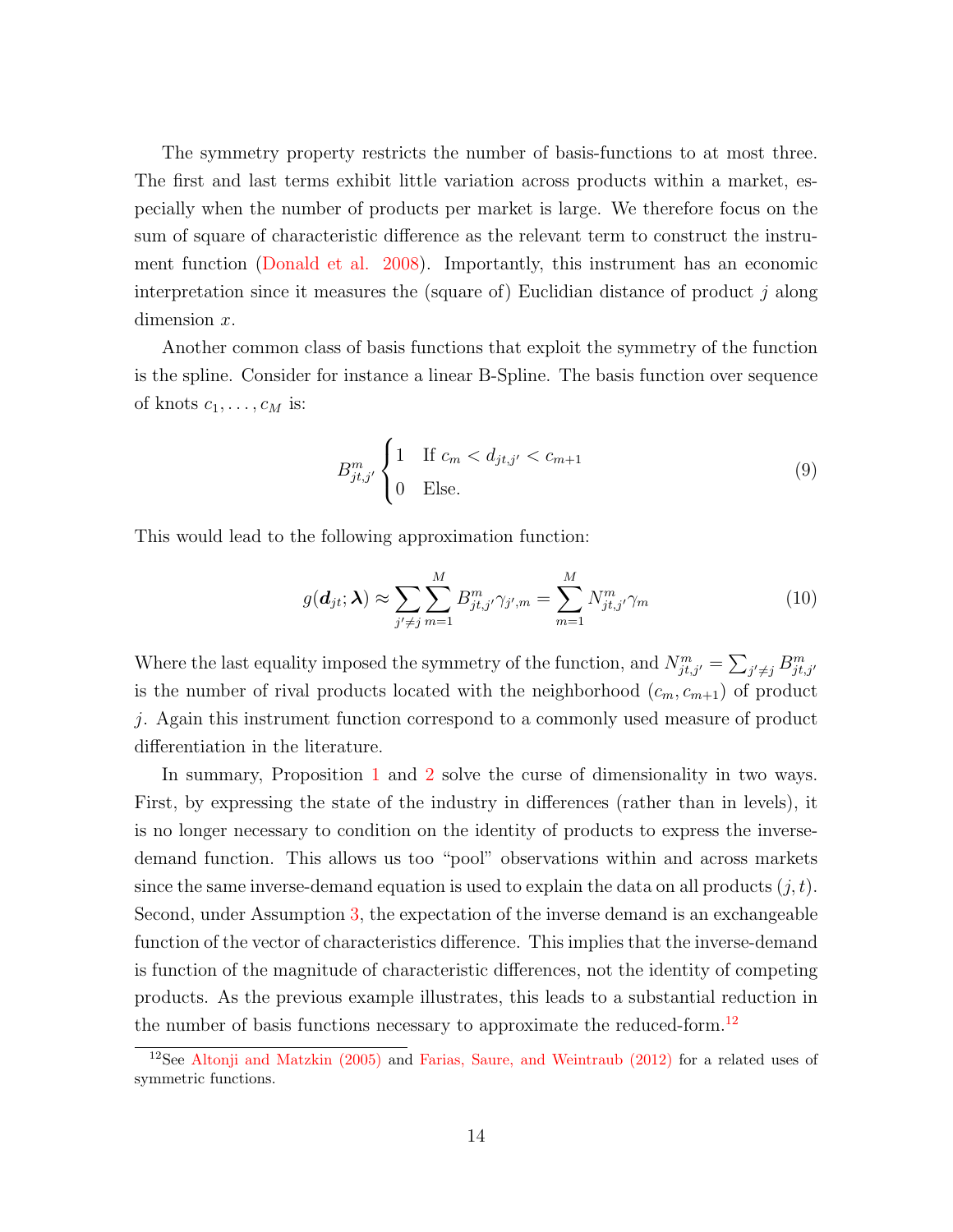The symmetry property restricts the number of basis-functions to at most three. The first and last terms exhibit little variation across products within a market, especially when the number of products per market is large. We therefore focus on the sum of square of characteristic difference as the relevant term to construct the instrument function (Donald et al. 2008). Importantly, this instrument has an economic interpretation since it measures the (square of) Euclidian distance of product $j$ along dimension $x$.

Another common class of basis functions that exploit the symmetry of the function is the spline. Consider for instance a linear B-Spline. The basis function over sequence of knots $c_1, \dots, c_M$ is:

$$B^m_{jt,j'} \begin{cases} 1 & \text{If } c_m < d_{jt,j'} < c_{m+1} \\ 0 & \text{Else.} \end{cases} \tag{9}$$

This would lead to the following approximation function:

$$g(\boldsymbol{d}_{jt}; \boldsymbol{\lambda}) \approx \sum_{j' \neq j} \sum_{m=1}^{M} B^m_{jt,j'} \gamma_{j',m} = \sum_{m=1}^{M} N^m_{jt,j'} \gamma_m \tag{10}$$

Where the last equality imposed the symmetry of the function, and $N^m_{jt,j'} = \sum_{j' \neq j} B^m_{jt,j'}$ is the number of rival products located with the neighborhood $(c_m, c_{m+1})$ of product $j$. Again this instrument function correspond to a commonly used measure of product differentiation in the literature.

In summary, Proposition 1 and 2 solve the curse of dimensionality in two ways. First, by expressing the state of the industry in differences (rather than in levels), it is no longer necessary to condition on the identity of products to express the inverse-demand function. This allows us too "pool" observations within and across markets since the same inverse-demand equation is used to explain the data on all products $(j, t)$. Second, under Assumption 3, the expectation of the inverse demand is an exchangeable function of the vector of characteristics difference. This implies that the inverse-demand is function of the magnitude of characteristic differences, not the identity of competing products. As the previous example illustrates, this leads to a substantial reduction in the number of basis functions necessary to approximate the reduced-form.[12]

[12] See Altonji and Matzkin (2005) and Farias, Saure, and Weintraub (2012) for a related uses of symmetric functions.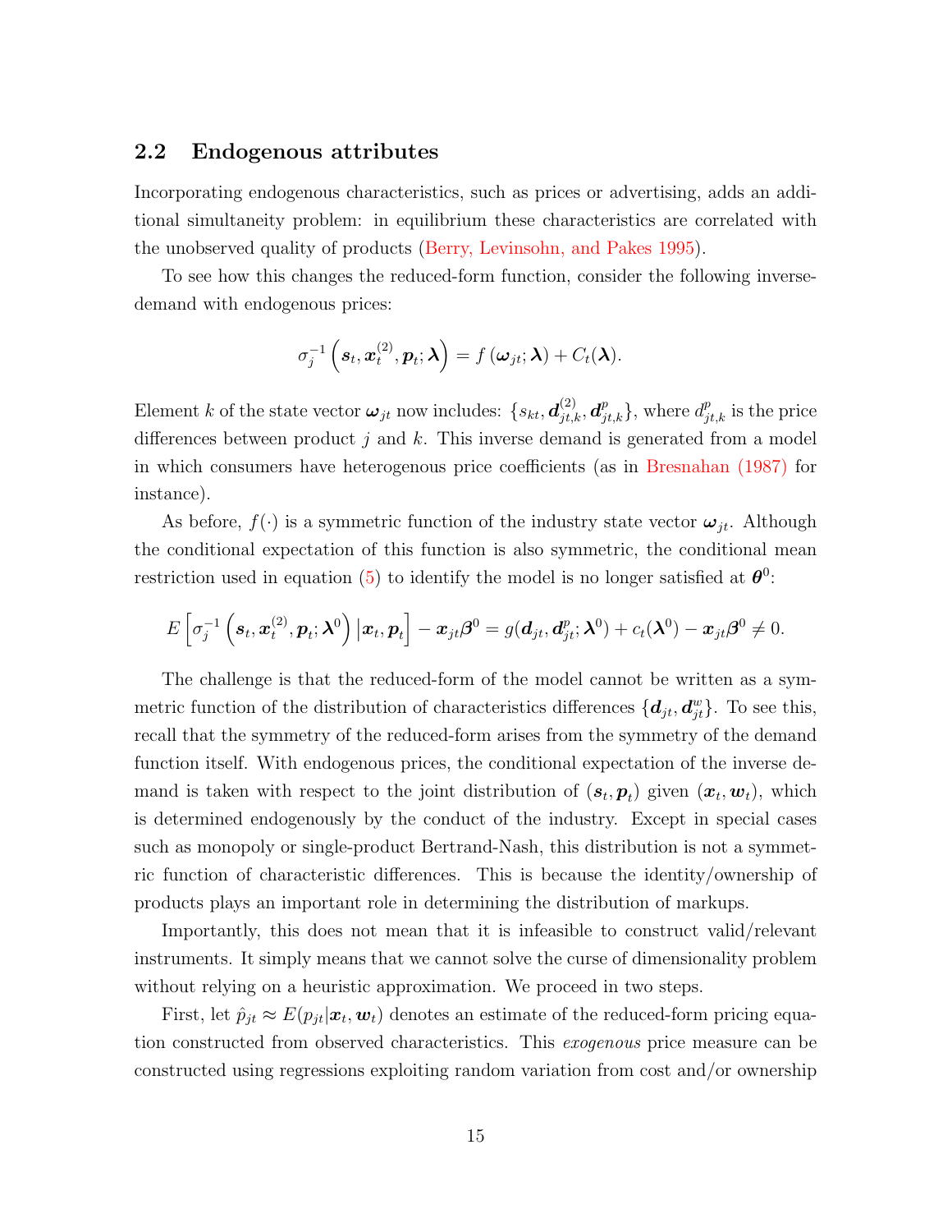## 2.2 Endogenous attributes

Incorporating endogenous characteristics, such as prices or advertising, adds an additional simultaneity problem: in equilibrium these characteristics are correlated with the unobserved quality of products (Berry, Levinsohn, and Pakes 1995).

To see how this changes the reduced-form function, consider the following inverse-demand with endogenous prices:

$$\sigma_j^{-1}\left(\boldsymbol{s}_t, \boldsymbol{x}_t^{(2)}, \boldsymbol{p}_t; \boldsymbol{\lambda}\right) = f\left(\boldsymbol{\omega}_{jt}; \boldsymbol{\lambda}\right) + C_t(\boldsymbol{\lambda}).$$

Element $k$ of the state vector $\boldsymbol{\omega}_{jt}$ now includes: $\{s_{kt}, \boldsymbol{d}_{jt,k}^{(2)}, \boldsymbol{d}_{jt,k}^{p}\}$, where $d_{jt,k}^{p}$ is the price differences between product $j$ and $k$. This inverse demand is generated from a model in which consumers have heterogenous price coefficients (as in Bresnahan (1987) for instance).

As before, $f(\cdot)$ is a symmetric function of the industry state vector $\boldsymbol{\omega}_{jt}$. Although the conditional expectation of this function is also symmetric, the conditional mean restriction used in equation (5) to identify the model is no longer satisfied at $\boldsymbol{\theta}^0$:

$$E\left[\sigma_j^{-1}\left(\boldsymbol{s}_t, \boldsymbol{x}_t^{(2)}, \boldsymbol{p}_t; \boldsymbol{\lambda}^0\right)\left|\boldsymbol{x}_t, \boldsymbol{p}_t\right.\right] - \boldsymbol{x}_{jt}\boldsymbol{\beta}^0 = g(\boldsymbol{d}_{jt}, \boldsymbol{d}_{jt}^{p}; \boldsymbol{\lambda}^0) + c_t(\boldsymbol{\lambda}^0) - \boldsymbol{x}_{jt}\boldsymbol{\beta}^0 \neq 0.$$

The challenge is that the reduced-form of the model cannot be written as a symmetric function of the distribution of characteristics differences $\{\boldsymbol{d}_{jt}, \boldsymbol{d}_{jt}^{w}\}$. To see this, recall that the symmetry of the reduced-form arises from the symmetry of the demand function itself. With endogenous prices, the conditional expectation of the inverse demand is taken with respect to the joint distribution of $(\boldsymbol{s}_t, \boldsymbol{p}_t)$ given $(\boldsymbol{x}_t, \boldsymbol{w}_t)$, which is determined endogenously by the conduct of the industry. Except in special cases such as monopoly or single-product Bertrand-Nash, this distribution is not a symmetric function of characteristic differences. This is because the identity/ownership of products plays an important role in determining the distribution of markups.

Importantly, this does not mean that it is infeasible to construct valid/relevant instruments. It simply means that we cannot solve the curse of dimensionality problem without relying on a heuristic approximation. We proceed in two steps.

First, let $\hat{p}_{jt} \approx E(p_{jt}|\boldsymbol{x}_t, \boldsymbol{w}_t)$ denotes an estimate of the reduced-form pricing equation constructed from observed characteristics. This *exogenous* price measure can be constructed using regressions exploiting random variation from cost and/or ownership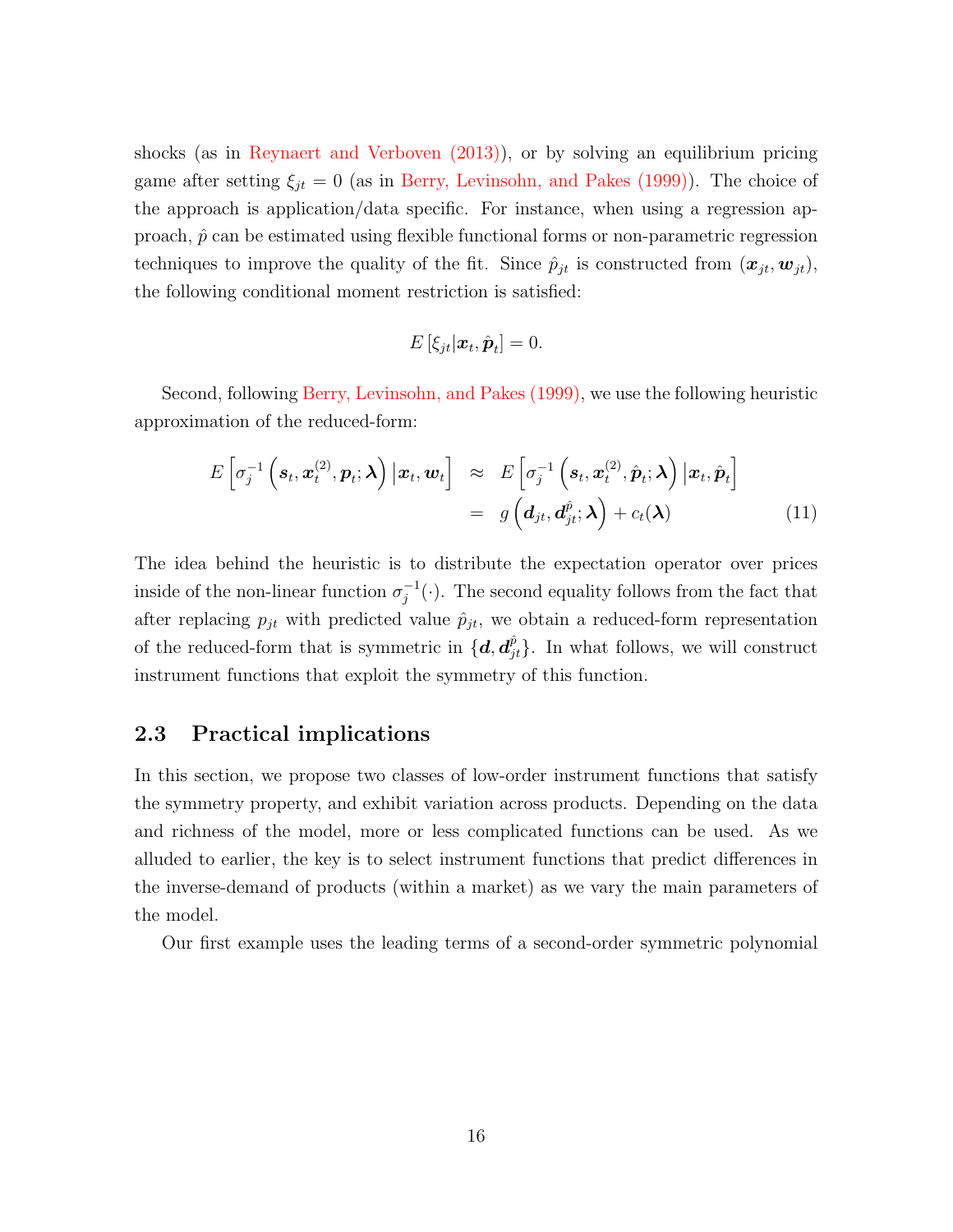shocks (as in Reynaert and Verboven (2013)), or by solving an equilibrium pricing game after setting $\xi_{jt} = 0$ (as in Berry, Levinsohn, and Pakes (1999)). The choice of the approach is application/data specific. For instance, when using a regression approach, $\hat{p}$ can be estimated using flexible functional forms or non-parametric regression techniques to improve the quality of the fit. Since $\hat{p}_{jt}$ is constructed from $(\boldsymbol{x}_{jt}, \boldsymbol{w}_{jt})$, the following conditional moment restriction is satisfied:

$$E\left[\xi_{jt} | \boldsymbol{x}_t, \hat{\boldsymbol{p}}_t\right] = 0.$$

Second, following Berry, Levinsohn, and Pakes (1999), we use the following heuristic approximation of the reduced-form:

$$\begin{aligned} E\left[\sigma_j^{-1}\left(\boldsymbol{s}_t, \boldsymbol{x}_t^{(2)}, \boldsymbol{p}_t; \boldsymbol{\lambda}\right) | \boldsymbol{x}_t, \boldsymbol{w}_t\right] &\approx E\left[\sigma_j^{-1}\left(\boldsymbol{s}_t, \boldsymbol{x}_t^{(2)}, \hat{\boldsymbol{p}}_t; \boldsymbol{\lambda}\right) | \boldsymbol{x}_t, \hat{\boldsymbol{p}}_t\right] \\ &= g\left(\boldsymbol{d}_{jt}, \boldsymbol{d}_{jt}^{\hat{p}}; \boldsymbol{\lambda}\right) + c_t(\boldsymbol{\lambda}) \end{aligned} \tag{11}$$

The idea behind the heuristic is to distribute the expectation operator over prices inside of the non-linear function $\sigma_j^{-1}(\cdot)$. The second equality follows from the fact that after replacing $p_{jt}$ with predicted value $\hat{p}_{jt}$, we obtain a reduced-form representation of the reduced-form that is symmetric in $\{\boldsymbol{d}, \boldsymbol{d}_{jt}^{\hat{p}}\}$. In what follows, we will construct instrument functions that exploit the symmetry of this function.

### 2.3 Practical implications

In this section, we propose two classes of low-order instrument functions that satisfy the symmetry property, and exhibit variation across products. Depending on the data and richness of the model, more or less complicated functions can be used. As we alluded to earlier, the key is to select instrument functions that predict differences in the inverse-demand of products (within a market) as we vary the main parameters of the model.

Our first example uses the leading terms of a second-order symmetric polynomial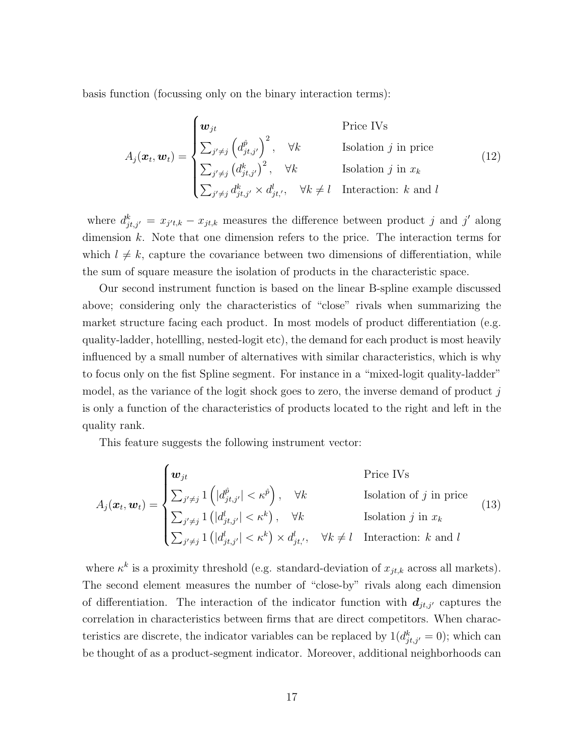basis function (focussing only on the binary interaction terms):

$$
A_j(\boldsymbol{x}_t, \boldsymbol{w}_t) = \begin{cases} \boldsymbol{w}_{jt} & \text{Price IVs} \\ \sum_{j' \neq j} \left( d^{\hat{p}}_{jt,j'} \right)^2, \quad \forall k & \text{Isolation } j \text{ in price} \\ \sum_{j' \neq j} \left( d^{k}_{jt,j'} \right)^2, \quad \forall k & \text{Isolation } j \text{ in } x_k \\ \sum_{j' \neq j} d^{k}_{jt,j'} \times d^{l}_{jt,'}, \quad \forall k \neq l & \text{Interaction: } k \text{ and } l \end{cases} \tag{12}
$$

where $d^k_{jt,j'} = x_{j't,k} - x_{jt,k}$ measures the difference between product $j$ and $j'$ along dimension $k$. Note that one dimension refers to the price. The interaction terms for which $l \neq k$, capture the covariance between two dimensions of differentiation, while the sum of square measure the isolation of products in the characteristic space.

Our second instrument function is based on the linear B-spline example discussed above; considering only the characteristics of "close" rivals when summarizing the market structure facing each product. In most models of product differentiation (e.g. quality-ladder, hotellling, nested-logit etc), the demand for each product is most heavily influenced by a small number of alternatives with similar characteristics, which is why to focus only on the fist Spline segment. For instance in a "mixed-logit quality-ladder" model, as the variance of the logit shock goes to zero, the inverse demand of product $j$ is only a function of the characteristics of products located to the right and left in the quality rank.

This feature suggests the following instrument vector:

$$
A_j(\boldsymbol{x}_t, \boldsymbol{w}_t) = \begin{cases} \boldsymbol{w}_{jt} & \text{Price IVs} \\ \sum_{j' \neq j} 1 \left( |d^{\hat{p}}_{jt,j'}| < \kappa^{\hat{p}} \right), \quad \forall k & \text{Isolation of } j \text{ in price} \\ \sum_{j' \neq j} 1 \left( |d^{l}_{jt,j'}| < \kappa^{k} \right), \quad \forall k & \text{Isolation } j \text{ in } x_k \\ \sum_{j' \neq j} 1 \left( |d^{l}_{jt,j'}| < \kappa^{k} \right) \times d^{l}_{jt,'}, \quad \forall k \neq l & \text{Interaction: } k \text{ and } l \end{cases} \tag{13}
$$

where $\kappa^k$ is a proximity threshold (e.g. standard-deviation of $x_{jt,k}$ across all markets). The second element measures the number of "close-by" rivals along each dimension of differentiation. The interaction of the indicator function with $\boldsymbol{d}_{jt,j'}$ captures the correlation in characteristics between firms that are direct competitors. When characteristics are discrete, the indicator variables can be replaced by $1(d^k_{jt,j'} = 0)$; which can be thought of as a product-segment indicator. Moreover, additional neighborhoods can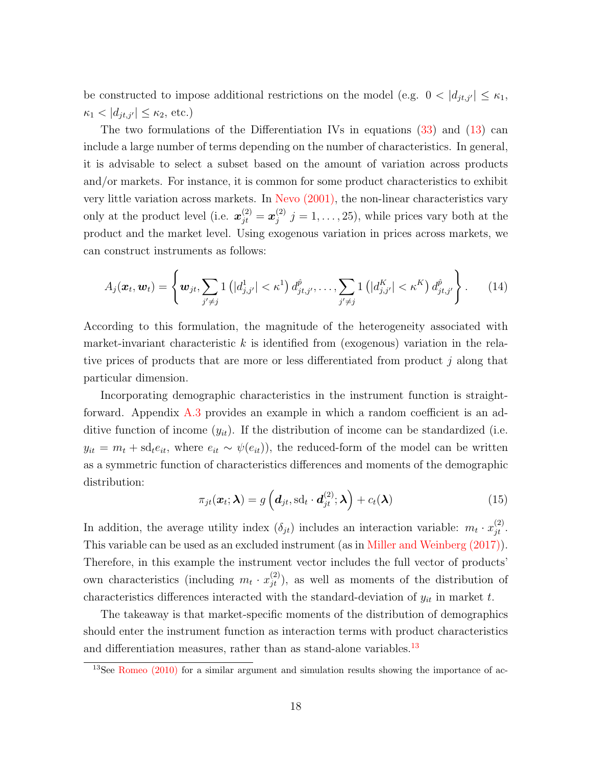be constructed to impose additional restrictions on the model (e.g. $0 < |d_{jt,j'}| \leq \kappa_1$, $\kappa_1 < |d_{jt,j'}| \leq \kappa_2$, etc.)

The two formulations of the Differentiation IVs in equations (33) and (13) can include a large number of terms depending on the number of characteristics. In general, it is advisable to select a subset based on the amount of variation across products and/or markets. For instance, it is common for some product characteristics to exhibit very little variation across markets. In Nevo (2001), the non-linear characteristics vary only at the product level (i.e. $\boldsymbol{x}_{jt}^{(2)} = \boldsymbol{x}_{j}^{(2)}$ $j = 1, \ldots, 25$), while prices vary both at the product and the market level. Using exogenous variation in prices across markets, we can construct instruments as follows:

$$A_j(\boldsymbol{x}_t, \boldsymbol{w}_t) = \left\{ \boldsymbol{w}_{jt}, \sum_{j' \neq j} 1\left(|d^1_{j,j'}| < \kappa^1\right) d^{\hat{p}}_{jt,j'}, \ldots, \sum_{j' \neq j} 1\left(|d^K_{j,j'}| < \kappa^K\right) d^{\hat{p}}_{jt,j'} \right\}. \tag{14}$$

According to this formulation, the magnitude of the heterogeneity associated with market-invariant characteristic $k$ is identified from (exogenous) variation in the relative prices of products that are more or less differentiated from product $j$ along that particular dimension.

Incorporating demographic characteristics in the instrument function is straightforward. Appendix A.3 provides an example in which a random coefficient is an additive function of income ($y_{it}$). If the distribution of income can be standardized (i.e. $y_{it} = m_t + \text{sd}_t e_{it}$, where $e_{it} \sim \psi(e_{it})$), the reduced-form of the model can be written as a symmetric function of characteristics differences and moments of the demographic distribution:

$$\pi_{jt}(\boldsymbol{x}_t; \boldsymbol{\lambda}) = g\left(\boldsymbol{d}_{jt}, \text{sd}_t \cdot \boldsymbol{d}_{jt}^{(2)}; \boldsymbol{\lambda}\right) + c_t(\boldsymbol{\lambda}) \tag{15}$$

In addition, the average utility index ($\delta_{jt}$) includes an interaction variable: $m_t \cdot x_{jt}^{(2)}$. This variable can be used as an excluded instrument (as in Miller and Weinberg (2017)). Therefore, in this example the instrument vector includes the full vector of products' own characteristics (including $m_t \cdot x_{jt}^{(2)}$), as well as moments of the distribution of characteristics differences interacted with the standard-deviation of $y_{it}$ in market $t$.

The takeaway is that market-specific moments of the distribution of demographics should enter the instrument function as interaction terms with product characteristics and differentiation measures, rather than as stand-alone variables.[13]

[13] See Romeo (2010) for a similar argument and simulation results showing the importance of ac-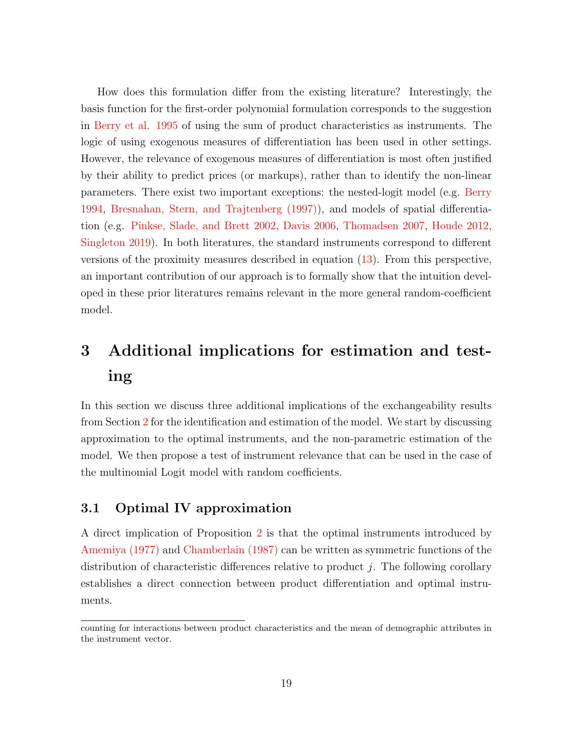How does this formulation differ from the existing literature? Interestingly, the basis function for the first-order polynomial formulation corresponds to the suggestion in Berry et al. 1995 of using the sum of product characteristics as instruments. The logic of using exogenous measures of differentiation has been used in other settings. However, the relevance of exogenous measures of differentiation is most often justified by their ability to predict prices (or markups), rather than to identify the non-linear parameters. There exist two important exceptions: the nested-logit model (e.g. Berry 1994, Bresnahan, Stern, and Trajtenberg (1997)), and models of spatial differentiation (e.g. Pinkse, Slade, and Brett 2002, Davis 2006, Thomadsen 2007, Houde 2012, Singleton 2019). In both literatures, the standard instruments correspond to different versions of the proximity measures described in equation (13). From this perspective, an important contribution of our approach is to formally show that the intuition developed in these prior literatures remains relevant in the more general random-coefficient model.

# 3 Additional implications for estimation and testing

In this section we discuss three additional implications of the exchangeability results from Section 2 for the identification and estimation of the model. We start by discussing approximation to the optimal instruments, and the non-parametric estimation of the model. We then propose a test of instrument relevance that can be used in the case of the multinomial Logit model with random coefficients.

## 3.1 Optimal IV approximation

A direct implication of Proposition 2 is that the optimal instruments introduced by Amemiya (1977) and Chamberlain (1987) can be written as symmetric functions of the distribution of characteristic differences relative to product $j$. The following corollary establishes a direct connection between product differentiation and optimal instruments.

---

counting for interactions between product characteristics and the mean of demographic attributes in the instrument vector.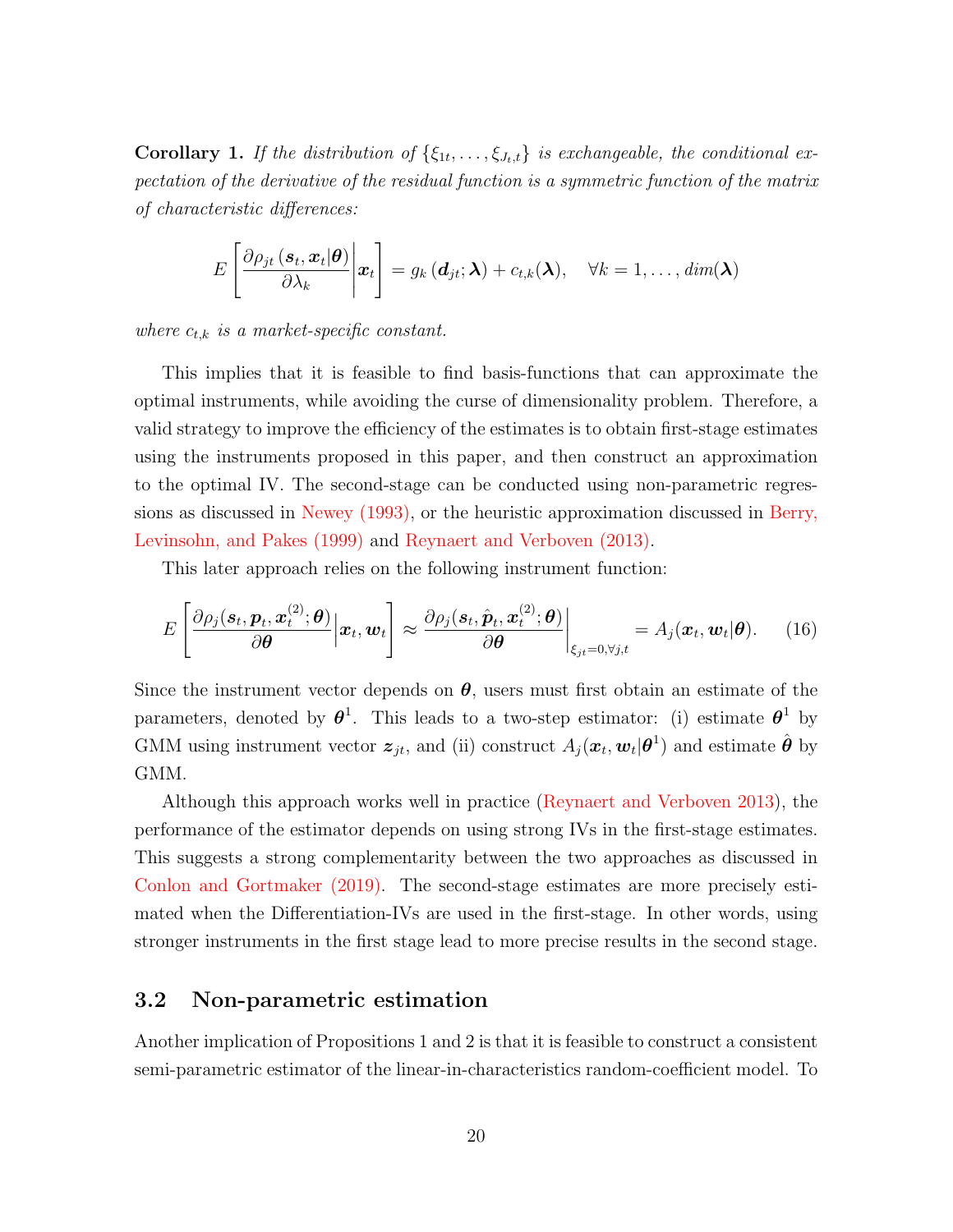**Corollary 1.** *If the distribution of $\{\xi_{1t}, \ldots, \xi_{J_t,t}\}$ is exchangeable, the conditional expectation of the derivative of the residual function is a symmetric function of the matrix of characteristic differences:*

$$E\left[\frac{\partial \rho_{jt}\left(\boldsymbol{s}_t, \boldsymbol{x}_t|\boldsymbol{\theta}\right)}{\partial \lambda_k}\middle|\boldsymbol{x}_t\right] = g_k\left(\boldsymbol{d}_{jt}; \boldsymbol{\lambda}\right) + c_{t,k}(\boldsymbol{\lambda}), \quad \forall k = 1, \ldots, dim(\boldsymbol{\lambda})$$

*where $c_{t,k}$ is a market-specific constant.*

This implies that it is feasible to find basis-functions that can approximate the optimal instruments, while avoiding the curse of dimensionality problem. Therefore, a valid strategy to improve the efficiency of the estimates is to obtain first-stage estimates using the instruments proposed in this paper, and then construct an approximation to the optimal IV. The second-stage can be conducted using non-parametric regressions as discussed in Newey (1993), or the heuristic approximation discussed in Berry, Levinsohn, and Pakes (1999) and Reynaert and Verboven (2013).

This later approach relies on the following instrument function:

$$E\left[\frac{\partial \rho_j(\boldsymbol{s}_t, \boldsymbol{p}_t, \boldsymbol{x}_t^{(2)}; \boldsymbol{\theta})}{\partial \boldsymbol{\theta}}\middle|\boldsymbol{x}_t, \boldsymbol{w}_t\right] \approx \left.\frac{\partial \rho_j(\boldsymbol{s}_t, \hat{\boldsymbol{p}}_t, \boldsymbol{x}_t^{(2)}; \boldsymbol{\theta})}{\partial \boldsymbol{\theta}}\right|_{\xi_{jt}=0, \forall j,t} = A_j(\boldsymbol{x}_t, \boldsymbol{w}_t|\boldsymbol{\theta}). \tag{16}$$

Since the instrument vector depends on $\boldsymbol{\theta}$, users must first obtain an estimate of the parameters, denoted by $\boldsymbol{\theta}^1$. This leads to a two-step estimator: (i) estimate $\boldsymbol{\theta}^1$ by GMM using instrument vector $\boldsymbol{z}_{jt}$, and (ii) construct $A_j(\boldsymbol{x}_t, \boldsymbol{w}_t|\boldsymbol{\theta}^1)$ and estimate $\hat{\boldsymbol{\theta}}$ by GMM.

Although this approach works well in practice (Reynaert and Verboven 2013), the performance of the estimator depends on using strong IVs in the first-stage estimates. This suggests a strong complementarity between the two approaches as discussed in Conlon and Gortmaker (2019). The second-stage estimates are more precisely estimated when the Differentiation-IVs are used in the first-stage. In other words, using stronger instruments in the first stage lead to more precise results in the second stage.

## 3.2 Non-parametric estimation

Another implication of Propositions 1 and 2 is that it is feasible to construct a consistent semi-parametric estimator of the linear-in-characteristics random-coefficient model. To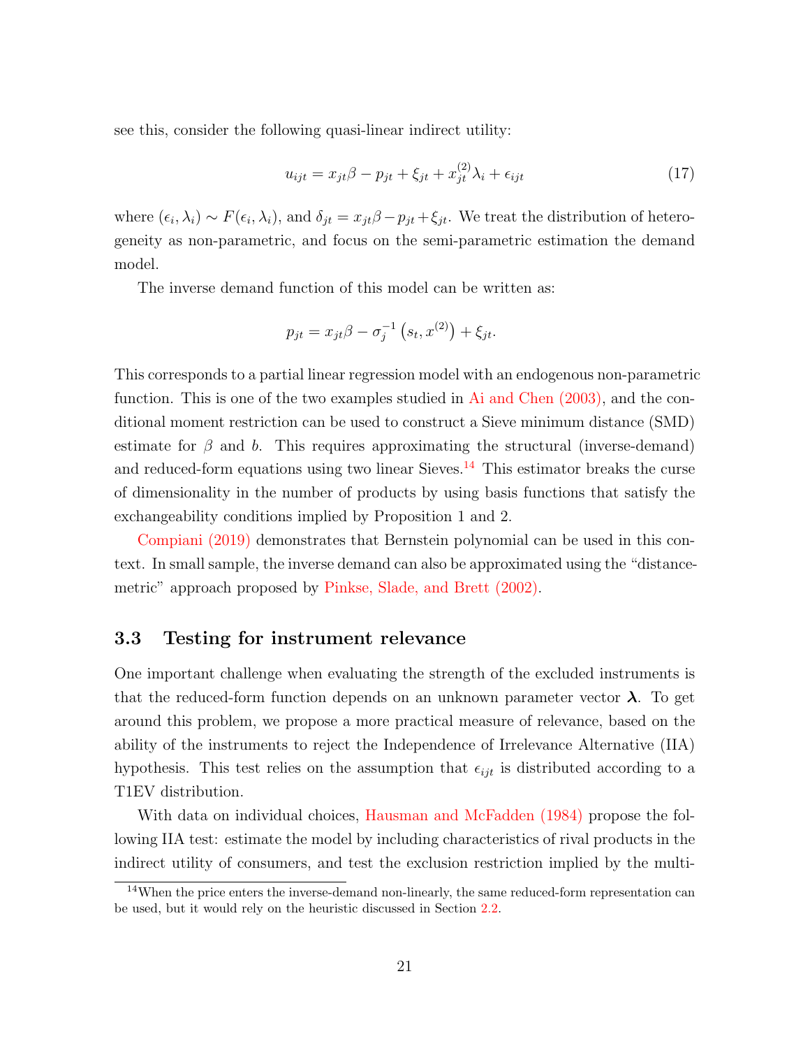see this, consider the following quasi-linear indirect utility:

$$u_{ijt} = x_{jt}\beta - p_{jt} + \xi_{jt} + x_{jt}^{(2)}\lambda_i + \epsilon_{ijt} \tag{17}$$

where $(\epsilon_i, \lambda_i) \sim F(\epsilon_i, \lambda_i)$, and $\delta_{jt} = x_{jt}\beta - p_{jt} + \xi_{jt}$. We treat the distribution of heterogeneity as non-parametric, and focus on the semi-parametric estimation the demand model.

The inverse demand function of this model can be written as:

$$p_{jt} = x_{jt}\beta - \sigma_j^{-1}\left(s_t, x^{(2)}\right) + \xi_{jt}.$$

This corresponds to a partial linear regression model with an endogenous non-parametric function. This is one of the two examples studied in Ai and Chen (2003), and the conditional moment restriction can be used to construct a Sieve minimum distance (SMD) estimate for $\beta$ and $b$. This requires approximating the structural (inverse-demand) and reduced-form equations using two linear Sieves.[14] This estimator breaks the curse of dimensionality in the number of products by using basis functions that satisfy the exchangeability conditions implied by Proposition 1 and 2.

Compiani (2019) demonstrates that Bernstein polynomial can be used in this context. In small sample, the inverse demand can also be approximated using the "distance-metric" approach proposed by Pinkse, Slade, and Brett (2002).

### 3.3 Testing for instrument relevance

One important challenge when evaluating the strength of the excluded instruments is that the reduced-form function depends on an unknown parameter vector $\boldsymbol{\lambda}$. To get around this problem, we propose a more practical measure of relevance, based on the ability of the instruments to reject the Independence of Irrelevance Alternative (IIA) hypothesis. This test relies on the assumption that $\epsilon_{ijt}$ is distributed according to a T1EV distribution.

With data on individual choices, Hausman and McFadden (1984) propose the following IIA test: estimate the model by including characteristics of rival products in the indirect utility of consumers, and test the exclusion restriction implied by the multi-

[14] When the price enters the inverse-demand non-linearly, the same reduced-form representation can be used, but it would rely on the heuristic discussed in Section 2.2.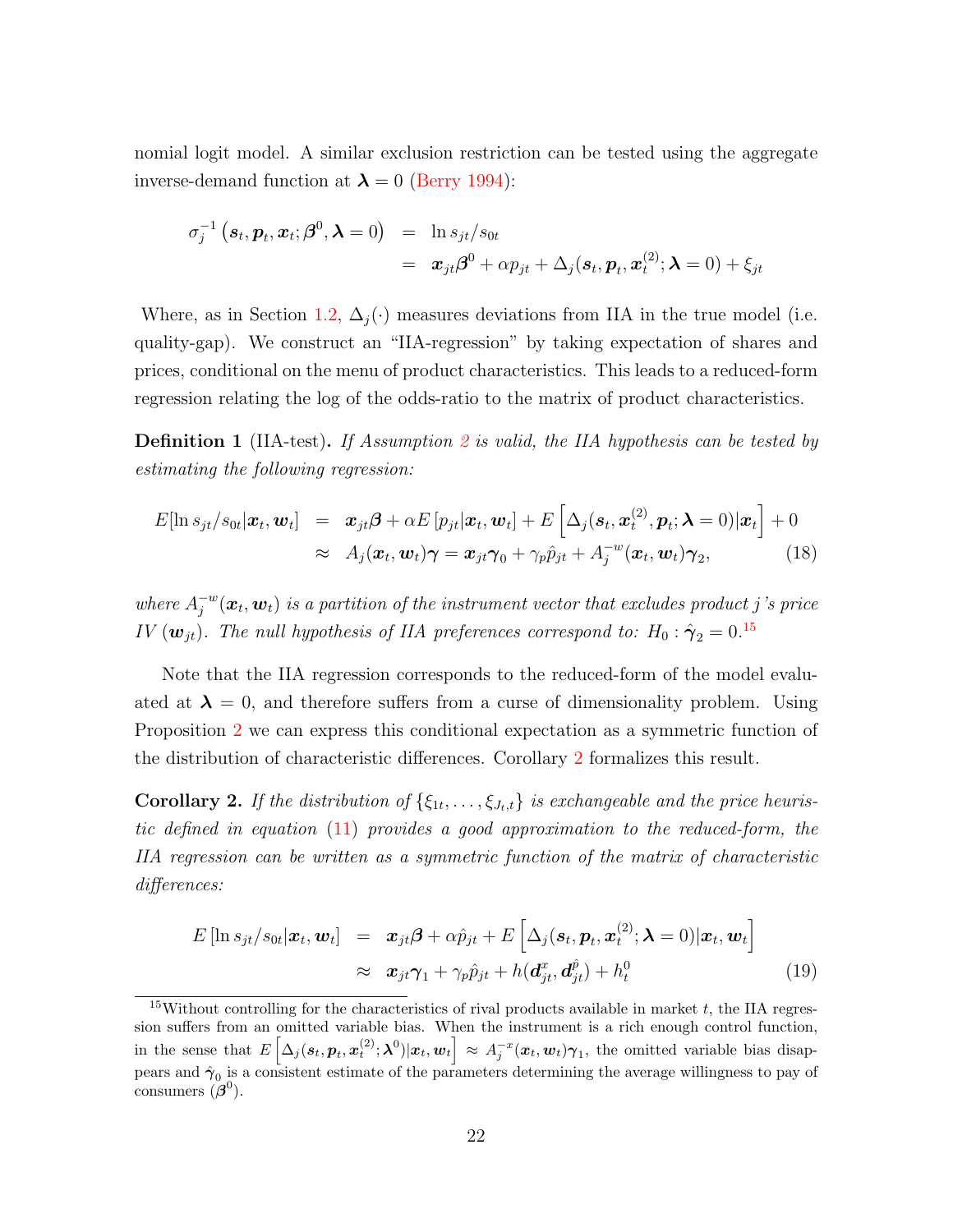nomial logit model. A similar exclusion restriction can be tested using the aggregate inverse-demand function at $\boldsymbol{\lambda} = 0$ (Berry 1994):

$$
\begin{aligned}
\sigma_j^{-1}\left(\boldsymbol{s}_t, \boldsymbol{p}_t, \boldsymbol{x}_t; \boldsymbol{\beta}^0, \boldsymbol{\lambda} = 0\right) &= \ln s_{jt}/s_{0t} \\
&= \boldsymbol{x}_{jt}\boldsymbol{\beta}^0 + \alpha p_{jt} + \Delta_j(\boldsymbol{s}_t, \boldsymbol{p}_t, \boldsymbol{x}_t^{(2)}; \boldsymbol{\lambda} = 0) + \xi_{jt}
\end{aligned}
$$

Where, as in Section 1.2, $\Delta_j(\cdot)$ measures deviations from IIA in the true model (i.e. quality-gap). We construct an "IIA-regression" by taking expectation of shares and prices, conditional on the menu of product characteristics. This leads to a reduced-form regression relating the log of the odds-ratio to the matrix of product characteristics.

**Definition 1** (IIA-test)**.** *If Assumption 2 is valid, the IIA hypothesis can be tested by estimating the following regression:*

$$
\begin{aligned}
E[\ln s_{jt}/s_{0t}|\boldsymbol{x}_t, \boldsymbol{w}_t] &= \boldsymbol{x}_{jt}\boldsymbol{\beta} + \alpha E\left[p_{jt}|\boldsymbol{x}_t, \boldsymbol{w}_t\right] + E\left[\Delta_j(\boldsymbol{s}_t, \boldsymbol{x}_t^{(2)}, \boldsymbol{p}_t; \boldsymbol{\lambda} = 0)|\boldsymbol{x}_t\right] + 0 \\
&\approx A_j(\boldsymbol{x}_t, \boldsymbol{w}_t)\boldsymbol{\gamma} = \boldsymbol{x}_{jt}\boldsymbol{\gamma}_0 + \gamma_p \hat{p}_{jt} + A_j^{-w}(\boldsymbol{x}_t, \boldsymbol{w}_t)\boldsymbol{\gamma}_2, \qquad (18)
\end{aligned}
$$

*where $A_j^{-w}(\boldsymbol{x}_t, \boldsymbol{w}_t)$ is a partition of the instrument vector that excludes product $j$'s price IV ($\boldsymbol{w}_{jt}$). The null hypothesis of IIA preferences correspond to: $H_0 : \hat{\boldsymbol{\gamma}}_2 = 0$.*[15]

Note that the IIA regression corresponds to the reduced-form of the model evaluated at $\boldsymbol{\lambda} = 0$, and therefore suffers from a curse of dimensionality problem. Using Proposition 2 we can express this conditional expectation as a symmetric function of the distribution of characteristic differences. Corollary 2 formalizes this result.

**Corollary 2.** *If the distribution of $\{\xi_{1t}, \ldots, \xi_{J_t,t}\}$ is exchangeable and the price heuristic defined in equation (11) provides a good approximation to the reduced-form, the IIA regression can be written as a symmetric function of the matrix of characteristic differences:*

$$
\begin{aligned}
E\left[\ln s_{jt}/s_{0t}|\boldsymbol{x}_t, \boldsymbol{w}_t\right] &= \boldsymbol{x}_{jt}\boldsymbol{\beta} + \alpha \hat{p}_{jt} + E\left[\Delta_j(\boldsymbol{s}_t, \boldsymbol{p}_t, \boldsymbol{x}_t^{(2)}; \boldsymbol{\lambda} = 0)|\boldsymbol{x}_t, \boldsymbol{w}_t\right] \\
&\approx \boldsymbol{x}_{jt}\boldsymbol{\gamma}_1 + \gamma_p \hat{p}_{jt} + h(\boldsymbol{d}_{jt}^x, \boldsymbol{d}_{jt}^{\hat{p}}) + h_t^0 \qquad (19)
\end{aligned}
$$

[15] Without controlling for the characteristics of rival products available in market $t$, the IIA regression suffers from an omitted variable bias. When the instrument is a rich enough control function, in the sense that $E\left[\Delta_j(\boldsymbol{s}_t, \boldsymbol{p}_t, \boldsymbol{x}_t^{(2)}; \boldsymbol{\lambda}^0)|\boldsymbol{x}_t, \boldsymbol{w}_t\right] \approx A_j^{-x}(\boldsymbol{x}_t, \boldsymbol{w}_t)\boldsymbol{\gamma}_1$, the omitted variable bias disappears and $\hat{\boldsymbol{\gamma}}_0$ is a consistent estimate of the parameters determining the average willingness to pay of consumers ($\boldsymbol{\beta}^0$).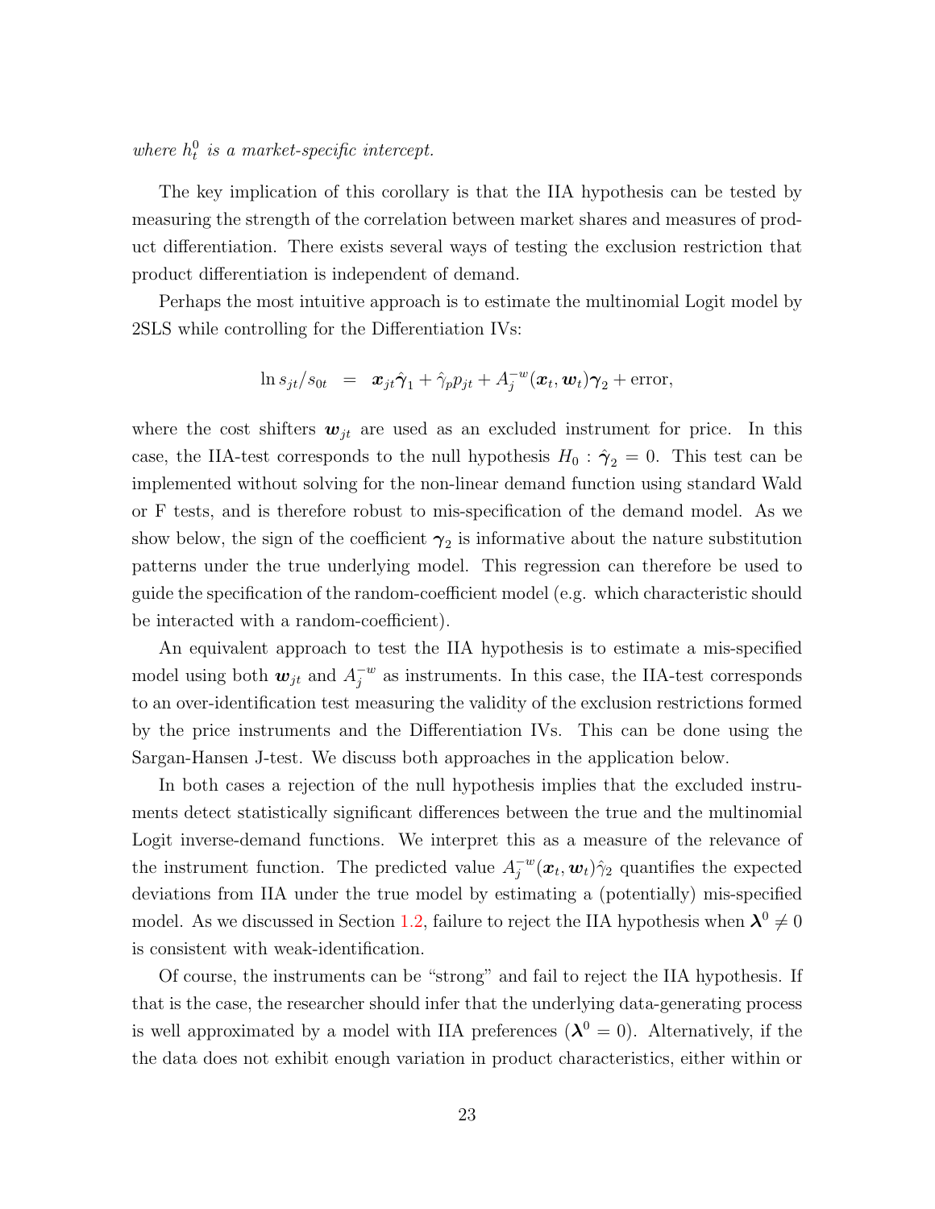*where $h_t^0$ is a market-specific intercept.*

The key implication of this corollary is that the IIA hypothesis can be tested by measuring the strength of the correlation between market shares and measures of product differentiation. There exists several ways of testing the exclusion restriction that product differentiation is independent of demand.

Perhaps the most intuitive approach is to estimate the multinomial Logit model by 2SLS while controlling for the Differentiation IVs:

$$\ln s_{jt}/s_{0t} \;\; = \;\; \boldsymbol{x}_{jt}\hat{\boldsymbol{\gamma}}_1 + \hat{\gamma}_p p_{jt} + A_j^{-w}(\boldsymbol{x}_t, \boldsymbol{w}_t)\boldsymbol{\gamma}_2 + \text{error},$$

where the cost shifters $\boldsymbol{w}_{jt}$ are used as an excluded instrument for price. In this case, the IIA-test corresponds to the null hypothesis $H_0 : \hat{\boldsymbol{\gamma}}_2 = 0$. This test can be implemented without solving for the non-linear demand function using standard Wald or F tests, and is therefore robust to mis-specification of the demand model. As we show below, the sign of the coefficient $\boldsymbol{\gamma}_2$ is informative about the nature substitution patterns under the true underlying model. This regression can therefore be used to guide the specification of the random-coefficient model (e.g. which characteristic should be interacted with a random-coefficient).

An equivalent approach to test the IIA hypothesis is to estimate a mis-specified model using both $\boldsymbol{w}_{jt}$ and $A_j^{-w}$ as instruments. In this case, the IIA-test corresponds to an over-identification test measuring the validity of the exclusion restrictions formed by the price instruments and the Differentiation IVs. This can be done using the Sargan-Hansen J-test. We discuss both approaches in the application below.

In both cases a rejection of the null hypothesis implies that the excluded instruments detect statistically significant differences between the true and the multinomial Logit inverse-demand functions. We interpret this as a measure of the relevance of the instrument function. The predicted value $A_j^{-w}(\boldsymbol{x}_t, \boldsymbol{w}_t)\hat{\gamma}_2$ quantifies the expected deviations from IIA under the true model by estimating a (potentially) mis-specified model. As we discussed in Section 1.2, failure to reject the IIA hypothesis when $\boldsymbol{\lambda}^0 \neq 0$ is consistent with weak-identification.

Of course, the instruments can be "strong" and fail to reject the IIA hypothesis. If that is the case, the researcher should infer that the underlying data-generating process is well approximated by a model with IIA preferences ($\boldsymbol{\lambda}^0 = 0$). Alternatively, if the the data does not exhibit enough variation in product characteristics, either within or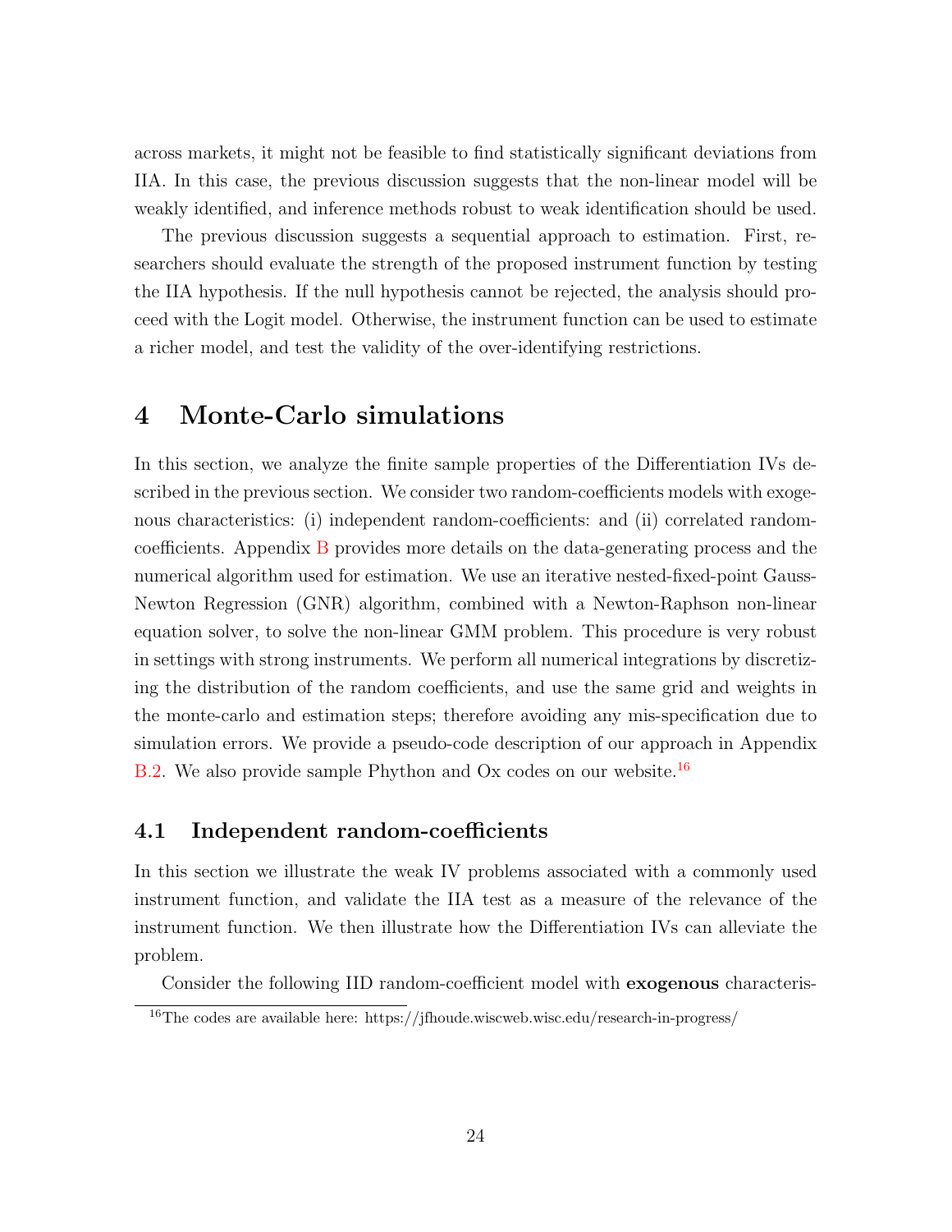across markets, it might not be feasible to find statistically significant deviations from IIA. In this case, the previous discussion suggests that the non-linear model will be weakly identified, and inference methods robust to weak identification should be used.

The previous discussion suggests a sequential approach to estimation. First, researchers should evaluate the strength of the proposed instrument function by testing the IIA hypothesis. If the null hypothesis cannot be rejected, the analysis should proceed with the Logit model. Otherwise, the instrument function can be used to estimate a richer model, and test the validity of the over-identifying restrictions.

# 4 Monte-Carlo simulations

In this section, we analyze the finite sample properties of the Differentiation IVs described in the previous section. We consider two random-coefficients models with exogenous characteristics: (i) independent random-coefficients: and (ii) correlated random-coefficients. Appendix B provides more details on the data-generating process and the numerical algorithm used for estimation. We use an iterative nested-fixed-point Gauss-Newton Regression (GNR) algorithm, combined with a Newton-Raphson non-linear equation solver, to solve the non-linear GMM problem. This procedure is very robust in settings with strong instruments. We perform all numerical integrations by discretizing the distribution of the random coefficients, and use the same grid and weights in the monte-carlo and estimation steps; therefore avoiding any mis-specification due to simulation errors. We provide a pseudo-code description of our approach in Appendix B.2. We also provide sample Phython and Ox codes on our website.[16]

## 4.1 Independent random-coefficients

In this section we illustrate the weak IV problems associated with a commonly used instrument function, and validate the IIA test as a measure of the relevance of the instrument function. We then illustrate how the Differentiation IVs can alleviate the problem.

Consider the following IID random-coefficient model with **exogenous** characteris-

[16] The codes are available here: https://jfhoude.wiscweb.wisc.edu/research-in-progress/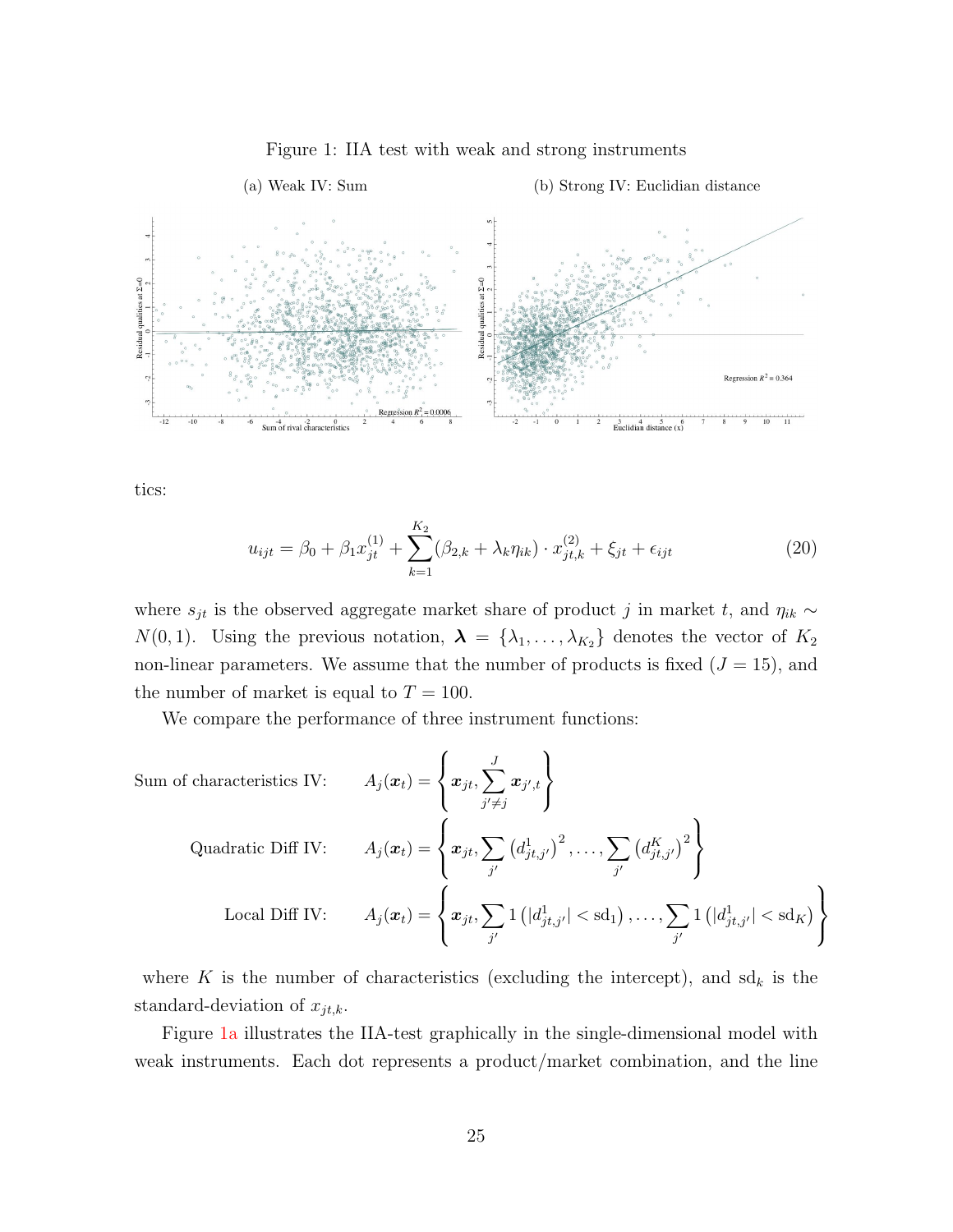Figure 1: IIA test with weak and strong instruments

(a) Weak IV: Sum

(b) Strong IV: Euclidian distance

tics:

$$u_{ijt} = \beta_0 + \beta_1 x_{jt}^{(1)} + \sum_{k=1}^{K_2} (\beta_{2,k} + \lambda_k \eta_{ik}) \cdot x_{jt,k}^{(2)} + \xi_{jt} + \epsilon_{ijt} \tag{20}$$

where $s_{jt}$ is the observed aggregate market share of product $j$ in market $t$, and $\eta_{ik} \sim N(0,1)$. Using the previous notation, $\boldsymbol{\lambda} = \{\lambda_1, \ldots, \lambda_{K_2}\}$ denotes the vector of $K_2$ non-linear parameters. We assume that the number of products is fixed ($J = 15$), and the number of market is equal to $T = 100$.

We compare the performance of three instrument functions:

Sum of characteristics IV: $$A_j(\boldsymbol{x}_t) = \left\{ \boldsymbol{x}_{jt}, \sum_{j' \neq j}^{J} \boldsymbol{x}_{j',t} \right\}$$

Quadratic Diff IV: $$A_j(\boldsymbol{x}_t) = \left\{ \boldsymbol{x}_{jt}, \sum_{j'} \left(d_{jt,j'}^1\right)^2, \ldots, \sum_{j'} \left(d_{jt,j'}^K\right)^2 \right\}$$

Local Diff IV: $$A_j(\boldsymbol{x}_t) = \left\{ \boldsymbol{x}_{jt}, \sum_{j'} 1\left(|d_{jt,j'}^1| < \text{sd}_1\right), \ldots, \sum_{j'} 1\left(|d_{jt,j'}^1| < \text{sd}_K\right) \right\}$$

where $K$ is the number of characteristics (excluding the intercept), and $\text{sd}_k$ is the standard-deviation of $x_{jt,k}$.

Figure 1a illustrates the IIA-test graphically in the single-dimensional model with weak instruments. Each dot represents a product/market combination, and the line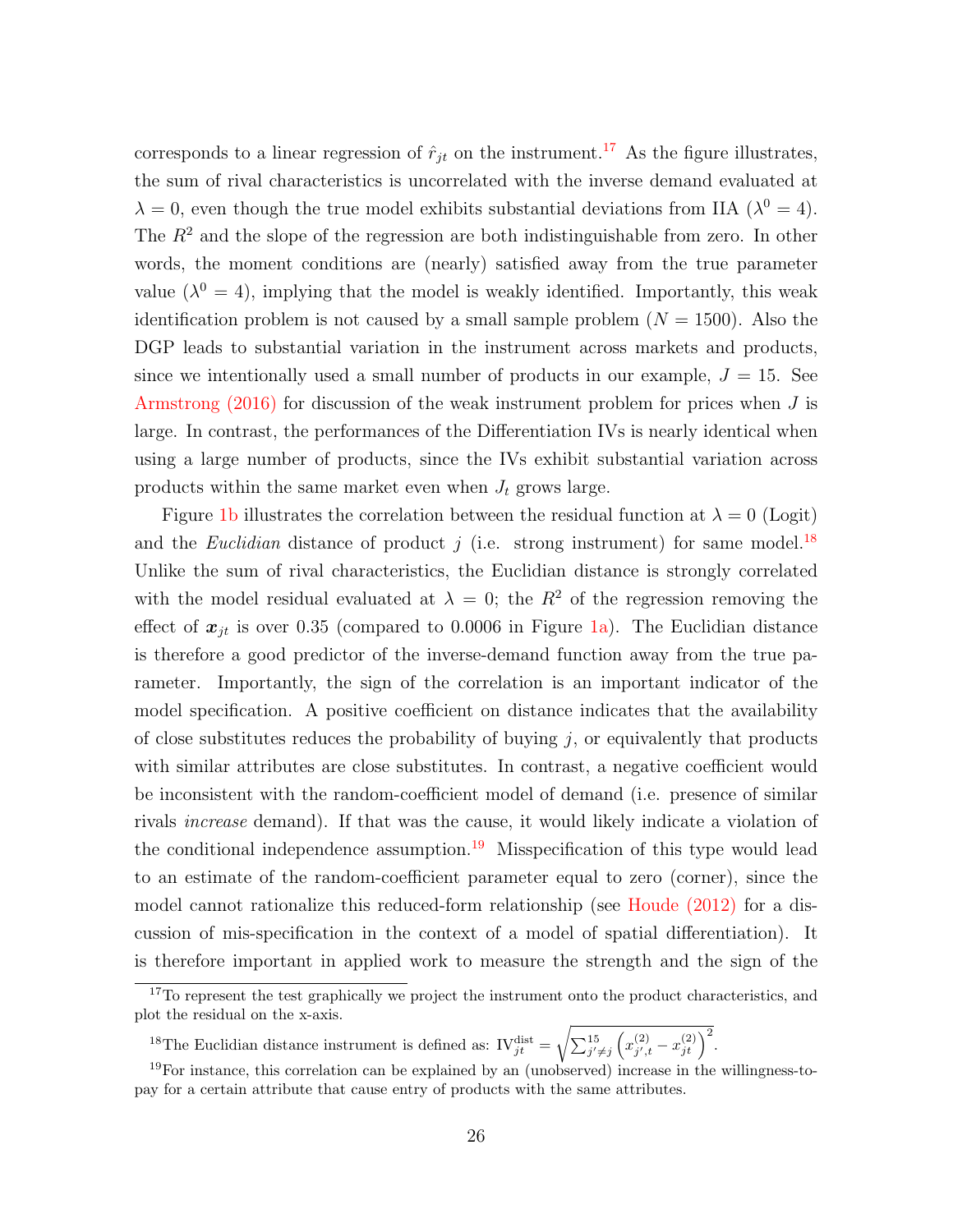corresponds to a linear regression of $\hat{r}_{jt}$ on the instrument.[17] As the figure illustrates, the sum of rival characteristics is uncorrelated with the inverse demand evaluated at $\lambda = 0$, even though the true model exhibits substantial deviations from IIA ($\lambda^0 = 4$). The $R^2$ and the slope of the regression are both indistinguishable from zero. In other words, the moment conditions are (nearly) satisfied away from the true parameter value ($\lambda^0 = 4$), implying that the model is weakly identified. Importantly, this weak identification problem is not caused by a small sample problem ($N = 1500$). Also the DGP leads to substantial variation in the instrument across markets and products, since we intentionally used a small number of products in our example, $J = 15$. See Armstrong (2016) for discussion of the weak instrument problem for prices when $J$ is large. In contrast, the performances of the Differentiation IVs is nearly identical when using a large number of products, since the IVs exhibit substantial variation across products within the same market even when $J_t$ grows large.

Figure 1b illustrates the correlation between the residual function at $\lambda = 0$ (Logit) and the *Euclidian* distance of product $j$ (i.e. strong instrument) for same model.[18] Unlike the sum of rival characteristics, the Euclidian distance is strongly correlated with the model residual evaluated at $\lambda = 0$; the $R^2$ of the regression removing the effect of $\boldsymbol{x}_{jt}$ is over 0.35 (compared to 0.0006 in Figure 1a). The Euclidian distance is therefore a good predictor of the inverse-demand function away from the true parameter. Importantly, the sign of the correlation is an important indicator of the model specification. A positive coefficient on distance indicates that the availability of close substitutes reduces the probability of buying $j$, or equivalently that products with similar attributes are close substitutes. In contrast, a negative coefficient would be inconsistent with the random-coefficient model of demand (i.e. presence of similar rivals *increase* demand). If that was the cause, it would likely indicate a violation of the conditional independence assumption.[19] Misspecification of this type would lead to an estimate of the random-coefficient parameter equal to zero (corner), since the model cannot rationalize this reduced-form relationship (see Houde (2012) for a discussion of mis-specification in the context of a model of spatial differentiation). It is therefore important in applied work to measure the strength and the sign of the

[17] To represent the test graphically we project the instrument onto the product characteristics, and plot the residual on the x-axis.

[18] The Euclidian distance instrument is defined as: $\text{IV}_{jt}^{\text{dist}} = \sqrt{\sum_{j' \neq j}^{15} \left( x_{j',t}^{(2)} - x_{jt}^{(2)} \right)^2}$.

[19] For instance, this correlation can be explained by an (unobserved) increase in the willingness-to-pay for a certain attribute that cause entry of products with the same attributes.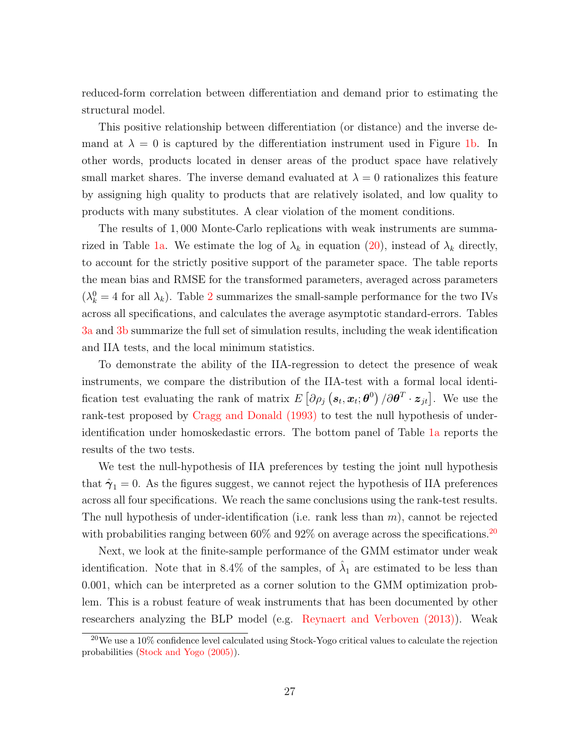reduced-form correlation between differentiation and demand prior to estimating the structural model.

This positive relationship between differentiation (or distance) and the inverse demand at $\lambda = 0$ is captured by the differentiation instrument used in Figure 1b. In other words, products located in denser areas of the product space have relatively small market shares. The inverse demand evaluated at $\lambda = 0$ rationalizes this feature by assigning high quality to products that are relatively isolated, and low quality to products with many substitutes. A clear violation of the moment conditions.

The results of 1,000 Monte-Carlo replications with weak instruments are summarized in Table 1a. We estimate the log of $\lambda_k$ in equation (20), instead of $\lambda_k$ directly, to account for the strictly positive support of the parameter space. The table reports the mean bias and RMSE for the transformed parameters, averaged across parameters ($\lambda_k^0 = 4$ for all $\lambda_k$). Table 2 summarizes the small-sample performance for the two IVs across all specifications, and calculates the average asymptotic standard-errors. Tables 3a and 3b summarize the full set of simulation results, including the weak identification and IIA tests, and the local minimum statistics.

To demonstrate the ability of the IIA-regression to detect the presence of weak instruments, we compare the distribution of the IIA-test with a formal local identification test evaluating the rank of matrix $E\left[\partial \rho_j\left(\boldsymbol{s}_t, \boldsymbol{x}_t; \boldsymbol{\theta}^0\right)/\partial \boldsymbol{\theta}^T \cdot \boldsymbol{z}_{jt}\right]$. We use the rank-test proposed by Cragg and Donald (1993) to test the null hypothesis of under-identification under homoskedastic errors. The bottom panel of Table 1a reports the results of the two tests.

We test the null-hypothesis of IIA preferences by testing the joint null hypothesis that $\hat{\boldsymbol{\gamma}}_1 = 0$. As the figures suggest, we cannot reject the hypothesis of IIA preferences across all four specifications. We reach the same conclusions using the rank-test results. The null hypothesis of under-identification (i.e. rank less than $m$), cannot be rejected with probabilities ranging between 60% and 92% on average across the specifications.[20]

Next, we look at the finite-sample performance of the GMM estimator under weak identification. Note that in 8.4% of the samples, of $\hat{\lambda}_1$ are estimated to be less than 0.001, which can be interpreted as a corner solution to the GMM optimization problem. This is a robust feature of weak instruments that has been documented by other researchers analyzing the BLP model (e.g. Reynaert and Verboven (2013)). Weak

[20] We use a 10% confidence level calculated using Stock-Yogo critical values to calculate the rejection probabilities (Stock and Yogo (2005)).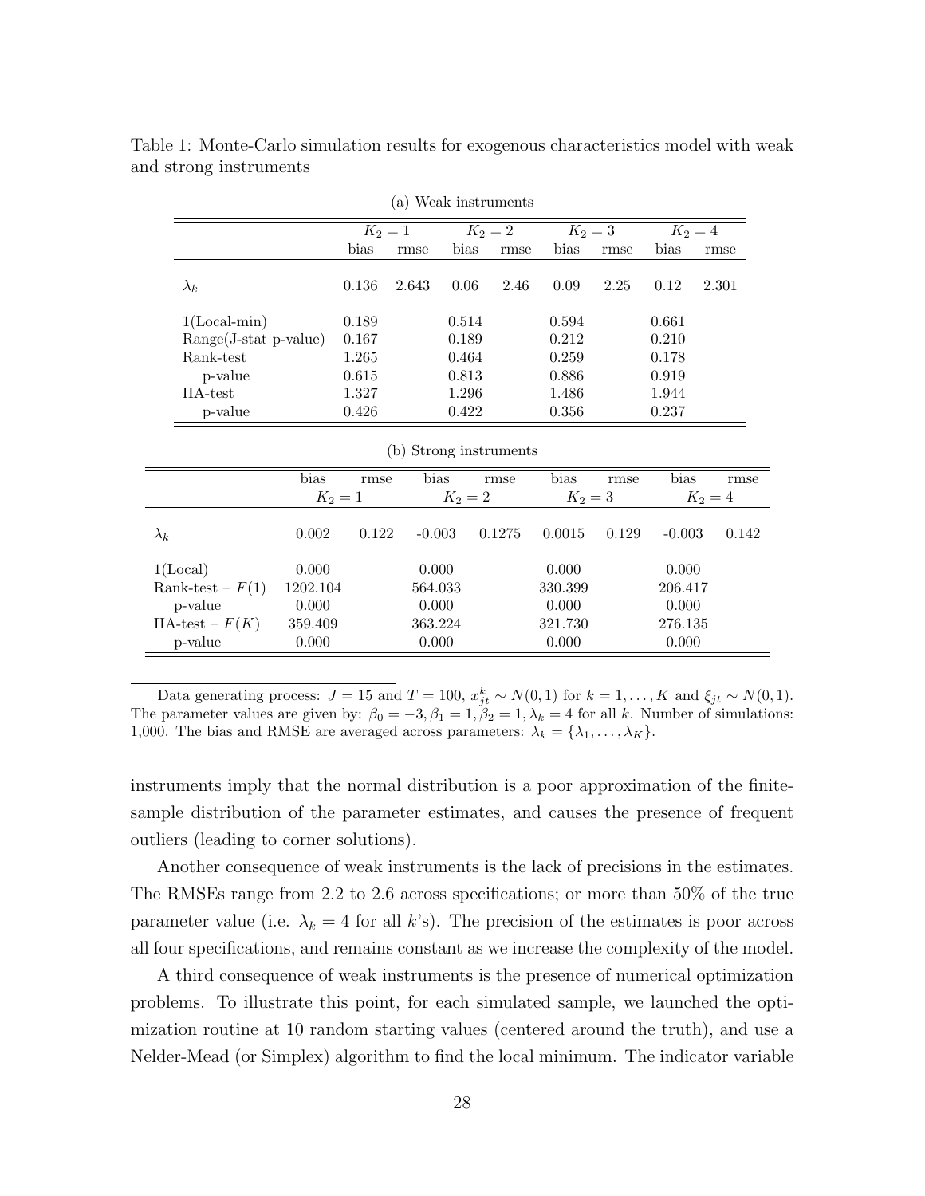Table 1: Monte-Carlo simulation results for exogenous characteristics model with weak and strong instruments

(a) Weak instruments

| | $K_2 = 1$ | | $K_2 = 2$ | | $K_2 = 3$ | | $K_2 = 4$ | |
|---|---|---|---|---|---|---|---|---|
| | bias | rmse | bias | rmse | bias | rmse | bias | rmse |
| $\lambda_k$ | 0.136 | 2.643 | 0.06 | 2.46 | 0.09 | 2.25 | 0.12 | 2.301 |
| 1(Local-min) | 0.189 | | 0.514 | | 0.594 | | 0.661 | |
| Range(J-stat p-value) | 0.167 | | 0.189 | | 0.212 | | 0.210 | |
| Rank-test | 1.265 | | 0.464 | | 0.259 | | 0.178 | |
| p-value | 0.615 | | 0.813 | | 0.886 | | 0.919 | |
| IIA-test | 1.327 | | 1.296 | | 1.486 | | 1.944 | |
| p-value | 0.426 | | 0.422 | | 0.356 | | 0.237 | |

(b) Strong instruments

| | bias | rmse | bias | rmse | bias | rmse | bias | rmse |
|---|---|---|---|---|---|---|---|---|
| | $K_2 = 1$ | | $K_2 = 2$ | | $K_2 = 3$ | | $K_2 = 4$ | |
| $\lambda_k$ | 0.002 | 0.122 | -0.003 | 0.1275 | 0.0015 | 0.129 | -0.003 | 0.142 |
| 1(Local) | 0.000 | | 0.000 | | 0.000 | | 0.000 | |
| Rank-test – $F(1)$ | 1202.104 | | 564.033 | | 330.399 | | 206.417 | |
| p-value | 0.000 | | 0.000 | | 0.000 | | 0.000 | |
| IIA-test – $F(K)$ | 359.409 | | 363.224 | | 321.730 | | 276.135 | |
| p-value | 0.000 | | 0.000 | | 0.000 | | 0.000 | |

Data generating process: $J = 15$ and $T = 100$, $x^k_{jt} \sim N(0, 1)$ for $k = 1, \ldots, K$ and $\xi_{jt} \sim N(0, 1)$. The parameter values are given by: $\beta_0 = -3, \beta_1 = 1, \beta_2 = 1, \lambda_k = 4$ for all $k$. Number of simulations: 1,000. The bias and RMSE are averaged across parameters: $\lambda_k = \{\lambda_1, \ldots, \lambda_K\}$.

instruments imply that the normal distribution is a poor approximation of the finite-sample distribution of the parameter estimates, and causes the presence of frequent outliers (leading to corner solutions).

Another consequence of weak instruments is the lack of precisions in the estimates. The RMSEs range from 2.2 to 2.6 across specifications; or more than 50% of the true parameter value (i.e. $\lambda_k = 4$ for all $k$'s). The precision of the estimates is poor across all four specifications, and remains constant as we increase the complexity of the model.

A third consequence of weak instruments is the presence of numerical optimization problems. To illustrate this point, for each simulated sample, we launched the optimization routine at 10 random starting values (centered around the truth), and use a Nelder-Mead (or Simplex) algorithm to find the local minimum. The indicator variable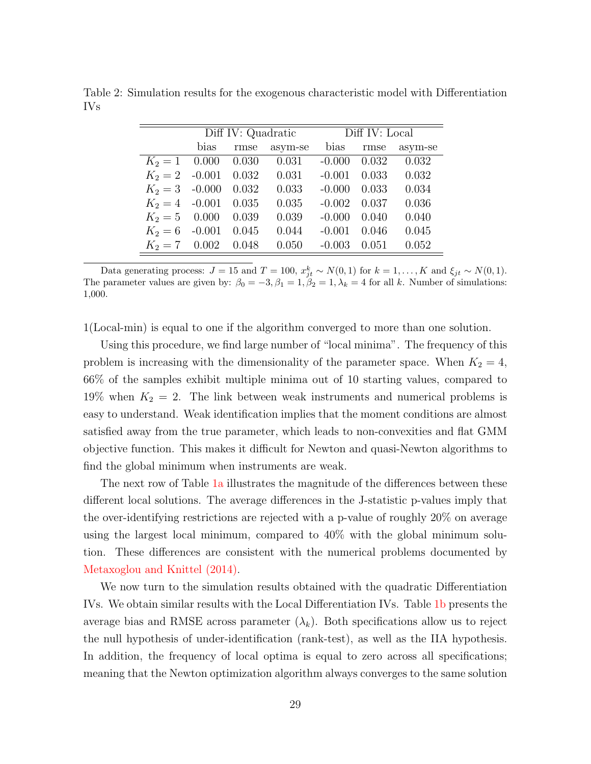Table 2: Simulation results for the exogenous characteristic model with Differentiation IVs

| | Diff IV: Quadratic | | | Diff IV: Local | | |
|---|---|---|---|---|---|---|
| | bias | rmse | asym-se | bias | rmse | asym-se |
| $K_2 = 1$ | 0.000 | 0.030 | 0.031 | -0.000 | 0.032 | 0.032 |
| $K_2 = 2$ | -0.001 | 0.032 | 0.031 | -0.001 | 0.033 | 0.032 |
| $K_2 = 3$ | -0.000 | 0.032 | 0.033 | -0.000 | 0.033 | 0.034 |
| $K_2 = 4$ | -0.001 | 0.035 | 0.035 | -0.002 | 0.037 | 0.036 |
| $K_2 = 5$ | 0.000 | 0.039 | 0.039 | -0.000 | 0.040 | 0.040 |
| $K_2 = 6$ | -0.001 | 0.045 | 0.044 | -0.001 | 0.046 | 0.045 |
| $K_2 = 7$ | 0.002 | 0.048 | 0.050 | -0.003 | 0.051 | 0.052 |

Data generating process: $J = 15$ and $T = 100$, $x^k_{jt} \sim N(0,1)$ for $k = 1, \ldots, K$ and $\xi_{jt} \sim N(0,1)$. The parameter values are given by: $\beta_0 = -3, \beta_1 = 1, \beta_2 = 1, \lambda_k = 4$ for all $k$. Number of simulations: 1,000.

1(Local-min) is equal to one if the algorithm converged to more than one solution.

Using this procedure, we find large number of "local minima". The frequency of this problem is increasing with the dimensionality of the parameter space. When $K_2 = 4$, 66% of the samples exhibit multiple minima out of 10 starting values, compared to 19% when $K_2 = 2$. The link between weak instruments and numerical problems is easy to understand. Weak identification implies that the moment conditions are almost satisfied away from the true parameter, which leads to non-convexities and flat GMM objective function. This makes it difficult for Newton and quasi-Newton algorithms to find the global minimum when instruments are weak.

The next row of Table 1a illustrates the magnitude of the differences between these different local solutions. The average differences in the J-statistic p-values imply that the over-identifying restrictions are rejected with a p-value of roughly 20% on average using the largest local minimum, compared to 40% with the global minimum solution. These differences are consistent with the numerical problems documented by Metaxoglou and Knittel (2014).

We now turn to the simulation results obtained with the quadratic Differentiation IVs. We obtain similar results with the Local Differentiation IVs. Table 1b presents the average bias and RMSE across parameter ($\lambda_k$). Both specifications allow us to reject the null hypothesis of under-identification (rank-test), as well as the IIA hypothesis. In addition, the frequency of local optima is equal to zero across all specifications; meaning that the Newton optimization algorithm always converges to the same solution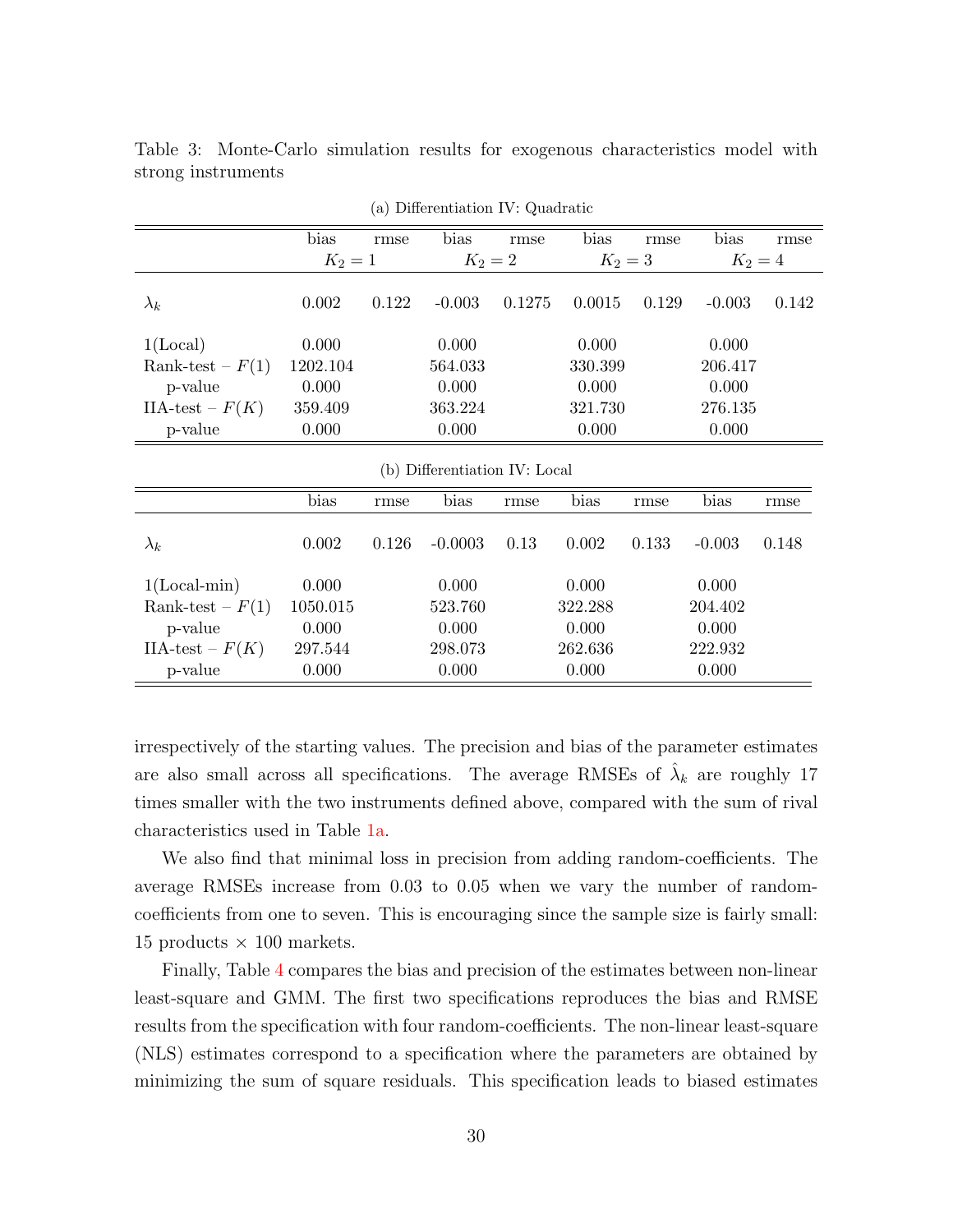Table 3: Monte-Carlo simulation results for exogenous characteristics model with strong instruments

(a) Differentiation IV: Quadratic

| | bias | rmse | bias | rmse | bias | rmse | bias | rmse |
|---|---|---|---|---|---|---|---|---|
| | $K_2 = 1$ | | $K_2 = 2$ | | $K_2 = 3$ | | $K_2 = 4$ | |
| $\lambda_k$ | 0.002 | 0.122 | -0.003 | 0.1275 | 0.0015 | 0.129 | -0.003 | 0.142 |
| 1(Local) | 0.000 | | 0.000 | | 0.000 | | 0.000 | |
| Rank-test – $F(1)$ | 1202.104 | | 564.033 | | 330.399 | | 206.417 | |
| p-value | 0.000 | | 0.000 | | 0.000 | | 0.000 | |
| IIA-test – $F(K)$ | 359.409 | | 363.224 | | 321.730 | | 276.135 | |
| p-value | 0.000 | | 0.000 | | 0.000 | | 0.000 | |

(b) Differentiation IV: Local

| | bias | rmse | bias | rmse | bias | rmse | bias | rmse |
|---|---|---|---|---|---|---|---|---|
| $\lambda_k$ | 0.002 | 0.126 | -0.0003 | 0.13 | 0.002 | 0.133 | -0.003 | 0.148 |
| 1(Local-min) | 0.000 | | 0.000 | | 0.000 | | 0.000 | |
| Rank-test – $F(1)$ | 1050.015 | | 523.760 | | 322.288 | | 204.402 | |
| p-value | 0.000 | | 0.000 | | 0.000 | | 0.000 | |
| IIA-test – $F(K)$ | 297.544 | | 298.073 | | 262.636 | | 222.932 | |
| p-value | 0.000 | | 0.000 | | 0.000 | | 0.000 | |

irrespectively of the starting values. The precision and bias of the parameter estimates are also small across all specifications. The average RMSEs of $\hat{\lambda}_k$ are roughly 17 times smaller with the two instruments defined above, compared with the sum of rival characteristics used in Table 1a.

We also find that minimal loss in precision from adding random-coefficients. The average RMSEs increase from 0.03 to 0.05 when we vary the number of random-coefficients from one to seven. This is encouraging since the sample size is fairly small: 15 products $\times$ 100 markets.

Finally, Table 4 compares the bias and precision of the estimates between non-linear least-square and GMM. The first two specifications reproduces the bias and RMSE results from the specification with four random-coefficients. The non-linear least-square (NLS) estimates correspond to a specification where the parameters are obtained by minimizing the sum of square residuals. This specification leads to biased estimates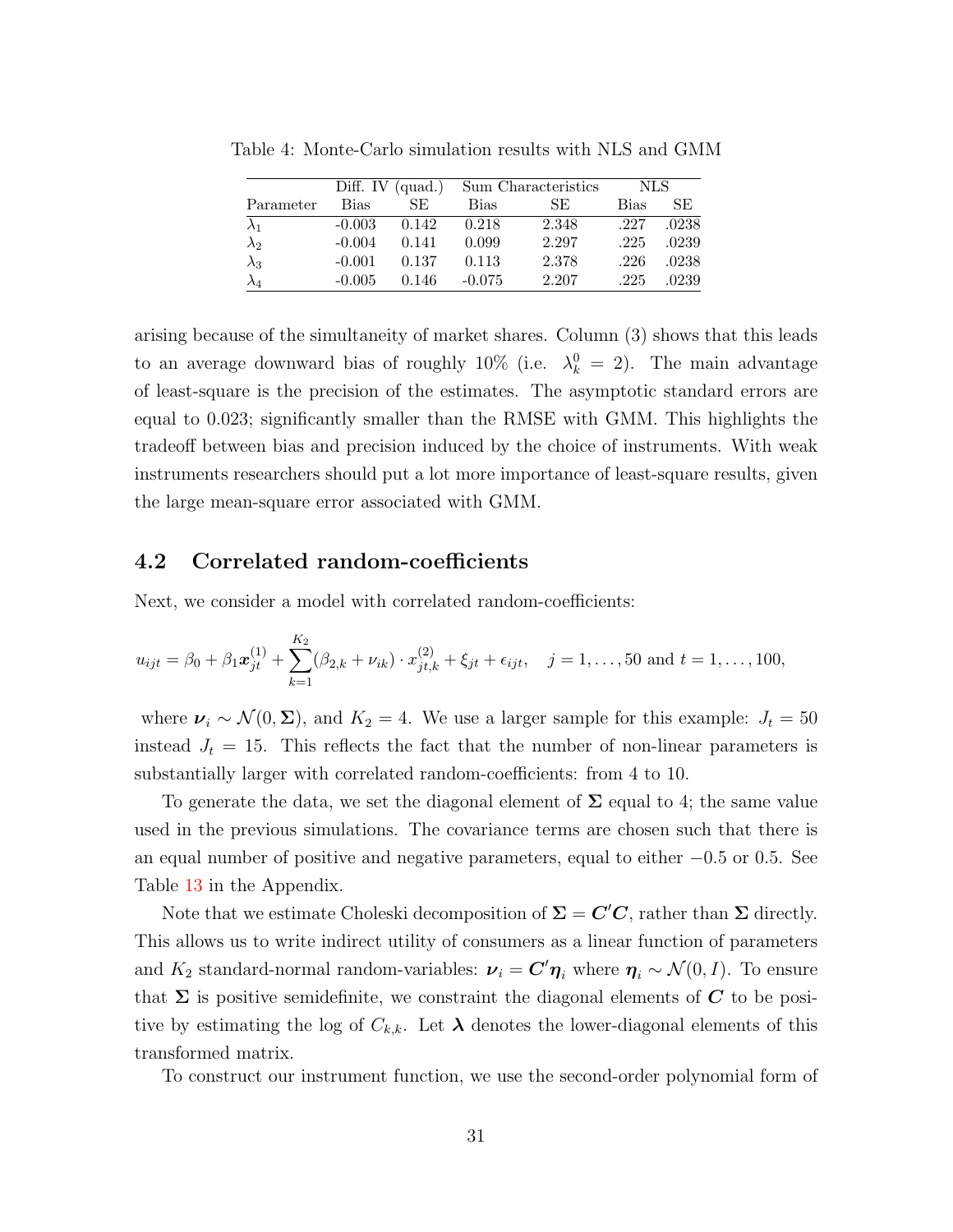Table 4: Monte-Carlo simulation results with NLS and GMM

| | Diff. IV (quad.) | | Sum Characteristics | | NLS | |
|---|---|---|---|---|---|---|
| Parameter | Bias | SE | Bias | SE | Bias | SE |
| $\lambda_1$ | -0.003 | 0.142 | 0.218 | 2.348 | .227 | .0238 |
| $\lambda_2$ | -0.004 | 0.141 | 0.099 | 2.297 | .225 | .0239 |
| $\lambda_3$ | -0.001 | 0.137 | 0.113 | 2.378 | .226 | .0238 |
| $\lambda_4$ | -0.005 | 0.146 | -0.075 | 2.207 | .225 | .0239 |

arising because of the simultaneity of market shares. Column (3) shows that this leads to an average downward bias of roughly 10% (i.e. $\lambda_k^0 = 2$). The main advantage of least-square is the precision of the estimates. The asymptotic standard errors are equal to 0.023; significantly smaller than the RMSE with GMM. This highlights the tradeoff between bias and precision induced by the choice of instruments. With weak instruments researchers should put a lot more importance of least-square results, given the large mean-square error associated with GMM.

## 4.2 Correlated random-coefficients

Next, we consider a model with correlated random-coefficients:

$$u_{ijt} = \beta_0 + \beta_1 \boldsymbol{x}_{jt}^{(1)} + \sum_{k=1}^{K_2} (\beta_{2,k} + \nu_{ik}) \cdot x_{jt,k}^{(2)} + \xi_{jt} + \epsilon_{ijt}, \quad j = 1, \ldots, 50 \text{ and } t = 1, \ldots, 100,$$

where $\boldsymbol{\nu}_i \sim \mathcal{N}(0, \boldsymbol{\Sigma})$, and $K_2 = 4$. We use a larger sample for this example: $J_t = 50$ instead $J_t = 15$. This reflects the fact that the number of non-linear parameters is substantially larger with correlated random-coefficients: from 4 to 10.

To generate the data, we set the diagonal element of $\boldsymbol{\Sigma}$ equal to 4; the same value used in the previous simulations. The covariance terms are chosen such that there is an equal number of positive and negative parameters, equal to either $-0.5$ or 0.5. See Table 13 in the Appendix.

Note that we estimate Choleski decomposition of $\boldsymbol{\Sigma} = \boldsymbol{C}'\boldsymbol{C}$, rather than $\boldsymbol{\Sigma}$ directly. This allows us to write indirect utility of consumers as a linear function of parameters and $K_2$ standard-normal random-variables: $\boldsymbol{\nu}_i = \boldsymbol{C}'\boldsymbol{\eta}_i$ where $\boldsymbol{\eta}_i \sim \mathcal{N}(0, I)$. To ensure that $\boldsymbol{\Sigma}$ is positive semidefinite, we constraint the diagonal elements of $\boldsymbol{C}$ to be positive by estimating the log of $C_{k,k}$. Let $\boldsymbol{\lambda}$ denotes the lower-diagonal elements of this transformed matrix.

To construct our instrument function, we use the second-order polynomial form of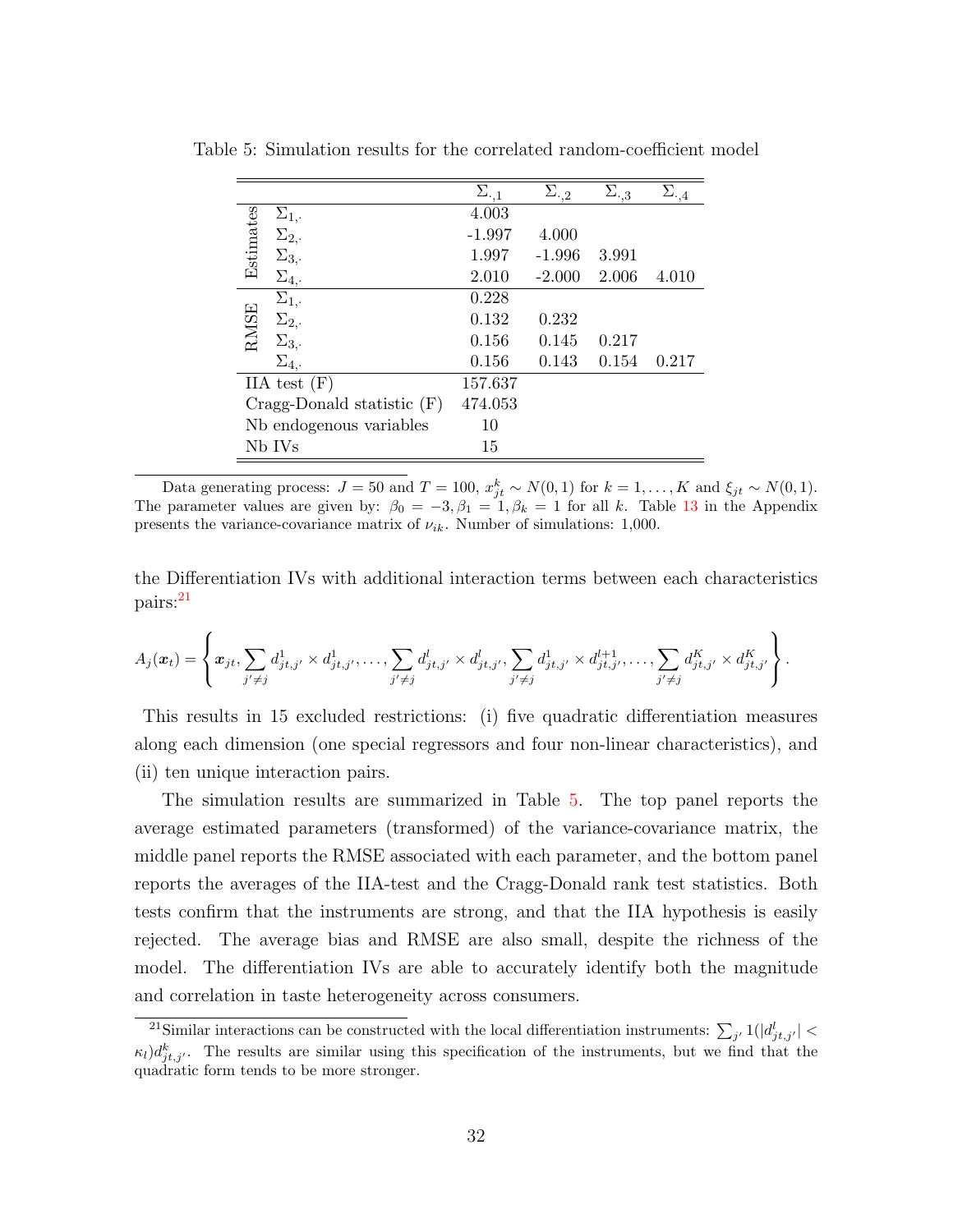Table 5: Simulation results for the correlated random-coefficient model

| | | $\Sigma_{\cdot,1}$ | $\Sigma_{\cdot,2}$ | $\Sigma_{\cdot,3}$ | $\Sigma_{\cdot,4}$ |
|---|---|---|---|---|---|
| Estimates | $\Sigma_{1,\cdot}$ | 4.003 | | | |
| | $\Sigma_{2,\cdot}$ | -1.997 | 4.000 | | |
| | $\Sigma_{3,\cdot}$ | 1.997 | -1.996 | 3.991 | |
| | $\Sigma_{4,\cdot}$ | 2.010 | -2.000 | 2.006 | 4.010 |
| RMSE | $\Sigma_{1,\cdot}$ | 0.228 | | | |
| | $\Sigma_{2,\cdot}$ | 0.132 | 0.232 | | |
| | $\Sigma_{3,\cdot}$ | 0.156 | 0.145 | 0.217 | |
| | $\Sigma_{4,\cdot}$ | 0.156 | 0.143 | 0.154 | 0.217 |
| IIA test (F) | | 157.637 | | | |
| Cragg-Donald statistic (F) | | 474.053 | | | |
| Nb endogenous variables | | 10 | | | |
| Nb IVs | | 15 | | | |

Data generating process: $J = 50$ and $T = 100$, $x_{jt}^k \sim N(0,1)$ for $k = 1, \ldots, K$ and $\xi_{jt} \sim N(0,1)$. The parameter values are given by: $\beta_0 = -3, \beta_1 = 1, \beta_k = 1$ for all $k$. Table 13 in the Appendix presents the variance-covariance matrix of $\nu_{ik}$. Number of simulations: 1,000.

the Differentiation IVs with additional interaction terms between each characteristics pairs:[21]

$$A_j(\boldsymbol{x}_t) = \left\{ \boldsymbol{x}_{jt}, \sum_{j' \neq j} d^1_{jt,j'} \times d^1_{jt,j'}, \ldots, \sum_{j' \neq j} d^l_{jt,j'} \times d^l_{jt,j'}, \sum_{j' \neq j} d^1_{jt,j'} \times d^{l+1}_{jt,j'}, \ldots, \sum_{j' \neq j} d^K_{jt,j'} \times d^K_{jt,j'} \right\}.$$

This results in 15 excluded restrictions: (i) five quadratic differentiation measures along each dimension (one special regressors and four non-linear characteristics), and (ii) ten unique interaction pairs.

The simulation results are summarized in Table 5. The top panel reports the average estimated parameters (transformed) of the variance-covariance matrix, the middle panel reports the RMSE associated with each parameter, and the bottom panel reports the averages of the IIA-test and the Cragg-Donald rank test statistics. Both tests confirm that the instruments are strong, and that the IIA hypothesis is easily rejected. The average bias and RMSE are also small, despite the richness of the model. The differentiation IVs are able to accurately identify both the magnitude and correlation in taste heterogeneity across consumers.

[21] Similar interactions can be constructed with the local differentiation instruments: $\sum_{j'} 1(|d^l_{jt,j'}| < \kappa_l) d^k_{jt,j'}$. The results are similar using this specification of the instruments, but we find that the quadratic form tends to be more stronger.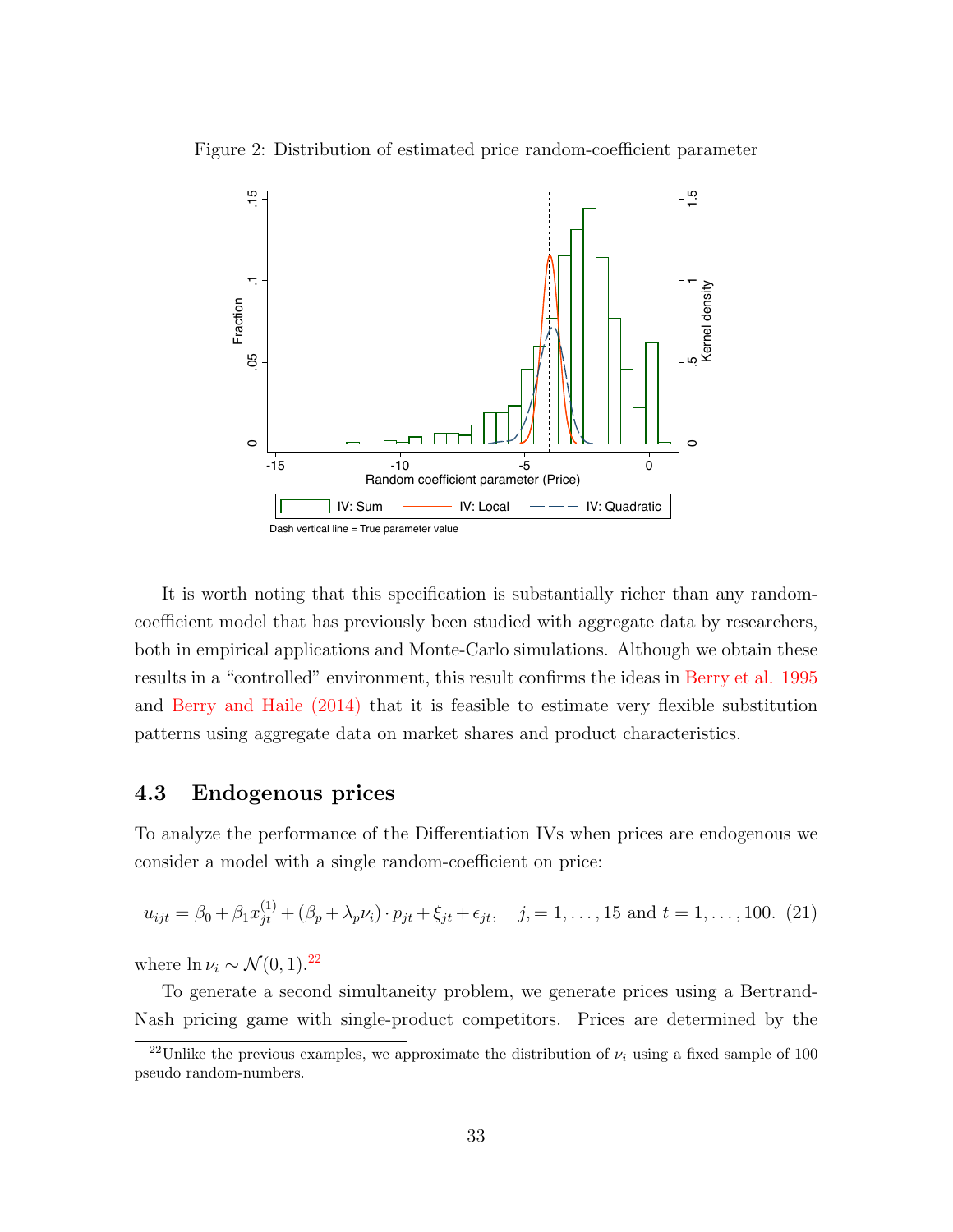Figure 2: Distribution of estimated price random-coefficient parameter

It is worth noting that this specification is substantially richer than any random-coefficient model that has previously been studied with aggregate data by researchers, both in empirical applications and Monte-Carlo simulations. Although we obtain these results in a "controlled" environment, this result confirms the ideas in Berry et al. 1995 and Berry and Haile (2014) that it is feasible to estimate very flexible substitution patterns using aggregate data on market shares and product characteristics.

## 4.3 Endogenous prices

To analyze the performance of the Differentiation IVs when prices are endogenous we consider a model with a single random-coefficient on price:

$$u_{ijt} = \beta_0 + \beta_1 x_{jt}^{(1)} + (\beta_p + \lambda_p \nu_i) \cdot p_{jt} + \xi_{jt} + \epsilon_{jt}, \quad j, = 1, \ldots, 15 \text{ and } t = 1, \ldots, 100. \quad (21)$$

where $\ln \nu_i \sim \mathcal{N}(0, 1)$.[22]

To generate a second simultaneity problem, we generate prices using a Bertrand-Nash pricing game with single-product competitors. Prices are determined by the

[22] Unlike the previous examples, we approximate the distribution of $\nu_i$ using a fixed sample of 100 pseudo random-numbers.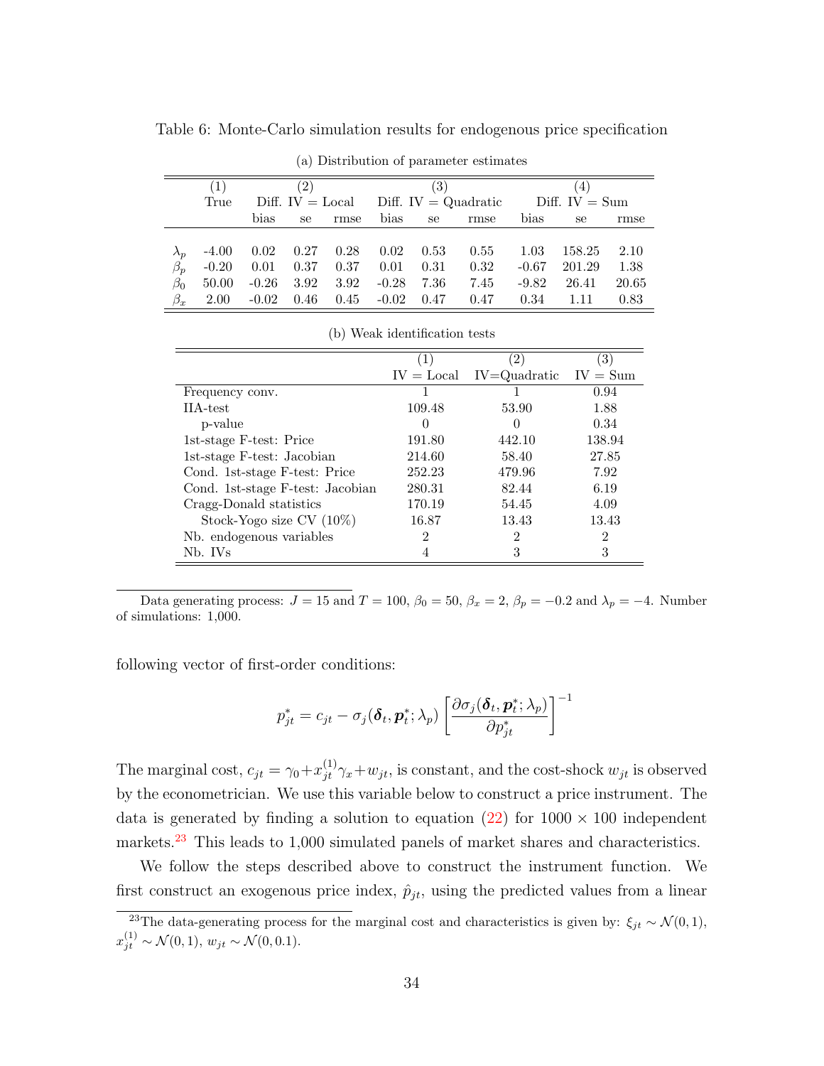Table 6: Monte-Carlo simulation results for endogenous price specification

(a) Distribution of parameter estimates

| | (1) | (2) | | | (3) | | | (4) | | |
|---|---|---|---|---|---|---|---|---|---|---|
| | True | Diff. IV = Local | | | Diff. IV = Quadratic | | | Diff. IV = Sum | | |
| | | bias | se | rmse | bias | se | rmse | bias | se | rmse |
| $\lambda_p$ | -4.00 | 0.02 | 0.27 | 0.28 | 0.02 | 0.53 | 0.55 | 1.03 | 158.25 | 2.10 |
| $\beta_p$ | -0.20 | 0.01 | 0.37 | 0.37 | 0.01 | 0.31 | 0.32 | -0.67 | 201.29 | 1.38 |
| $\beta_0$ | 50.00 | -0.26 | 3.92 | 3.92 | -0.28 | 7.36 | 7.45 | -9.82 | 26.41 | 20.65 |
| $\beta_x$ | 2.00 | -0.02 | 0.46 | 0.45 | -0.02 | 0.47 | 0.47 | 0.34 | 1.11 | 0.83 |

(b) Weak identification tests

| | (1) | (2) | (3) |
|---|---|---|---|
| | IV = Local | IV=Quadratic | IV = Sum |
| Frequency conv. | 1 | 1 | 0.94 |
| IIA-test | 109.48 | 53.90 | 1.88 |
| p-value | 0 | 0 | 0.34 |
| 1st-stage F-test: Price | 191.80 | 442.10 | 138.94 |
| 1st-stage F-test: Jacobian | 214.60 | 58.40 | 27.85 |
| Cond. 1st-stage F-test: Price | 252.23 | 479.96 | 7.92 |
| Cond. 1st-stage F-test: Jacobian | 280.31 | 82.44 | 6.19 |
| Cragg-Donald statistics | 170.19 | 54.45 | 4.09 |
| Stock-Yogo size CV (10%) | 16.87 | 13.43 | 13.43 |
| Nb. endogenous variables | 2 | 2 | 2 |
| Nb. IVs | 4 | 3 | 3 |

Data generating process: $J = 15$ and $T = 100$, $\beta_0 = 50$, $\beta_x = 2$, $\beta_p = -0.2$ and $\lambda_p = -4$. Number of simulations: 1,000.

following vector of first-order conditions:

$$p^*_{jt} = c_{jt} - \sigma_j(\boldsymbol{\delta}_t, \boldsymbol{p}^*_t; \lambda_p) \left[ \frac{\partial \sigma_j(\boldsymbol{\delta}_t, \boldsymbol{p}^*_t; \lambda_p)}{\partial p^*_{jt}} \right]^{-1}$$

The marginal cost, $c_{jt} = \gamma_0 + x^{(1)}_{jt}\gamma_x + w_{jt}$, is constant, and the cost-shock $w_{jt}$ is observed by the econometrician. We use this variable below to construct a price instrument. The data is generated by finding a solution to equation (22) for $1000 \times 100$ independent markets.[23] This leads to 1,000 simulated panels of market shares and characteristics.

We follow the steps described above to construct the instrument function. We first construct an exogenous price index, $\hat{p}_{jt}$, using the predicted values from a linear

[23]The data-generating process for the marginal cost and characteristics is given by: $\xi_{jt} \sim \mathcal{N}(0, 1)$, $x^{(1)}_{jt} \sim \mathcal{N}(0, 1)$, $w_{jt} \sim \mathcal{N}(0, 0.1)$.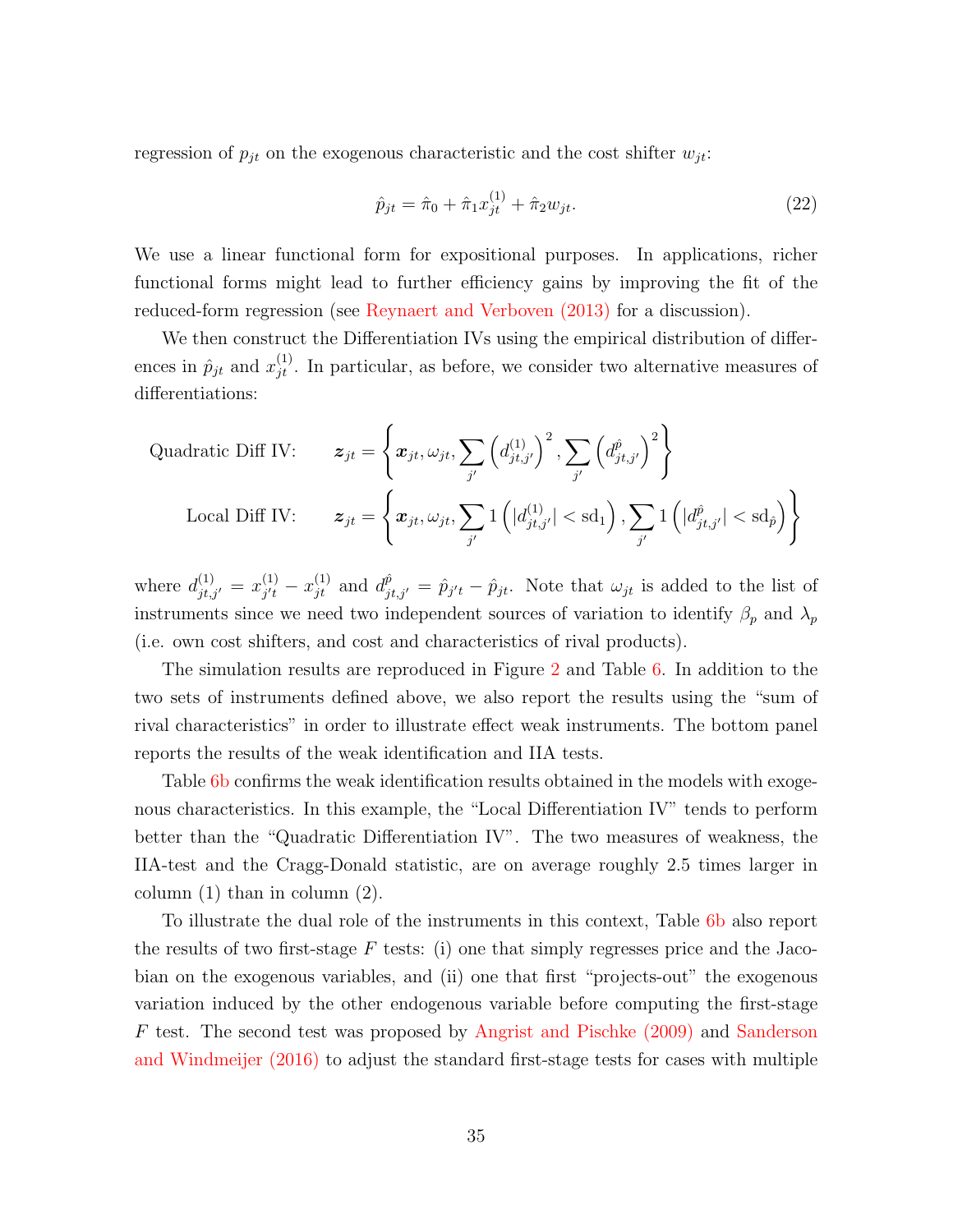regression of $p_{jt}$ on the exogenous characteristic and the cost shifter $w_{jt}$:

$$\hat{p}_{jt} = \hat{\pi}_0 + \hat{\pi}_1 x^{(1)}_{jt} + \hat{\pi}_2 w_{jt}. \tag{22}$$

We use a linear functional form for expositional purposes. In applications, richer functional forms might lead to further efficiency gains by improving the fit of the reduced-form regression (see Reynaert and Verboven (2013) for a discussion).

We then construct the Differentiation IVs using the empirical distribution of differences in $\hat{p}_{jt}$ and $x^{(1)}_{jt}$. In particular, as before, we consider two alternative measures of differentiations:

$$\text{Quadratic Diff IV:} \qquad \boldsymbol{z}_{jt} = \left\{ \boldsymbol{x}_{jt}, \omega_{jt}, \sum_{j'} \left(d^{(1)}_{jt,j'}\right)^2, \sum_{j'} \left(d^{\hat{p}}_{jt,j'}\right)^2 \right\}$$

$$\text{Local Diff IV:} \qquad \boldsymbol{z}_{jt} = \left\{ \boldsymbol{x}_{jt}, \omega_{jt}, \sum_{j'} 1\left(|d^{(1)}_{jt,j'}| < \text{sd}_1\right), \sum_{j'} 1\left(|d^{\hat{p}}_{jt,j'}| < \text{sd}_{\hat{p}}\right) \right\}$$

where $d^{(1)}_{jt,j'} = x^{(1)}_{j't} - x^{(1)}_{jt}$ and $d^{\hat{p}}_{jt,j'} = \hat{p}_{j't} - \hat{p}_{jt}$. Note that $\omega_{jt}$ is added to the list of instruments since we need two independent sources of variation to identify $\beta_p$ and $\lambda_p$ (i.e. own cost shifters, and cost and characteristics of rival products).

The simulation results are reproduced in Figure 2 and Table 6. In addition to the two sets of instruments defined above, we also report the results using the "sum of rival characteristics" in order to illustrate effect weak instruments. The bottom panel reports the results of the weak identification and IIA tests.

Table 6b confirms the weak identification results obtained in the models with exogenous characteristics. In this example, the "Local Differentiation IV" tends to perform better than the "Quadratic Differentiation IV". The two measures of weakness, the IIA-test and the Cragg-Donald statistic, are on average roughly 2.5 times larger in column (1) than in column (2).

To illustrate the dual role of the instruments in this context, Table 6b also report the results of two first-stage $F$ tests: (i) one that simply regresses price and the Jacobian on the exogenous variables, and (ii) one that first "projects-out" the exogenous variation induced by the other endogenous variable before computing the first-stage $F$ test. The second test was proposed by Angrist and Pischke (2009) and Sanderson and Windmeijer (2016) to adjust the standard first-stage tests for cases with multiple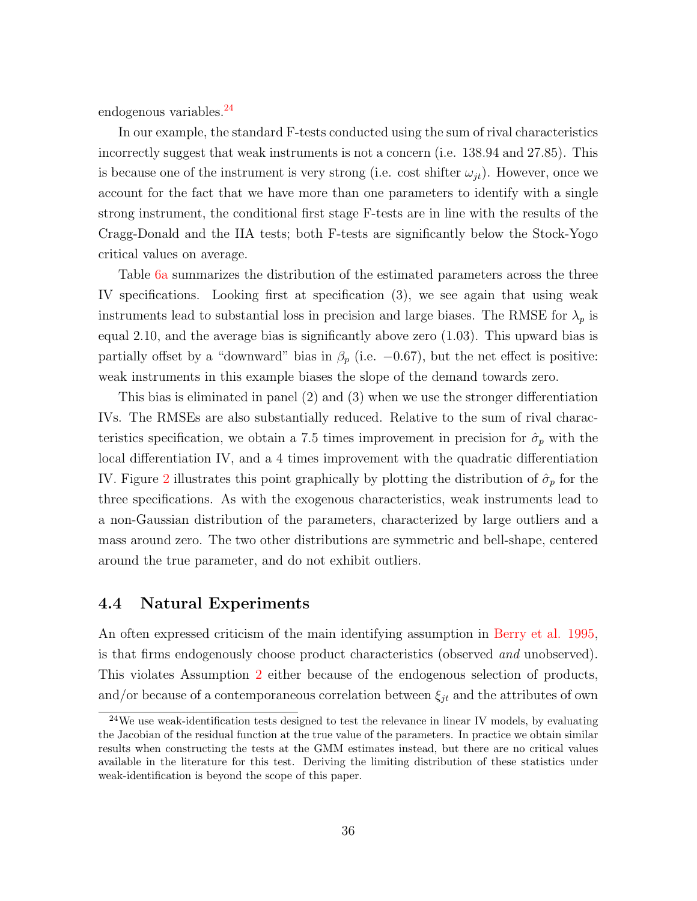endogenous variables.[24]

In our example, the standard F-tests conducted using the sum of rival characteristics incorrectly suggest that weak instruments is not a concern (i.e. 138.94 and 27.85). This is because one of the instrument is very strong (i.e. cost shifter $\omega_{jt}$). However, once we account for the fact that we have more than one parameters to identify with a single strong instrument, the conditional first stage F-tests are in line with the results of the Cragg-Donald and the IIA tests; both F-tests are significantly below the Stock-Yogo critical values on average.

Table 6a summarizes the distribution of the estimated parameters across the three IV specifications. Looking first at specification (3), we see again that using weak instruments lead to substantial loss in precision and large biases. The RMSE for $\lambda_p$ is equal 2.10, and the average bias is significantly above zero (1.03). This upward bias is partially offset by a "downward" bias in $\beta_p$ (i.e. $-0.67$), but the net effect is positive: weak instruments in this example biases the slope of the demand towards zero.

This bias is eliminated in panel (2) and (3) when we use the stronger differentiation IVs. The RMSEs are also substantially reduced. Relative to the sum of rival characteristics specification, we obtain a 7.5 times improvement in precision for $\hat{\sigma}_p$ with the local differentiation IV, and a 4 times improvement with the quadratic differentiation IV. Figure 2 illustrates this point graphically by plotting the distribution of $\hat{\sigma}_p$ for the three specifications. As with the exogenous characteristics, weak instruments lead to a non-Gaussian distribution of the parameters, characterized by large outliers and a mass around zero. The two other distributions are symmetric and bell-shape, centered around the true parameter, and do not exhibit outliers.

### 4.4 Natural Experiments

An often expressed criticism of the main identifying assumption in Berry et al. 1995, is that firms endogenously choose product characteristics (observed *and* unobserved). This violates Assumption 2 either because of the endogenous selection of products, and/or because of a contemporaneous correlation between $\xi_{jt}$ and the attributes of own

[24] We use weak-identification tests designed to test the relevance in linear IV models, by evaluating the Jacobian of the residual function at the true value of the parameters. In practice we obtain similar results when constructing the tests at the GMM estimates instead, but there are no critical values available in the literature for this test. Deriving the limiting distribution of these statistics under weak-identification is beyond the scope of this paper.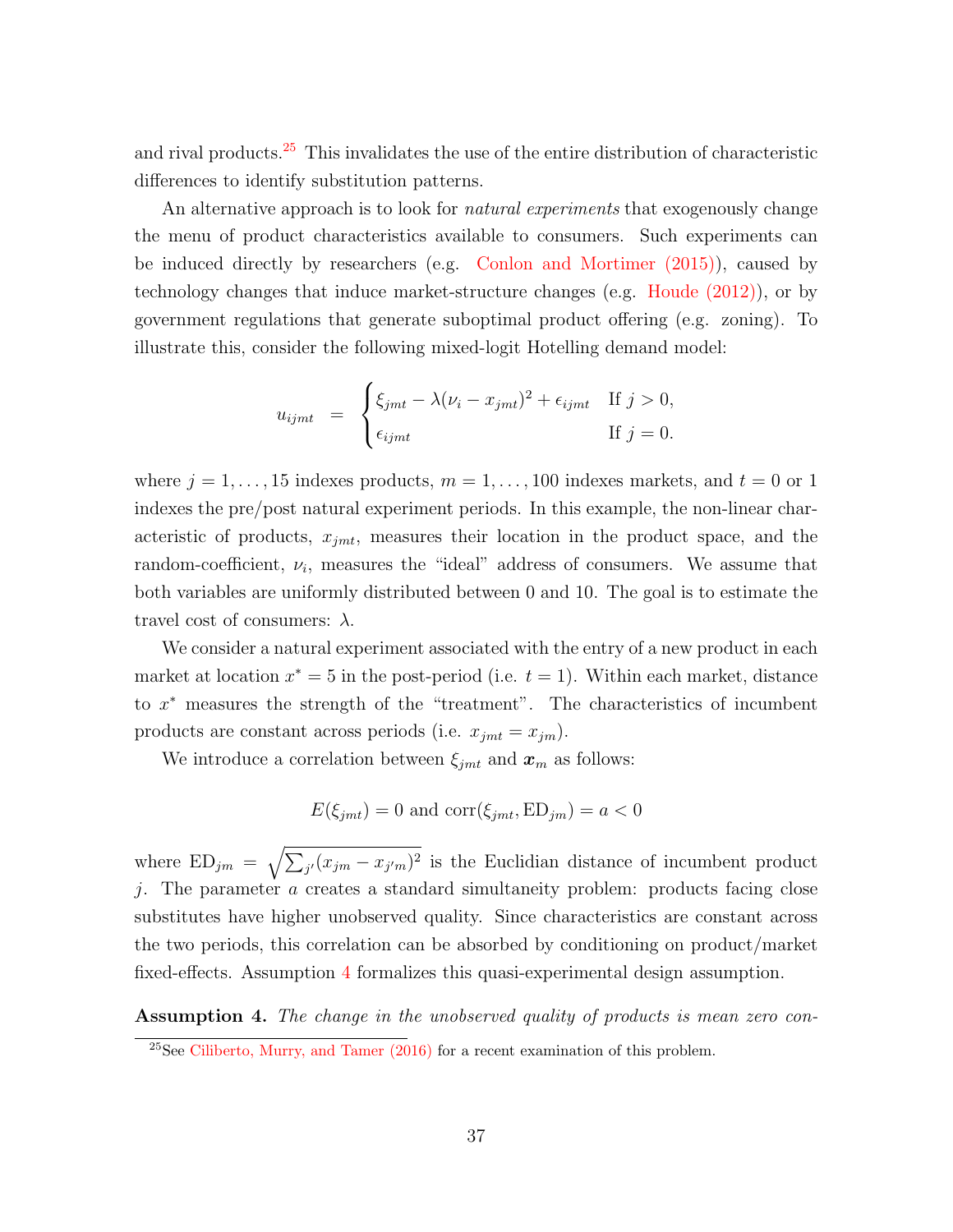and rival products.[25] This invalidates the use of the entire distribution of characteristic differences to identify substitution patterns.

An alternative approach is to look for *natural experiments* that exogenously change the menu of product characteristics available to consumers. Such experiments can be induced directly by researchers (e.g. Conlon and Mortimer (2015)), caused by technology changes that induce market-structure changes (e.g. Houde (2012)), or by government regulations that generate suboptimal product offering (e.g. zoning). To illustrate this, consider the following mixed-logit Hotelling demand model:

$$u_{ijmt} = \begin{cases} \xi_{jmt} - \lambda(\nu_i - x_{jmt})^2 + \epsilon_{ijmt} & \text{If } j > 0, \\ \epsilon_{ijmt} & \text{If } j = 0. \end{cases}$$

where $j = 1, \ldots, 15$ indexes products, $m = 1, \ldots, 100$ indexes markets, and $t = 0$ or 1 indexes the pre/post natural experiment periods. In this example, the non-linear characteristic of products, $x_{jmt}$, measures their location in the product space, and the random-coefficient, $\nu_i$, measures the "ideal" address of consumers. We assume that both variables are uniformly distributed between 0 and 10. The goal is to estimate the travel cost of consumers: $\lambda$.

We consider a natural experiment associated with the entry of a new product in each market at location $x^* = 5$ in the post-period (i.e. $t = 1$). Within each market, distance to $x^*$ measures the strength of the "treatment". The characteristics of incumbent products are constant across periods (i.e. $x_{jmt} = x_{jm}$).

We introduce a correlation between $\xi_{jmt}$ and $\boldsymbol{x}_m$ as follows:

$$E(\xi_{jmt}) = 0 \text{ and } \text{corr}(\xi_{jmt}, \text{ED}_{jm}) = a < 0$$

where $\text{ED}_{jm} = \sqrt{\sum_{j'}(x_{jm} - x_{j'm})^2}$ is the Euclidian distance of incumbent product $j$. The parameter $a$ creates a standard simultaneity problem: products facing close substitutes have higher unobserved quality. Since characteristics are constant across the two periods, this correlation can be absorbed by conditioning on product/market fixed-effects. Assumption 4 formalizes this quasi-experimental design assumption.

**Assumption 4.** *The change in the unobserved quality of products is mean zero con-*

[25] See Ciliberto, Murry, and Tamer (2016) for a recent examination of this problem.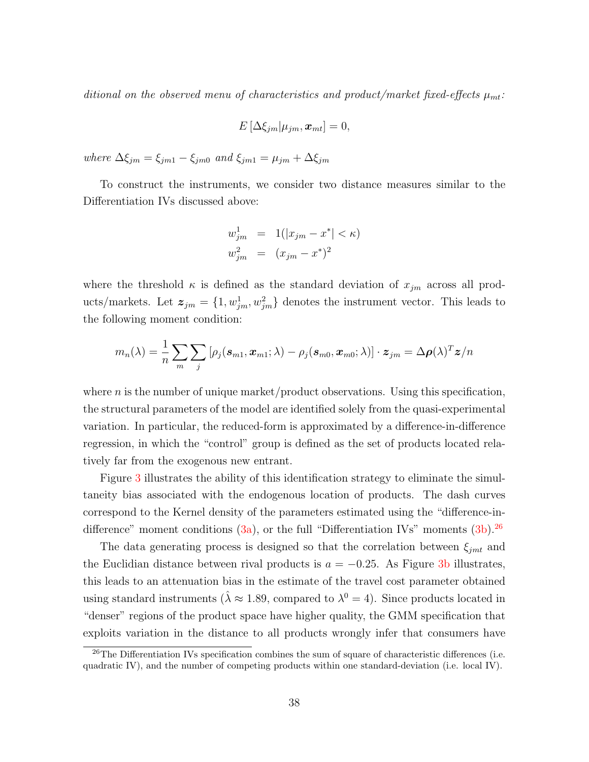*ditional on the observed menu of characteristics and product/market fixed-effects $\mu_{mt}$:*

$$E\left[\Delta\xi_{jm}|\mu_{jm}, \boldsymbol{x}_{mt}\right] = 0,$$

*where $\Delta\xi_{jm} = \xi_{jm1} - \xi_{jm0}$ and $\xi_{jm1} = \mu_{jm} + \Delta\xi_{jm}$*

To construct the instruments, we consider two distance measures similar to the Differentiation IVs discussed above:

$$\begin{aligned}
w_{jm}^1 &= 1(|x_{jm} - x^*| < \kappa) \\
w_{jm}^2 &= (x_{jm} - x^*)^2
\end{aligned}$$

where the threshold $\kappa$ is defined as the standard deviation of $x_{jm}$ across all products/markets. Let $\boldsymbol{z}_{jm} = \{1, w_{jm}^1, w_{jm}^2\}$ denotes the instrument vector. This leads to the following moment condition:

$$m_n(\lambda) = \frac{1}{n}\sum_m \sum_j \left[\rho_j(\boldsymbol{s}_{m1}, \boldsymbol{x}_{m1}; \lambda) - \rho_j(\boldsymbol{s}_{m0}, \boldsymbol{x}_{m0}; \lambda)\right] \cdot \boldsymbol{z}_{jm} = \Delta\boldsymbol{\rho}(\lambda)^T \boldsymbol{z}/n$$

where $n$ is the number of unique market/product observations. Using this specification, the structural parameters of the model are identified solely from the quasi-experimental variation. In particular, the reduced-form is approximated by a difference-in-difference regression, in which the "control" group is defined as the set of products located relatively far from the exogenous new entrant.

Figure 3 illustrates the ability of this identification strategy to eliminate the simultaneity bias associated with the endogenous location of products. The dash curves correspond to the Kernel density of the parameters estimated using the "difference-in-difference" moment conditions (3a), or the full "Differentiation IVs" moments (3b).[26]

The data generating process is designed so that the correlation between $\xi_{jmt}$ and the Euclidian distance between rival products is $a = -0.25$. As Figure 3b illustrates, this leads to an attenuation bias in the estimate of the travel cost parameter obtained using standard instruments ($\hat{\lambda} \approx 1.89$, compared to $\lambda^0 = 4$). Since products located in "denser" regions of the product space have higher quality, the GMM specification that exploits variation in the distance to all products wrongly infer that consumers have

[26] The Differentiation IVs specification combines the sum of square of characteristic differences (i.e. quadratic IV), and the number of competing products within one standard-deviation (i.e. local IV).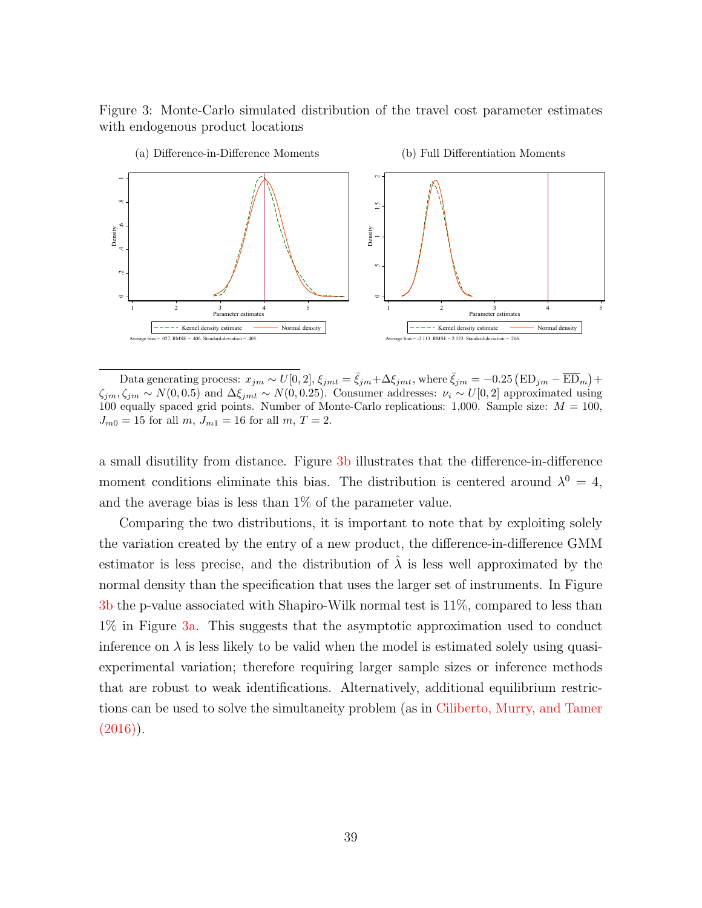Figure 3: Monte-Carlo simulated distribution of the travel cost parameter estimates with endogenous product locations

(a) Difference-in-Difference Moments

Average bias = .027. RMSE = .406. Standard-deviation = .405.

(b) Full Differentiation Moments

Average bias = -2.113. RMSE = 2.123. Standard-deviation = .206.

Data generating process: $x_{jm} \sim U[0,2]$, $\xi_{jmt} = \bar{\xi}_{jm} + \Delta\xi_{jmt}$, where $\bar{\xi}_{jm} = -0.25\left(\text{ED}_{jm} - \overline{\text{ED}}_m\right) + \zeta_{jm}, \zeta_{jm} \sim N(0, 0.5)$ and $\Delta\xi_{jmt} \sim N(0, 0.25)$. Consumer addresses: $\nu_i \sim U[0,2]$ approximated using 100 equally spaced grid points. Number of Monte-Carlo replications: 1,000. Sample size: $M = 100$, $J_{m0} = 15$ for all $m$, $J_{m1} = 16$ for all $m$, $T = 2$.

a small disutility from distance. Figure 3b illustrates that the difference-in-difference moment conditions eliminate this bias. The distribution is centered around $\lambda^0 = 4$, and the average bias is less than 1% of the parameter value.

Comparing the two distributions, it is important to note that by exploiting solely the variation created by the entry of a new product, the difference-in-difference GMM estimator is less precise, and the distribution of $\hat{\lambda}$ is less well approximated by the normal density than the specification that uses the larger set of instruments. In Figure 3b the p-value associated with Shapiro-Wilk normal test is 11%, compared to less than 1% in Figure 3a. This suggests that the asymptotic approximation used to conduct inference on $\lambda$ is less likely to be valid when the model is estimated solely using quasi-experimental variation; therefore requiring larger sample sizes or inference methods that are robust to weak identifications. Alternatively, additional equilibrium restrictions can be used to solve the simultaneity problem (as in Ciliberto, Murry, and Tamer (2016)).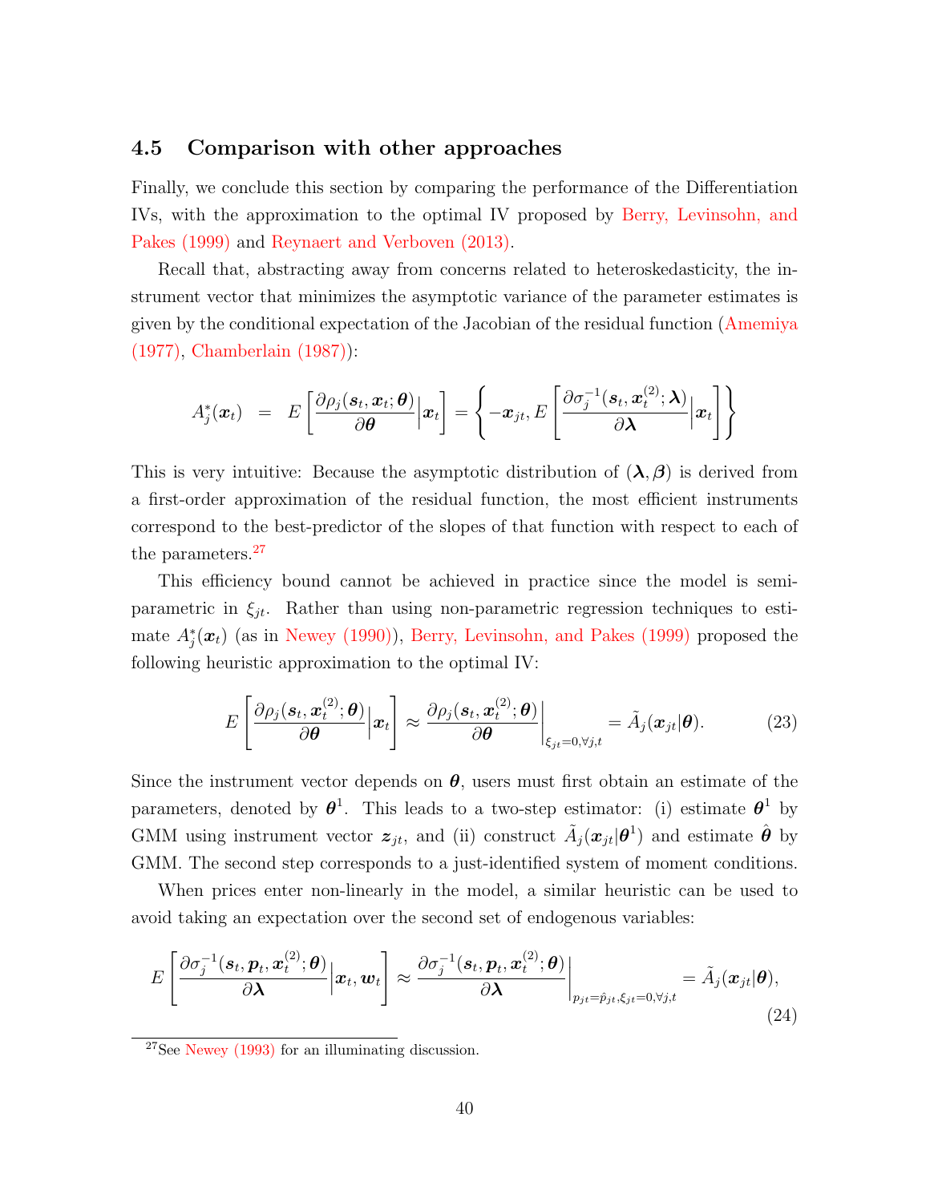### 4.5 Comparison with other approaches

Finally, we conclude this section by comparing the performance of the Differentiation IVs, with the approximation to the optimal IV proposed by Berry, Levinsohn, and Pakes (1999) and Reynaert and Verboven (2013).

Recall that, abstracting away from concerns related to heteroskedasticity, the instrument vector that minimizes the asymptotic variance of the parameter estimates is given by the conditional expectation of the Jacobian of the residual function (Amemiya (1977), Chamberlain (1987)):

$$A_j^*(\boldsymbol{x}_t) \;\; = \;\; E\left[\frac{\partial \rho_j(\boldsymbol{s}_t, \boldsymbol{x}_t; \boldsymbol{\theta})}{\partial \boldsymbol{\theta}}\Big| \boldsymbol{x}_t\right] = \left\{ -\boldsymbol{x}_{jt}, E\left[\frac{\partial \sigma_j^{-1}(\boldsymbol{s}_t, \boldsymbol{x}_t^{(2)}; \boldsymbol{\lambda})}{\partial \boldsymbol{\lambda}}\Big| \boldsymbol{x}_t\right]\right\}$$

This is very intuitive: Because the asymptotic distribution of $(\boldsymbol{\lambda}, \boldsymbol{\beta})$ is derived from a first-order approximation of the residual function, the most efficient instruments correspond to the best-predictor of the slopes of that function with respect to each of the parameters.[27]

This efficiency bound cannot be achieved in practice since the model is semi-parametric in $\xi_{jt}$. Rather than using non-parametric regression techniques to estimate $A_j^*(\boldsymbol{x}_t)$ (as in Newey (1990)), Berry, Levinsohn, and Pakes (1999) proposed the following heuristic approximation to the optimal IV:

$$E\left[\frac{\partial \rho_j(\boldsymbol{s}_t, \boldsymbol{x}_t^{(2)}; \boldsymbol{\theta})}{\partial \boldsymbol{\theta}}\Big| \boldsymbol{x}_t\right] \approx \frac{\partial \rho_j(\boldsymbol{s}_t, \boldsymbol{x}_t^{(2)}; \boldsymbol{\theta})}{\partial \boldsymbol{\theta}}\Big|_{\xi_{jt}=0, \forall j,t} = \tilde{A}_j(\boldsymbol{x}_{jt}|\boldsymbol{\theta}). \tag{23}$$

Since the instrument vector depends on $\boldsymbol{\theta}$, users must first obtain an estimate of the parameters, denoted by $\boldsymbol{\theta}^1$. This leads to a two-step estimator: (i) estimate $\boldsymbol{\theta}^1$ by GMM using instrument vector $\boldsymbol{z}_{jt}$, and (ii) construct $\tilde{A}_j(\boldsymbol{x}_{jt}|\boldsymbol{\theta}^1)$ and estimate $\hat{\boldsymbol{\theta}}$ by GMM. The second step corresponds to a just-identified system of moment conditions.

When prices enter non-linearly in the model, a similar heuristic can be used to avoid taking an expectation over the second set of endogenous variables:

$$E\left[\frac{\partial \sigma_j^{-1}(\boldsymbol{s}_t, \boldsymbol{p}_t, \boldsymbol{x}_t^{(2)}; \boldsymbol{\theta})}{\partial \boldsymbol{\lambda}}\Big| \boldsymbol{x}_t, \boldsymbol{w}_t\right] \approx \frac{\partial \sigma_j^{-1}(\boldsymbol{s}_t, \boldsymbol{p}_t, \boldsymbol{x}_t^{(2)}; \boldsymbol{\theta})}{\partial \boldsymbol{\lambda}}\Big|_{p_{jt}=\hat{p}_{jt}, \xi_{jt}=0, \forall j,t} = \tilde{A}_j(\boldsymbol{x}_{jt}|\boldsymbol{\theta}), \tag{24}$$

[27] See Newey (1993) for an illuminating discussion.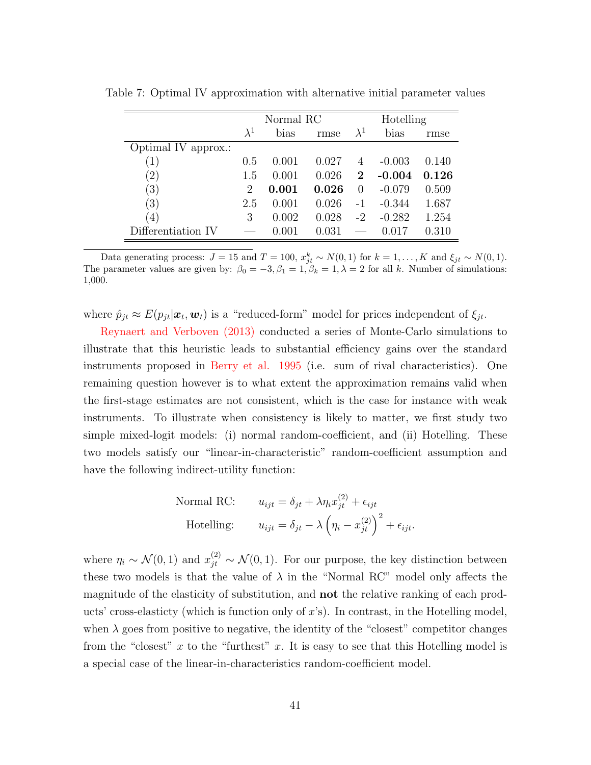Table 7: Optimal IV approximation with alternative initial parameter values

| | Normal RC | | | Hotelling | | |
|---|---|---|---|---|---|---|
| | $\lambda^1$ | bias | rmse | $\lambda^1$ | bias | rmse |
| Optimal IV approx.: | | | | | | |
| (1) | 0.5 | 0.001 | 0.027 | 4 | -0.003 | 0.140 |
| (2) | 1.5 | 0.001 | 0.026 | **2** | **-0.004** | **0.126** |
| (3) | 2 | **0.001** | **0.026** | 0 | -0.079 | 0.509 |
| (3) | 2.5 | 0.001 | 0.026 | -1 | -0.344 | 1.687 |
| (4) | 3 | 0.002 | 0.028 | -2 | -0.282 | 1.254 |
| Differentiation IV | — | 0.001 | 0.031 | — | 0.017 | 0.310 |

Data generating process: $J = 15$ and $T = 100$, $x^k_{jt} \sim N(0, 1)$ for $k = 1, \ldots, K$ and $\xi_{jt} \sim N(0, 1)$. The parameter values are given by: $\beta_0 = -3, \beta_1 = 1, \beta_k = 1, \lambda = 2$ for all $k$. Number of simulations: 1,000.

where $\hat{p}_{jt} \approx E(p_{jt}|\boldsymbol{x}_t, \boldsymbol{w}_t)$ is a "reduced-form" model for prices independent of $\xi_{jt}$.

Reynaert and Verboven (2013) conducted a series of Monte-Carlo simulations to illustrate that this heuristic leads to substantial efficiency gains over the standard instruments proposed in Berry et al. 1995 (i.e. sum of rival characteristics). One remaining question however is to what extent the approximation remains valid when the first-stage estimates are not consistent, which is the case for instance with weak instruments. To illustrate when consistency is likely to matter, we first study two simple mixed-logit models: (i) normal random-coefficient, and (ii) Hotelling. These two models satisfy our "linear-in-characteristic" random-coefficient assumption and have the following indirect-utility function:

$$\text{Normal RC:} \qquad u_{ijt} = \delta_{jt} + \lambda \eta_i x^{(2)}_{jt} + \epsilon_{ijt}$$

$$\text{Hotelling:} \qquad u_{ijt} = \delta_{jt} - \lambda \left( \eta_i - x^{(2)}_{jt} \right)^2 + \epsilon_{ijt}.$$

where $\eta_i \sim \mathcal{N}(0, 1)$ and $x^{(2)}_{jt} \sim \mathcal{N}(0, 1)$. For our purpose, the key distinction between these two models is that the value of $\lambda$ in the "Normal RC" model only affects the magnitude of the elasticity of substitution, and **not** the relative ranking of each products' cross-elasticty (which is function only of $x$'s). In contrast, in the Hotelling model, when $\lambda$ goes from positive to negative, the identity of the "closest" competitor changes from the "closest" $x$ to the "furthest" $x$. It is easy to see that this Hotelling model is a special case of the linear-in-characteristics random-coefficient model.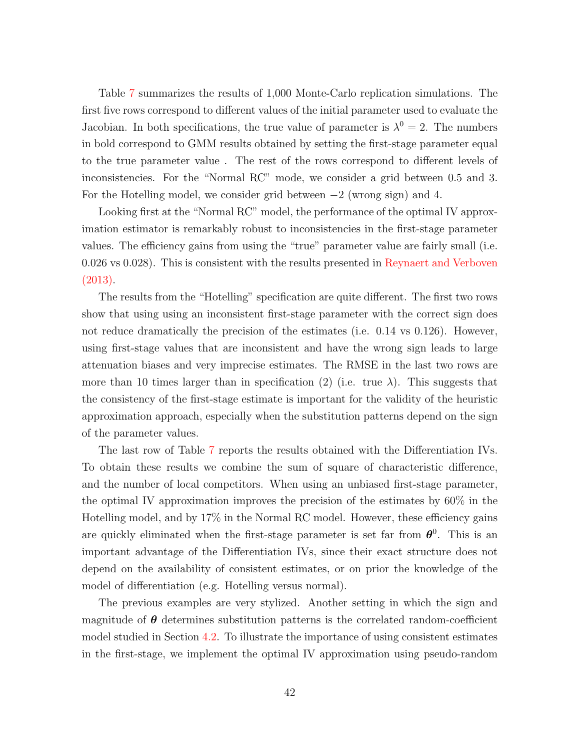Table 7 summarizes the results of 1,000 Monte-Carlo replication simulations. The first five rows correspond to different values of the initial parameter used to evaluate the Jacobian. In both specifications, the true value of parameter is $\lambda^0 = 2$. The numbers in bold correspond to GMM results obtained by setting the first-stage parameter equal to the true parameter value . The rest of the rows correspond to different levels of inconsistencies. For the "Normal RC" mode, we consider a grid between 0.5 and 3. For the Hotelling model, we consider grid between $-2$ (wrong sign) and 4.

Looking first at the "Normal RC" model, the performance of the optimal IV approximation estimator is remarkably robust to inconsistencies in the first-stage parameter values. The efficiency gains from using the "true" parameter value are fairly small (i.e. 0.026 vs 0.028). This is consistent with the results presented in Reynaert and Verboven (2013).

The results from the "Hotelling" specification are quite different. The first two rows show that using using an inconsistent first-stage parameter with the correct sign does not reduce dramatically the precision of the estimates (i.e. 0.14 vs 0.126). However, using first-stage values that are inconsistent and have the wrong sign leads to large attenuation biases and very imprecise estimates. The RMSE in the last two rows are more than 10 times larger than in specification (2) (i.e. true $\lambda$). This suggests that the consistency of the first-stage estimate is important for the validity of the heuristic approximation approach, especially when the substitution patterns depend on the sign of the parameter values.

The last row of Table 7 reports the results obtained with the Differentiation IVs. To obtain these results we combine the sum of square of characteristic difference, and the number of local competitors. When using an unbiased first-stage parameter, the optimal IV approximation improves the precision of the estimates by 60% in the Hotelling model, and by 17% in the Normal RC model. However, these efficiency gains are quickly eliminated when the first-stage parameter is set far from $\boldsymbol{\theta}^0$. This is an important advantage of the Differentiation IVs, since their exact structure does not depend on the availability of consistent estimates, or on prior the knowledge of the model of differentiation (e.g. Hotelling versus normal).

The previous examples are very stylized. Another setting in which the sign and magnitude of $\boldsymbol{\theta}$ determines substitution patterns is the correlated random-coefficient model studied in Section 4.2. To illustrate the importance of using consistent estimates in the first-stage, we implement the optimal IV approximation using pseudo-random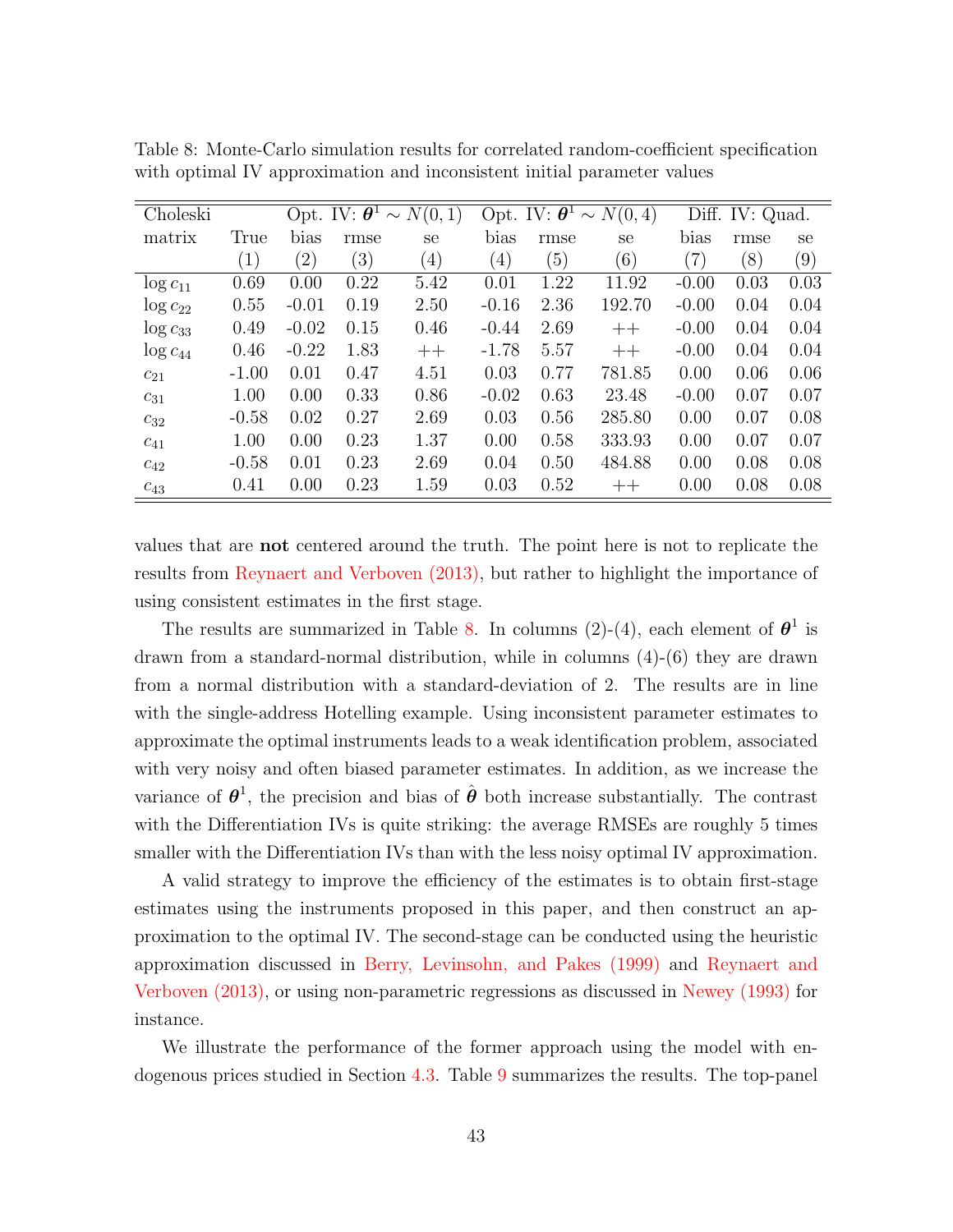Table 8: Monte-Carlo simulation results for correlated random-coefficient specification with optimal IV approximation and inconsistent initial parameter values

| Choleski | | Opt. IV: $\boldsymbol{\theta}^1 \sim N(0,1)$ | | | Opt. IV: $\boldsymbol{\theta}^1 \sim N(0,4)$ | | | Diff. IV: Quad. | | |
|---|---|---|---|---|---|---|---|---|---|---|
| matrix | True | bias | rmse | se | bias | rmse | se | bias | rmse | se |
| | (1) | (2) | (3) | (4) | (4) | (5) | (6) | (7) | (8) | (9) |
| $\log c_{11}$ | 0.69 | 0.00 | 0.22 | 5.42 | 0.01 | 1.22 | 11.92 | -0.00 | 0.03 | 0.03 |
| $\log c_{22}$ | 0.55 | -0.01 | 0.19 | 2.50 | -0.16 | 2.36 | 192.70 | -0.00 | 0.04 | 0.04 |
| $\log c_{33}$ | 0.49 | -0.02 | 0.15 | 0.46 | -0.44 | 2.69 | ++ | -0.00 | 0.04 | 0.04 |
| $\log c_{44}$ | 0.46 | -0.22 | 1.83 | ++ | -1.78 | 5.57 | ++ | -0.00 | 0.04 | 0.04 |
| $c_{21}$ | -1.00 | 0.01 | 0.47 | 4.51 | 0.03 | 0.77 | 781.85 | 0.00 | 0.06 | 0.06 |
| $c_{31}$ | 1.00 | 0.00 | 0.33 | 0.86 | -0.02 | 0.63 | 23.48 | -0.00 | 0.07 | 0.07 |
| $c_{32}$ | -0.58 | 0.02 | 0.27 | 2.69 | 0.03 | 0.56 | 285.80 | 0.00 | 0.07 | 0.08 |
| $c_{41}$ | 1.00 | 0.00 | 0.23 | 1.37 | 0.00 | 0.58 | 333.93 | 0.00 | 0.07 | 0.07 |
| $c_{42}$ | -0.58 | 0.01 | 0.23 | 2.69 | 0.04 | 0.50 | 484.88 | 0.00 | 0.08 | 0.08 |
| $c_{43}$ | 0.41 | 0.00 | 0.23 | 1.59 | 0.03 | 0.52 | ++ | 0.00 | 0.08 | 0.08 |

values that are **not** centered around the truth. The point here is not to replicate the results from Reynaert and Verboven (2013), but rather to highlight the importance of using consistent estimates in the first stage.

The results are summarized in Table 8. In columns (2)-(4), each element of $\boldsymbol{\theta}^1$ is drawn from a standard-normal distribution, while in columns (4)-(6) they are drawn from a normal distribution with a standard-deviation of 2. The results are in line with the single-address Hotelling example. Using inconsistent parameter estimates to approximate the optimal instruments leads to a weak identification problem, associated with very noisy and often biased parameter estimates. In addition, as we increase the variance of $\boldsymbol{\theta}^1$, the precision and bias of $\hat{\boldsymbol{\theta}}$ both increase substantially. The contrast with the Differentiation IVs is quite striking: the average RMSEs are roughly 5 times smaller with the Differentiation IVs than with the less noisy optimal IV approximation.

A valid strategy to improve the efficiency of the estimates is to obtain first-stage estimates using the instruments proposed in this paper, and then construct an approximation to the optimal IV. The second-stage can be conducted using the heuristic approximation discussed in Berry, Levinsohn, and Pakes (1999) and Reynaert and Verboven (2013), or using non-parametric regressions as discussed in Newey (1993) for instance.

We illustrate the performance of the former approach using the model with endogenous prices studied in Section 4.3. Table 9 summarizes the results. The top-panel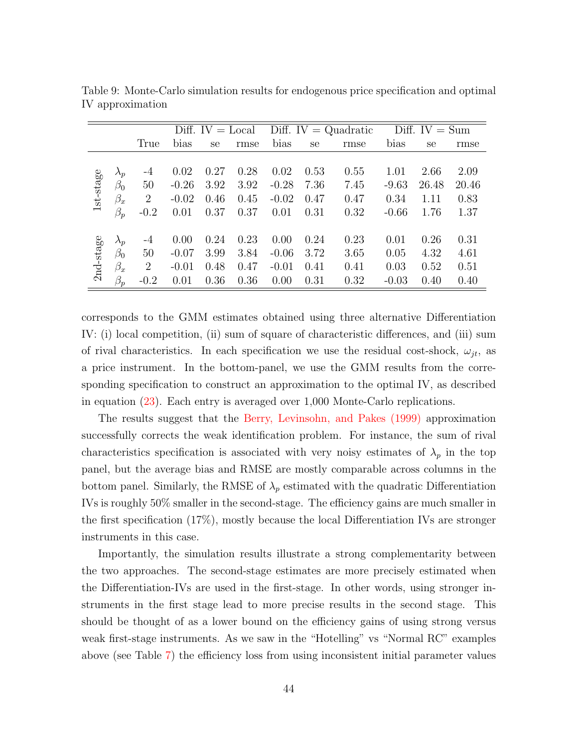Table 9: Monte-Carlo simulation results for endogenous price specification and optimal IV approximation

| | | | Diff. IV = Local | | | Diff. IV = Quadratic | | | Diff. IV = Sum | | |
|---|---|---|---|---|---|---|---|---|---|---|---|
| | | True | bias | se | rmse | bias | se | rmse | bias | se | rmse |
| 1st-stage | $\lambda_p$ | -4 | 0.02 | 0.27 | 0.28 | 0.02 | 0.53 | 0.55 | 1.01 | 2.66 | 2.09 |
| | $\beta_0$ | 50 | -0.26 | 3.92 | 3.92 | -0.28 | 7.36 | 7.45 | -9.63 | 26.48 | 20.46 |
| | $\beta_x$ | 2 | -0.02 | 0.46 | 0.45 | -0.02 | 0.47 | 0.47 | 0.34 | 1.11 | 0.83 |
| | $\beta_p$ | -0.2 | 0.01 | 0.37 | 0.37 | 0.01 | 0.31 | 0.32 | -0.66 | 1.76 | 1.37 |
| 2nd-stage | $\lambda_p$ | -4 | 0.00 | 0.24 | 0.23 | 0.00 | 0.24 | 0.23 | 0.01 | 0.26 | 0.31 |
| | $\beta_0$ | 50 | -0.07 | 3.99 | 3.84 | -0.06 | 3.72 | 3.65 | 0.05 | 4.32 | 4.61 |
| | $\beta_x$ | 2 | -0.01 | 0.48 | 0.47 | -0.01 | 0.41 | 0.41 | 0.03 | 0.52 | 0.51 |
| | $\beta_p$ | -0.2 | 0.01 | 0.36 | 0.36 | 0.00 | 0.31 | 0.32 | -0.03 | 0.40 | 0.40 |

corresponds to the GMM estimates obtained using three alternative Differentiation IV: (i) local competition, (ii) sum of square of characteristic differences, and (iii) sum of rival characteristics. In each specification we use the residual cost-shock, $\omega_{jt}$, as a price instrument. In the bottom-panel, we use the GMM results from the corresponding specification to construct an approximation to the optimal IV, as described in equation (23). Each entry is averaged over 1,000 Monte-Carlo replications.

The results suggest that the Berry, Levinsohn, and Pakes (1999) approximation successfully corrects the weak identification problem. For instance, the sum of rival characteristics specification is associated with very noisy estimates of $\lambda_p$ in the top panel, but the average bias and RMSE are mostly comparable across columns in the bottom panel. Similarly, the RMSE of $\lambda_p$ estimated with the quadratic Differentiation IVs is roughly 50% smaller in the second-stage. The efficiency gains are much smaller in the first specification (17%), mostly because the local Differentiation IVs are stronger instruments in this case.

Importantly, the simulation results illustrate a strong complementarity between the two approaches. The second-stage estimates are more precisely estimated when the Differentiation-IVs are used in the first-stage. In other words, using stronger instruments in the first stage lead to more precise results in the second stage. This should be thought of as a lower bound on the efficiency gains of using strong versus weak first-stage instruments. As we saw in the "Hotelling" vs "Normal RC" examples above (see Table 7) the efficiency loss from using inconsistent initial parameter values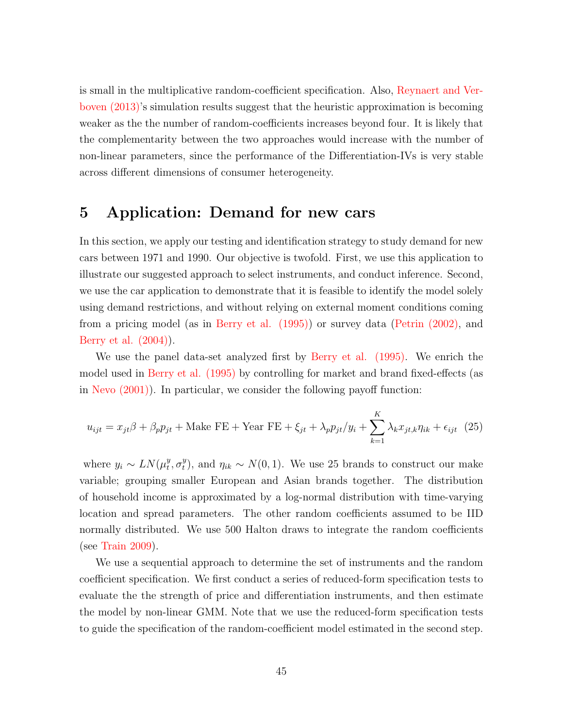is small in the multiplicative random-coefficient specification. Also, Reynaert and Verboven (2013)'s simulation results suggest that the heuristic approximation is becoming weaker as the the number of random-coefficients increases beyond four. It is likely that the complementarity between the two approaches would increase with the number of non-linear parameters, since the performance of the Differentiation-IVs is very stable across different dimensions of consumer heterogeneity.

# 5 Application: Demand for new cars

In this section, we apply our testing and identification strategy to study demand for new cars between 1971 and 1990. Our objective is twofold. First, we use this application to illustrate our suggested approach to select instruments, and conduct inference. Second, we use the car application to demonstrate that it is feasible to identify the model solely using demand restrictions, and without relying on external moment conditions coming from a pricing model (as in Berry et al. (1995)) or survey data (Petrin (2002), and Berry et al. (2004)).

We use the panel data-set analyzed first by Berry et al. (1995). We enrich the model used in Berry et al. (1995) by controlling for market and brand fixed-effects (as in Nevo (2001)). In particular, we consider the following payoff function:

$$u_{ijt} = x_{jt}\beta + \beta_p p_{jt} + \text{Make FE} + \text{Year FE} + \xi_{jt} + \lambda_p p_{jt}/y_i + \sum_{k=1}^{K} \lambda_k x_{jt,k}\eta_{ik} + \epsilon_{ijt} \quad (25)$$

where $y_i \sim LN(\mu_t^y, \sigma_t^y)$, and $\eta_{ik} \sim N(0,1)$. We use 25 brands to construct our make variable; grouping smaller European and Asian brands together. The distribution of household income is approximated by a log-normal distribution with time-varying location and spread parameters. The other random coefficients assumed to be IID normally distributed. We use 500 Halton draws to integrate the random coefficients (see Train 2009).

We use a sequential approach to determine the set of instruments and the random coefficient specification. We first conduct a series of reduced-form specification tests to evaluate the the strength of price and differentiation instruments, and then estimate the model by non-linear GMM. Note that we use the reduced-form specification tests to guide the specification of the random-coefficient model estimated in the second step.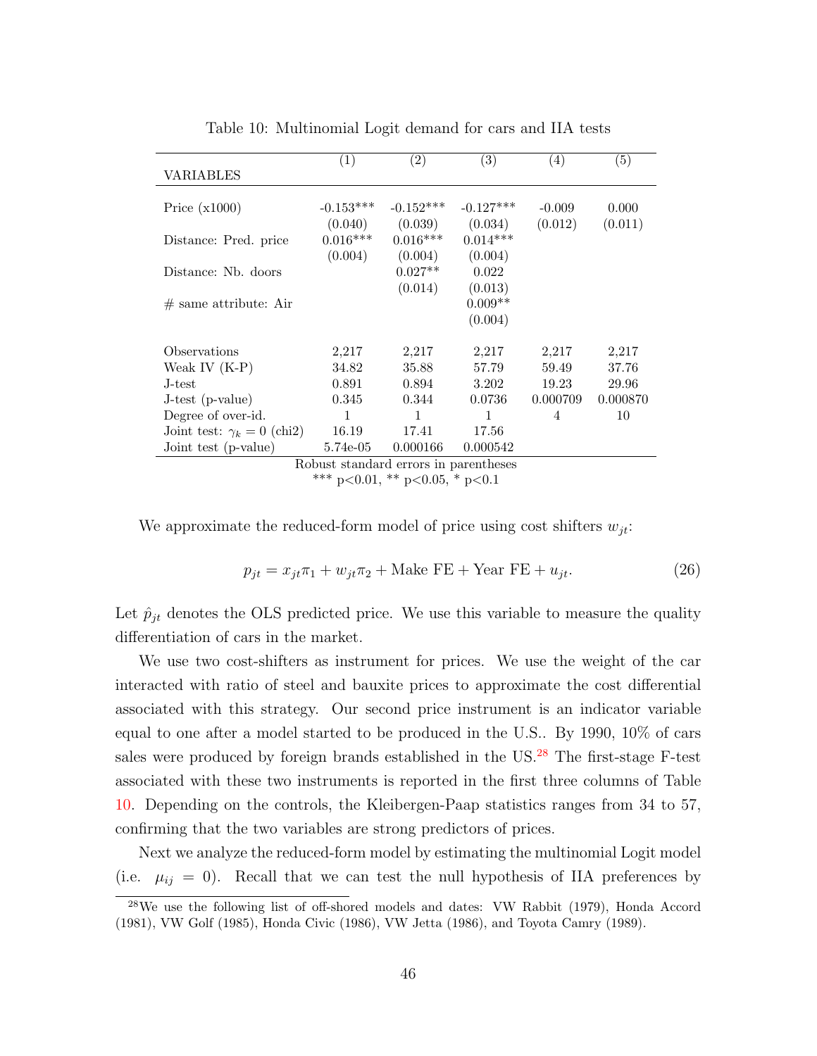Table 10: Multinomial Logit demand for cars and IIA tests

| VARIABLES | (1) | (2) | (3) | (4) | (5) |
|---|---|---|---|---|---|
| Price (x1000) | -0.153*** | -0.152*** | -0.127*** | -0.009 | 0.000 |
| | (0.040) | (0.039) | (0.034) | (0.012) | (0.011) |
| Distance: Pred. price | 0.016*** | 0.016*** | 0.014*** | | |
| | (0.004) | (0.004) | (0.004) | | |
| Distance: Nb. doors | | 0.027** | 0.022 | | |
| | | (0.014) | (0.013) | | |
| # same attribute: Air | | | 0.009** | | |
| | | | (0.004) | | |
| Observations | 2,217 | 2,217 | 2,217 | 2,217 | 2,217 |
| Weak IV (K-P) | 34.82 | 35.88 | 57.79 | 59.49 | 37.76 |
| J-test | 0.891 | 0.894 | 3.202 | 19.23 | 29.96 |
| J-test (p-value) | 0.345 | 0.344 | 0.0736 | 0.000709 | 0.000870 |
| Degree of over-id. | 1 | 1 | 1 | 4 | 10 |
| Joint test: $\gamma_k = 0$ (chi2) | 16.19 | 17.41 | 17.56 | | |
| Joint test (p-value) | 5.74e-05 | 0.000166 | 0.000542 | | |

Robust standard errors in parentheses
*** p<0.01, ** p<0.05, * p<0.1

We approximate the reduced-form model of price using cost shifters $w_{jt}$:

$$p_{jt} = x_{jt}\pi_1 + w_{jt}\pi_2 + \text{Make FE} + \text{Year FE} + u_{jt}. \tag{26}$$

Let $\hat{p}_{jt}$ denotes the OLS predicted price. We use this variable to measure the quality differentiation of cars in the market.

We use two cost-shifters as instrument for prices. We use the weight of the car interacted with ratio of steel and bauxite prices to approximate the cost differential associated with this strategy. Our second price instrument is an indicator variable equal to one after a model started to be produced in the U.S.. By 1990, 10% of cars sales were produced by foreign brands established in the US.[28] The first-stage F-test associated with these two instruments is reported in the first three columns of Table 10. Depending on the controls, the Kleibergen-Paap statistics ranges from 34 to 57, confirming that the two variables are strong predictors of prices.

Next we analyze the reduced-form model by estimating the multinomial Logit model (i.e. $\mu_{ij} = 0$). Recall that we can test the null hypothesis of IIA preferences by

[28] We use the following list of off-shored models and dates: VW Rabbit (1979), Honda Accord (1981), VW Golf (1985), Honda Civic (1986), VW Jetta (1986), and Toyota Camry (1989).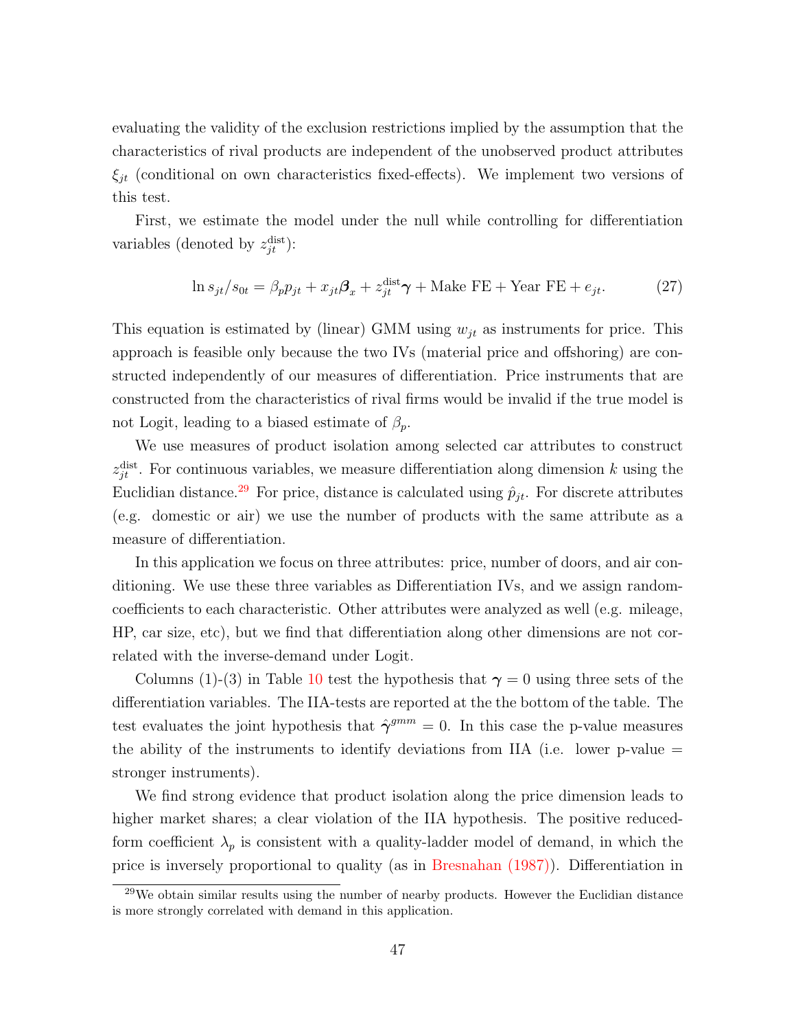evaluating the validity of the exclusion restrictions implied by the assumption that the characteristics of rival products are independent of the unobserved product attributes $\xi_{jt}$ (conditional on own characteristics fixed-effects). We implement two versions of this test.

First, we estimate the model under the null while controlling for differentiation variables (denoted by $z_{jt}^{\text{dist}}$):

$$\ln s_{jt}/s_{0t} = \beta_p p_{jt} + x_{jt}\boldsymbol{\beta}_x + z_{jt}^{\text{dist}}\boldsymbol{\gamma} + \text{Make FE} + \text{Year FE} + e_{jt}. \tag{27}$$

This equation is estimated by (linear) GMM using $w_{jt}$ as instruments for price. This approach is feasible only because the two IVs (material price and offshoring) are constructed independently of our measures of differentiation. Price instruments that are constructed from the characteristics of rival firms would be invalid if the true model is not Logit, leading to a biased estimate of $\beta_p$.

We use measures of product isolation among selected car attributes to construct $z_{jt}^{\text{dist}}$. For continuous variables, we measure differentiation along dimension $k$ using the Euclidian distance.[29] For price, distance is calculated using $\hat{p}_{jt}$. For discrete attributes (e.g. domestic or air) we use the number of products with the same attribute as a measure of differentiation.

In this application we focus on three attributes: price, number of doors, and air conditioning. We use these three variables as Differentiation IVs, and we assign random-coefficients to each characteristic. Other attributes were analyzed as well (e.g. mileage, HP, car size, etc), but we find that differentiation along other dimensions are not correlated with the inverse-demand under Logit.

Columns (1)-(3) in Table 10 test the hypothesis that $\boldsymbol{\gamma} = 0$ using three sets of the differentiation variables. The IIA-tests are reported at the the bottom of the table. The test evaluates the joint hypothesis that $\hat{\boldsymbol{\gamma}}^{gmm} = 0$. In this case the p-value measures the ability of the instruments to identify deviations from IIA (i.e. lower p-value = stronger instruments).

We find strong evidence that product isolation along the price dimension leads to higher market shares; a clear violation of the IIA hypothesis. The positive reduced-form coefficient $\lambda_p$ is consistent with a quality-ladder model of demand, in which the price is inversely proportional to quality (as in Bresnahan (1987)). Differentiation in

[29] We obtain similar results using the number of nearby products. However the Euclidian distance is more strongly correlated with demand in this application.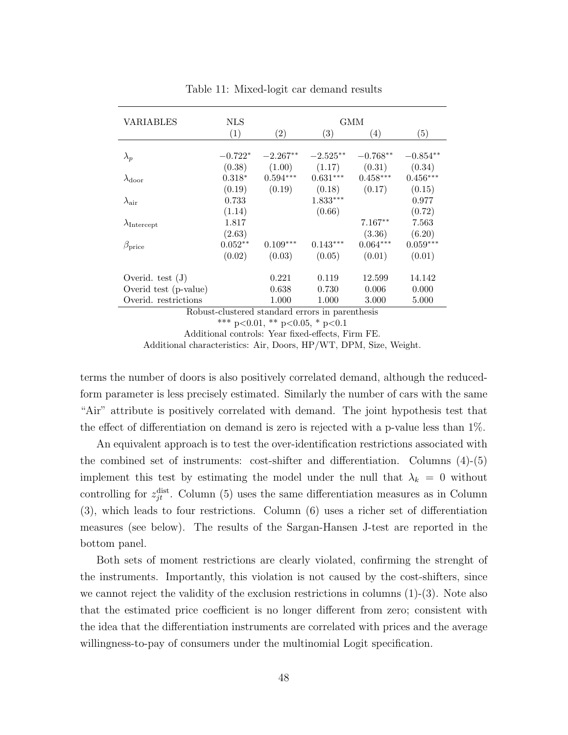Table 11: Mixed-logit car demand results

| VARIABLES | NLS | GMM | | | |
|---|---|---|---|---|---|
| | (1) | (2) | (3) | (4) | (5) |
| $\lambda_p$ | $-0.722^{*}$ | $-2.267^{**}$ | $-2.525^{**}$ | $-0.768^{**}$ | $-0.854^{**}$ |
| | (0.38) | (1.00) | (1.17) | (0.31) | (0.34) |
| $\lambda_{\text{door}}$ | $0.318^{*}$ | $0.594^{***}$ | $0.631^{***}$ | $0.458^{***}$ | $0.456^{***}$ |
| | (0.19) | (0.19) | (0.18) | (0.17) | (0.15) |
| $\lambda_{\text{air}}$ | 0.733 | | $1.833^{***}$ | | 0.977 |
| | (1.14) | | (0.66) | | (0.72) |
| $\lambda_{\text{Intercept}}$ | 1.817 | | | $7.167^{**}$ | 7.563 |
| | (2.63) | | | (3.36) | (6.20) |
| $\beta_{\text{price}}$ | $0.052^{**}$ | $0.109^{***}$ | $0.143^{***}$ | $0.064^{***}$ | $0.059^{***}$ |
| | (0.02) | (0.03) | (0.05) | (0.01) | (0.01) |
| Overid. test (J) | | 0.221 | 0.119 | 12.599 | 14.142 |
| Overid test (p-value) | | 0.638 | 0.730 | 0.006 | 0.000 |
| Overid. restrictions | | 1.000 | 1.000 | 3.000 | 5.000 |

Robust-clustered standard errors in parenthesis
*** p<0.01, ** p<0.05, * p<0.1
Additional controls: Year fixed-effects, Firm FE.
Additional characteristics: Air, Doors, HP/WT, DPM, Size, Weight.

terms the number of doors is also positively correlated demand, although the reduced-form parameter is less precisely estimated. Similarly the number of cars with the same "Air" attribute is positively correlated with demand. The joint hypothesis test that the effect of differentiation on demand is zero is rejected with a p-value less than 1%.

An equivalent approach is to test the over-identification restrictions associated with the combined set of instruments: cost-shifter and differentiation. Columns (4)-(5) implement this test by estimating the model under the null that $\lambda_k = 0$ without controlling for $z_{jt}^{\text{dist}}$. Column (5) uses the same differentiation measures as in Column (3), which leads to four restrictions. Column (6) uses a richer set of differentiation measures (see below). The results of the Sargan-Hansen J-test are reported in the bottom panel.

Both sets of moment restrictions are clearly violated, confirming the strenght of the instruments. Importantly, this violation is not caused by the cost-shifters, since we cannot reject the validity of the exclusion restrictions in columns (1)-(3). Note also that the estimated price coefficient is no longer different from zero; consistent with the idea that the differentiation instruments are correlated with prices and the average willingness-to-pay of consumers under the multinomial Logit specification.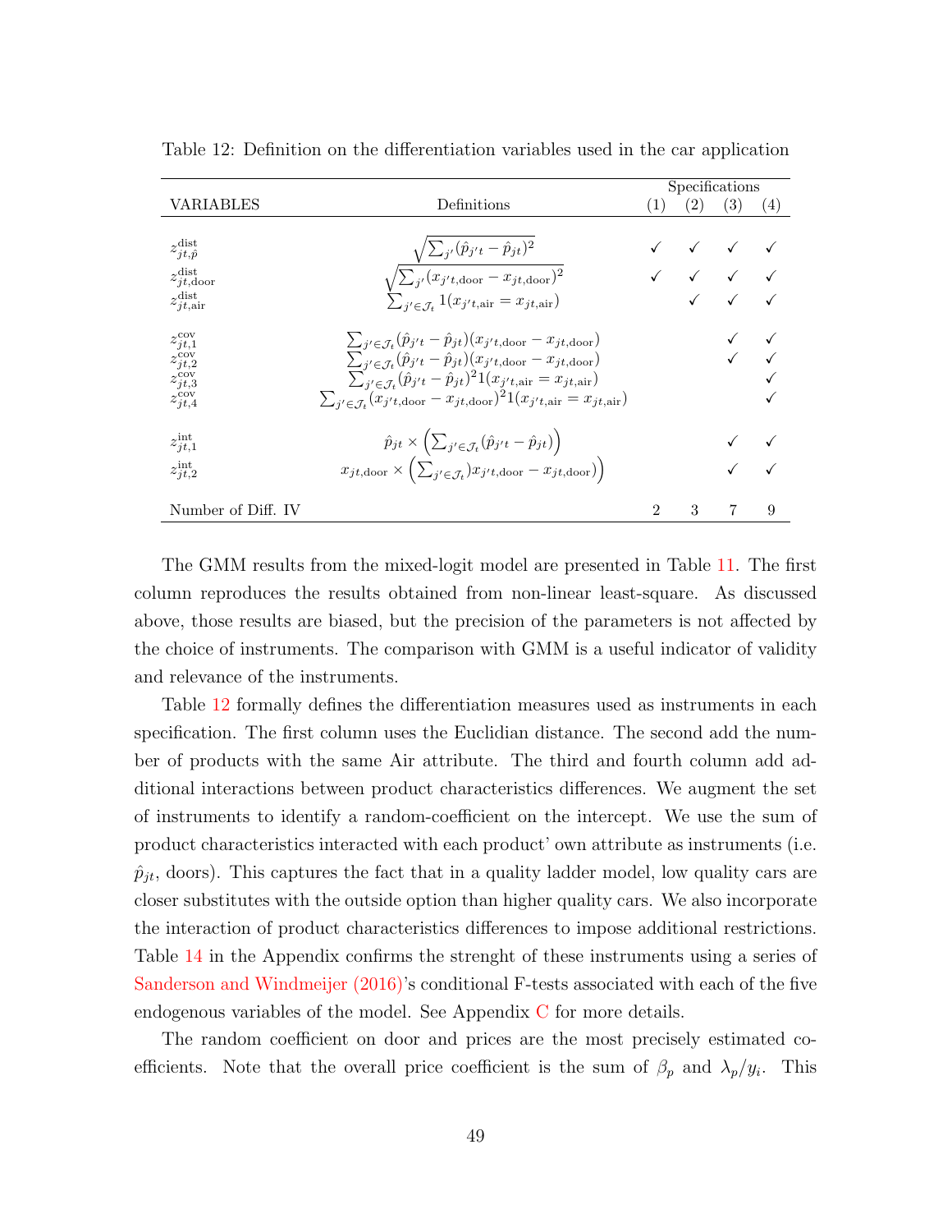Table 12: Definition on the differentiation variables used in the car application

| VARIABLES | Definitions | Specifications (1) | (2) | (3) | (4) |
|---|---|---|---|---|---|
| $z^{\text{dist}}_{jt,\hat{p}}$ | $\sqrt{\sum_{j'}(\hat{p}_{j't}-\hat{p}_{jt})^2}$ | ✓ | ✓ | ✓ | ✓ |
| $z^{\text{dist}}_{jt,\text{door}}$ | $\sqrt{\sum_{j'}(x_{j't,\text{door}}-x_{jt,\text{door}})^2}$ | ✓ | ✓ | ✓ | ✓ |
| $z^{\text{dist}}_{jt,\text{air}}$ | $\sum_{j'\in\mathcal{J}_t} 1(x_{j't,\text{air}}=x_{jt,\text{air}})$ | | ✓ | ✓ | ✓ |
| $z^{\text{cov}}_{jt,1}$ | $\sum_{j'\in\mathcal{J}_t}(\hat{p}_{j't}-\hat{p}_{jt})(x_{j't,\text{door}}-x_{jt,\text{door}})$ | | | ✓ | ✓ |
| $z^{\text{cov}}_{jt,2}$ | $\sum_{j'\in\mathcal{J}_t}(\hat{p}_{j't}-\hat{p}_{jt})(x_{j't,\text{door}}-x_{jt,\text{door}})$ | | | ✓ | ✓ |
| $z^{\text{cov}}_{jt,3}$ | $\sum_{j'\in\mathcal{J}_t}(\hat{p}_{j't}-\hat{p}_{jt})^2 1(x_{j't,\text{air}}=x_{jt,\text{air}})$ | | | | ✓ |
| $z^{\text{cov}}_{jt,4}$ | $\sum_{j'\in\mathcal{J}_t}(x_{j't,\text{door}}-x_{jt,\text{door}})^2 1(x_{j't,\text{air}}=x_{jt,\text{air}})$ | | | | ✓ |
| $z^{\text{int}}_{jt,1}$ | $\hat{p}_{jt}\times\left(\sum_{j'\in\mathcal{J}_t}(\hat{p}_{j't}-\hat{p}_{jt})\right)$ | | | ✓ | ✓ |
| $z^{\text{int}}_{jt,2}$ | $x_{jt,\text{door}}\times\left(\sum_{j'\in\mathcal{J}_t})x_{j't,\text{door}}-x_{jt,\text{door}})\right)$ | | | ✓ | ✓ |
| Number of Diff. IV | | 2 | 3 | 7 | 9 |

The GMM results from the mixed-logit model are presented in Table 11. The first column reproduces the results obtained from non-linear least-square. As discussed above, those results are biased, but the precision of the parameters is not affected by the choice of instruments. The comparison with GMM is a useful indicator of validity and relevance of the instruments.

Table 12 formally defines the differentiation measures used as instruments in each specification. The first column uses the Euclidian distance. The second add the number of products with the same Air attribute. The third and fourth column add additional interactions between product characteristics differences. We augment the set of instruments to identify a random-coefficient on the intercept. We use the sum of product characteristics interacted with each product' own attribute as instruments (i.e. $\hat{p}_{jt}$, doors). This captures the fact that in a quality ladder model, low quality cars are closer substitutes with the outside option than higher quality cars. We also incorporate the interaction of product characteristics differences to impose additional restrictions. Table 14 in the Appendix confirms the strenght of these instruments using a series of Sanderson and Windmeijer (2016)'s conditional F-tests associated with each of the five endogenous variables of the model. See Appendix C for more details.

The random coefficient on door and prices are the most precisely estimated coefficients. Note that the overall price coefficient is the sum of $\beta_p$ and $\lambda_p/y_i$. This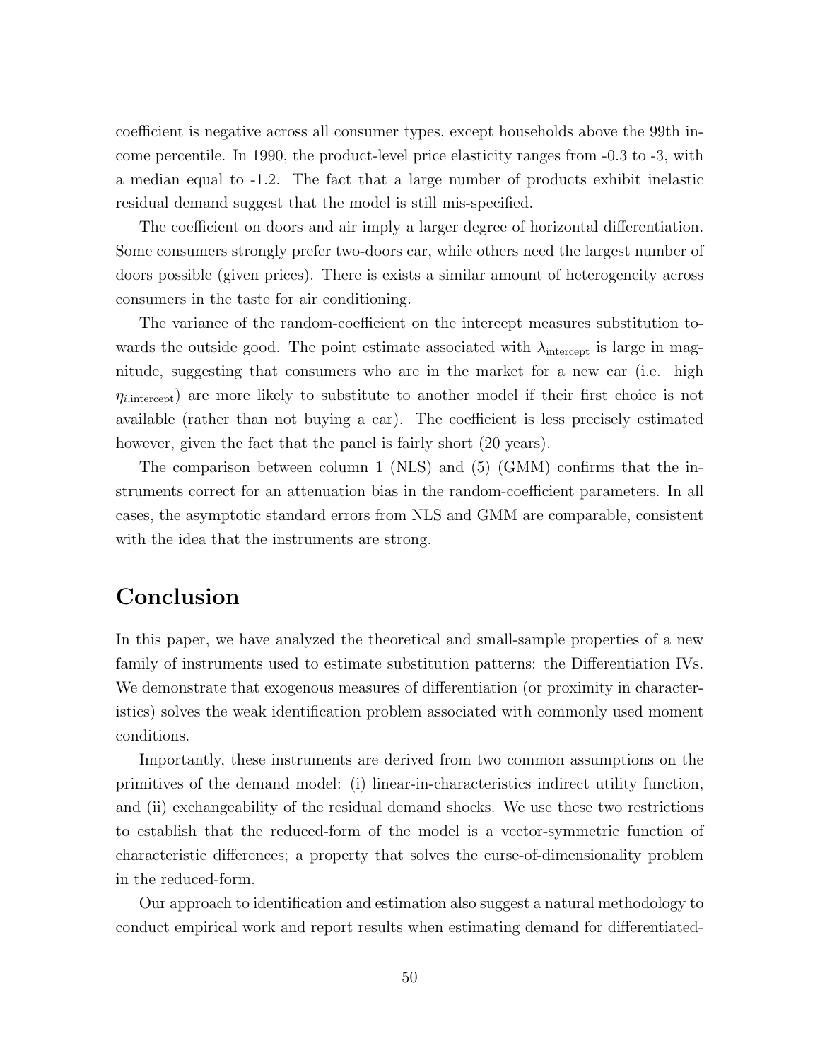coefficient is negative across all consumer types, except households above the 99th income percentile. In 1990, the product-level price elasticity ranges from -0.3 to -3, with a median equal to -1.2. The fact that a large number of products exhibit inelastic residual demand suggest that the model is still mis-specified.

The coefficient on doors and air imply a larger degree of horizontal differentiation. Some consumers strongly prefer two-doors car, while others need the largest number of doors possible (given prices). There is exists a similar amount of heterogeneity across consumers in the taste for air conditioning.

The variance of the random-coefficient on the intercept measures substitution towards the outside good. The point estimate associated with $\lambda_{\text{intercept}}$ is large in magnitude, suggesting that consumers who are in the market for a new car (i.e. high $\eta_{i,\text{intercept}}$) are more likely to substitute to another model if their first choice is not available (rather than not buying a car). The coefficient is less precisely estimated however, given the fact that the panel is fairly short (20 years).

The comparison between column 1 (NLS) and (5) (GMM) confirms that the instruments correct for an attenuation bias in the random-coefficient parameters. In all cases, the asymptotic standard errors from NLS and GMM are comparable, consistent with the idea that the instruments are strong.

# Conclusion

In this paper, we have analyzed the theoretical and small-sample properties of a new family of instruments used to estimate substitution patterns: the Differentiation IVs. We demonstrate that exogenous measures of differentiation (or proximity in characteristics) solves the weak identification problem associated with commonly used moment conditions.

Importantly, these instruments are derived from two common assumptions on the primitives of the demand model: (i) linear-in-characteristics indirect utility function, and (ii) exchangeability of the residual demand shocks. We use these two restrictions to establish that the reduced-form of the model is a vector-symmetric function of characteristic differences; a property that solves the curse-of-dimensionality problem in the reduced-form.

Our approach to identification and estimation also suggest a natural methodology to conduct empirical work and report results when estimating demand for differentiated-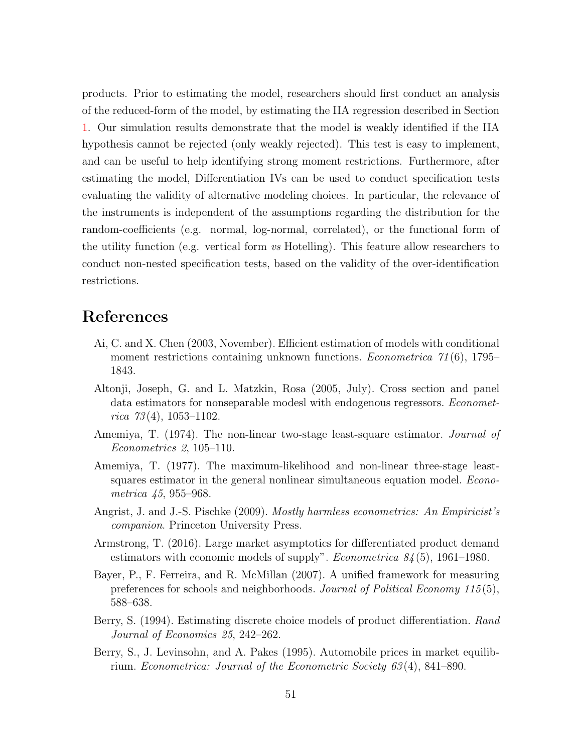products. Prior to estimating the model, researchers should first conduct an analysis of the reduced-form of the model, by estimating the IIA regression described in Section 1. Our simulation results demonstrate that the model is weakly identified if the IIA hypothesis cannot be rejected (only weakly rejected). This test is easy to implement, and can be useful to help identifying strong moment restrictions. Furthermore, after estimating the model, Differentiation IVs can be used to conduct specification tests evaluating the validity of alternative modeling choices. In particular, the relevance of the instruments is independent of the assumptions regarding the distribution for the random-coefficients (e.g. normal, log-normal, correlated), or the functional form of the utility function (e.g. vertical form *vs* Hotelling). This feature allow researchers to conduct non-nested specification tests, based on the validity of the over-identification restrictions.

# References

Ai, C. and X. Chen (2003, November). Efficient estimation of models with conditional moment restrictions containing unknown functions. *Econometrica 71*(6), 1795–1843.

Altonji, Joseph, G. and L. Matzkin, Rosa (2005, July). Cross section and panel data estimators for nonseparable modesl with endogenous regressors. *Econometrica 73*(4), 1053–1102.

Amemiya, T. (1974). The non-linear two-stage least-square estimator. *Journal of Econometrics 2*, 105–110.

Amemiya, T. (1977). The maximum-likelihood and non-linear three-stage least-squares estimator in the general nonlinear simultaneous equation model. *Econometrica 45*, 955–968.

Angrist, J. and J.-S. Pischke (2009). *Mostly harmless econometrics: An Empiricist's companion*. Princeton University Press.

Armstrong, T. (2016). Large market asymptotics for differentiated product demand estimators with economic models of supply". *Econometrica 84*(5), 1961–1980.

Bayer, P., F. Ferreira, and R. McMillan (2007). A unified framework for measuring preferences for schools and neighborhoods. *Journal of Political Economy 115*(5), 588–638.

Berry, S. (1994). Estimating discrete choice models of product differentiation. *Rand Journal of Economics 25*, 242–262.

Berry, S., J. Levinsohn, and A. Pakes (1995). Automobile prices in market equilibrium. *Econometrica: Journal of the Econometric Society 63*(4), 841–890.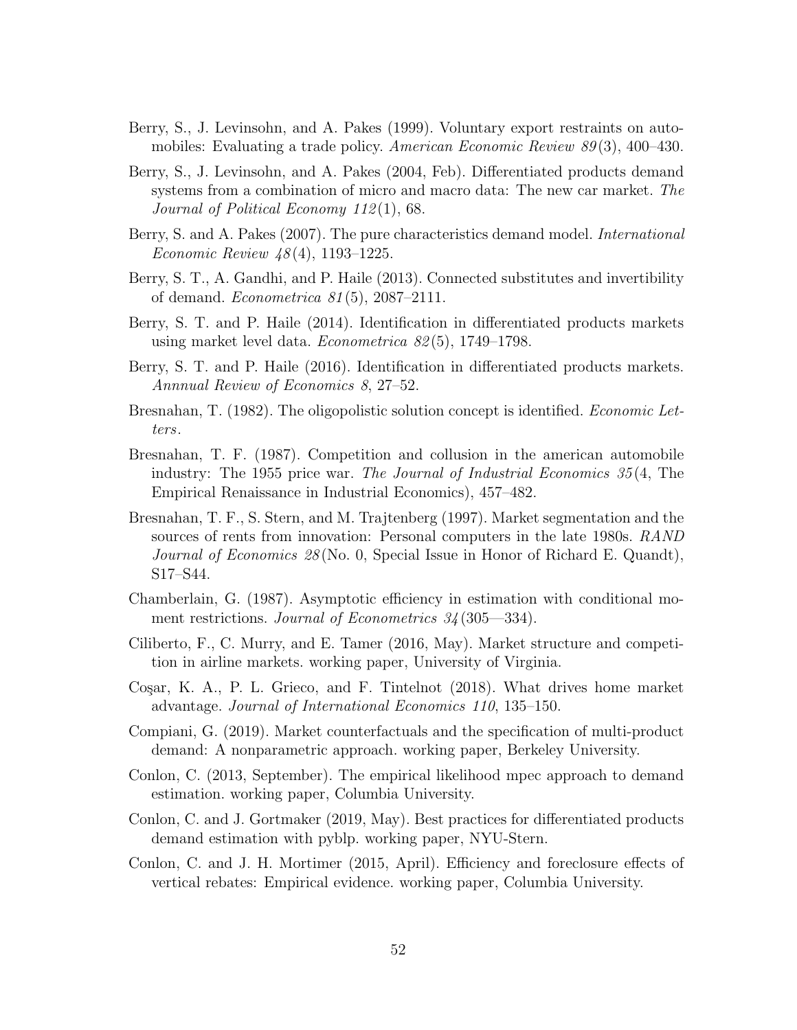Berry, S., J. Levinsohn, and A. Pakes (1999). Voluntary export restraints on automobiles: Evaluating a trade policy. *American Economic Review 89*(3), 400–430.

Berry, S., J. Levinsohn, and A. Pakes (2004, Feb). Differentiated products demand systems from a combination of micro and macro data: The new car market. *The Journal of Political Economy 112*(1), 68.

Berry, S. and A. Pakes (2007). The pure characteristics demand model. *International Economic Review 48*(4), 1193–1225.

Berry, S. T., A. Gandhi, and P. Haile (2013). Connected substitutes and invertibility of demand. *Econometrica 81*(5), 2087–2111.

Berry, S. T. and P. Haile (2014). Identification in differentiated products markets using market level data. *Econometrica 82*(5), 1749–1798.

Berry, S. T. and P. Haile (2016). Identification in differentiated products markets. *Annnual Review of Economics 8*, 27–52.

Bresnahan, T. (1982). The oligopolistic solution concept is identified. *Economic Letters*.

Bresnahan, T. F. (1987). Competition and collusion in the american automobile industry: The 1955 price war. *The Journal of Industrial Economics 35*(4, The Empirical Renaissance in Industrial Economics), 457–482.

Bresnahan, T. F., S. Stern, and M. Trajtenberg (1997). Market segmentation and the sources of rents from innovation: Personal computers in the late 1980s. *RAND Journal of Economics 28*(No. 0, Special Issue in Honor of Richard E. Quandt), S17–S44.

Chamberlain, G. (1987). Asymptotic efficiency in estimation with conditional moment restrictions. *Journal of Econometrics 34*(305—334).

Ciliberto, F., C. Murry, and E. Tamer (2016, May). Market structure and competition in airline markets. working paper, University of Virginia.

Coşar, K. A., P. L. Grieco, and F. Tintelnot (2018). What drives home market advantage. *Journal of International Economics 110*, 135–150.

Compiani, G. (2019). Market counterfactuals and the specification of multi-product demand: A nonparametric approach. working paper, Berkeley University.

Conlon, C. (2013, September). The empirical likelihood mpec approach to demand estimation. working paper, Columbia University.

Conlon, C. and J. Gortmaker (2019, May). Best practices for differentiated products demand estimation with pyblp. working paper, NYU-Stern.

Conlon, C. and J. H. Mortimer (2015, April). Efficiency and foreclosure effects of vertical rebates: Empirical evidence. working paper, Columbia University.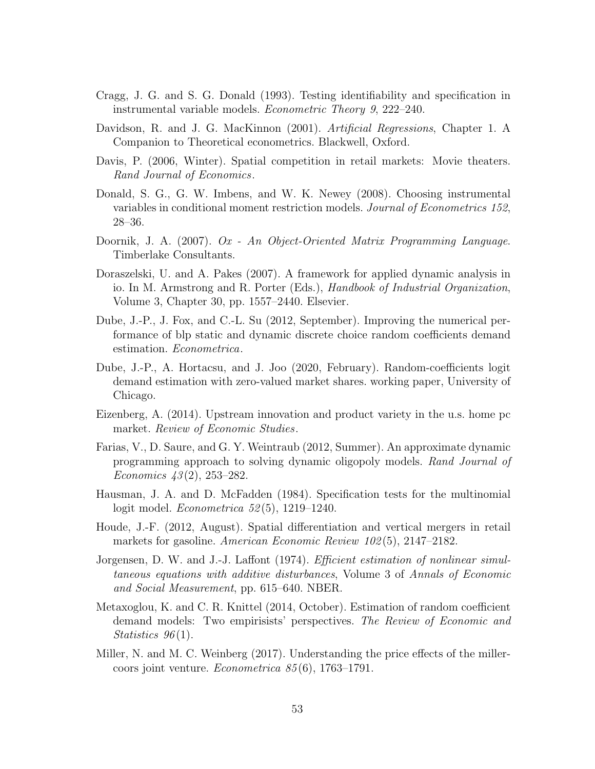Cragg, J. G. and S. G. Donald (1993). Testing identifiability and specification in instrumental variable models. *Econometric Theory 9*, 222–240.

Davidson, R. and J. G. MacKinnon (2001). *Artificial Regressions*, Chapter 1. A Companion to Theoretical econometrics. Blackwell, Oxford.

Davis, P. (2006, Winter). Spatial competition in retail markets: Movie theaters. *Rand Journal of Economics*.

Donald, S. G., G. W. Imbens, and W. K. Newey (2008). Choosing instrumental variables in conditional moment restriction models. *Journal of Econometrics 152*, 28–36.

Doornik, J. A. (2007). *Ox - An Object-Oriented Matrix Programming Language*. Timberlake Consultants.

Doraszelski, U. and A. Pakes (2007). A framework for applied dynamic analysis in io. In M. Armstrong and R. Porter (Eds.), *Handbook of Industrial Organization*, Volume 3, Chapter 30, pp. 1557–2440. Elsevier.

Dube, J.-P., J. Fox, and C.-L. Su (2012, September). Improving the numerical performance of blp static and dynamic discrete choice random coefficients demand estimation. *Econometrica*.

Dube, J.-P., A. Hortacsu, and J. Joo (2020, February). Random-coefficients logit demand estimation with zero-valued market shares. working paper, University of Chicago.

Eizenberg, A. (2014). Upstream innovation and product variety in the u.s. home pc market. *Review of Economic Studies*.

Farias, V., D. Saure, and G. Y. Weintraub (2012, Summer). An approximate dynamic programming approach to solving dynamic oligopoly models. *Rand Journal of Economics 43*(2), 253–282.

Hausman, J. A. and D. McFadden (1984). Specification tests for the multinomial logit model. *Econometrica 52*(5), 1219–1240.

Houde, J.-F. (2012, August). Spatial differentiation and vertical mergers in retail markets for gasoline. *American Economic Review 102*(5), 2147–2182.

Jorgensen, D. W. and J.-J. Laffont (1974). *Efficient estimation of nonlinear simultaneous equations with additive disturbances*, Volume 3 of *Annals of Economic and Social Measurement*, pp. 615–640. NBER.

Metaxoglou, K. and C. R. Knittel (2014, October). Estimation of random coefficient demand models: Two empirisists' perspectives. *The Review of Economic and Statistics 96*(1).

Miller, N. and M. C. Weinberg (2017). Understanding the price effects of the millercoors joint venture. *Econometrica 85*(6), 1763–1791.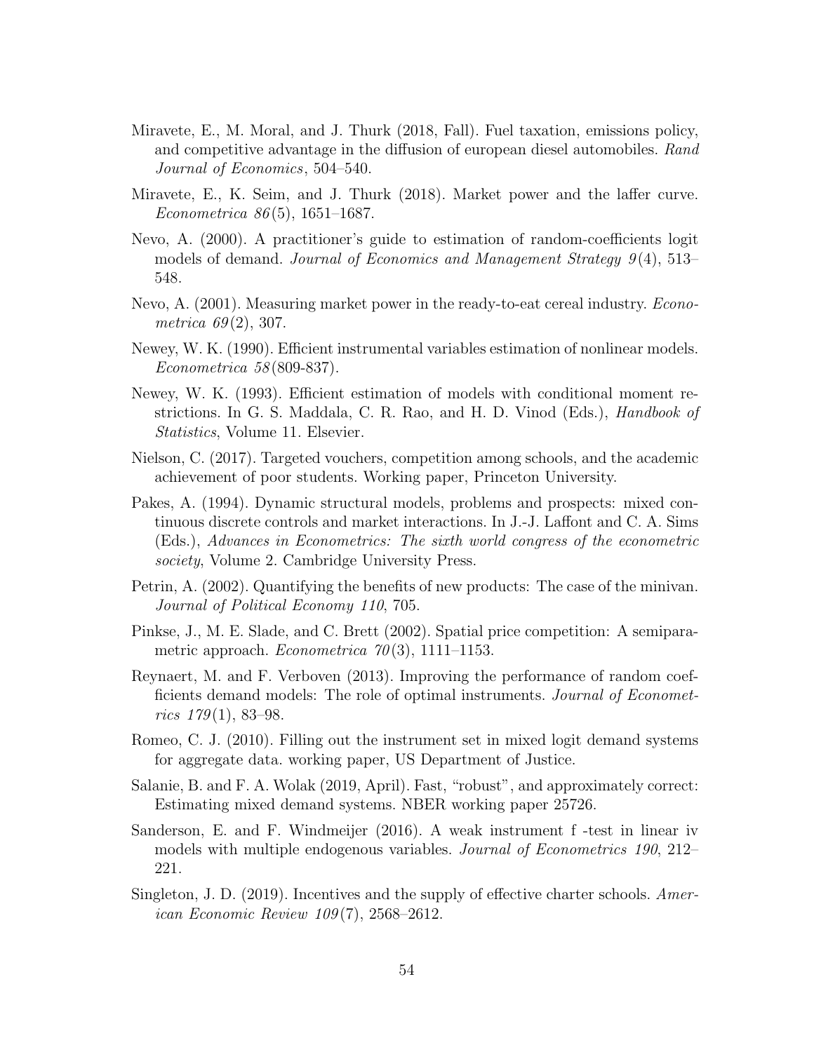Miravete, E., M. Moral, and J. Thurk (2018, Fall). Fuel taxation, emissions policy, and competitive advantage in the diffusion of european diesel automobiles. *Rand Journal of Economics*, 504–540.

Miravete, E., K. Seim, and J. Thurk (2018). Market power and the laffer curve. *Econometrica 86*(5), 1651–1687.

Nevo, A. (2000). A practitioner's guide to estimation of random-coefficients logit models of demand. *Journal of Economics and Management Strategy 9*(4), 513–548.

Nevo, A. (2001). Measuring market power in the ready-to-eat cereal industry. *Econometrica 69*(2), 307.

Newey, W. K. (1990). Efficient instrumental variables estimation of nonlinear models. *Econometrica 58*(809-837).

Newey, W. K. (1993). Efficient estimation of models with conditional moment restrictions. In G. S. Maddala, C. R. Rao, and H. D. Vinod (Eds.), *Handbook of Statistics*, Volume 11. Elsevier.

Nielson, C. (2017). Targeted vouchers, competition among schools, and the academic achievement of poor students. Working paper, Princeton University.

Pakes, A. (1994). Dynamic structural models, problems and prospects: mixed continuous discrete controls and market interactions. In J.-J. Laffont and C. A. Sims (Eds.), *Advances in Econometrics: The sixth world congress of the econometric society*, Volume 2. Cambridge University Press.

Petrin, A. (2002). Quantifying the benefits of new products: The case of the minivan. *Journal of Political Economy 110*, 705.

Pinkse, J., M. E. Slade, and C. Brett (2002). Spatial price competition: A semiparametric approach. *Econometrica 70*(3), 1111–1153.

Reynaert, M. and F. Verboven (2013). Improving the performance of random coefficients demand models: The role of optimal instruments. *Journal of Econometrics 179*(1), 83–98.

Romeo, C. J. (2010). Filling out the instrument set in mixed logit demand systems for aggregate data. working paper, US Department of Justice.

Salanie, B. and F. A. Wolak (2019, April). Fast, "robust", and approximately correct: Estimating mixed demand systems. NBER working paper 25726.

Sanderson, E. and F. Windmeijer (2016). A weak instrument f -test in linear iv models with multiple endogenous variables. *Journal of Econometrics 190*, 212–221.

Singleton, J. D. (2019). Incentives and the supply of effective charter schools. *American Economic Review 109*(7), 2568–2612.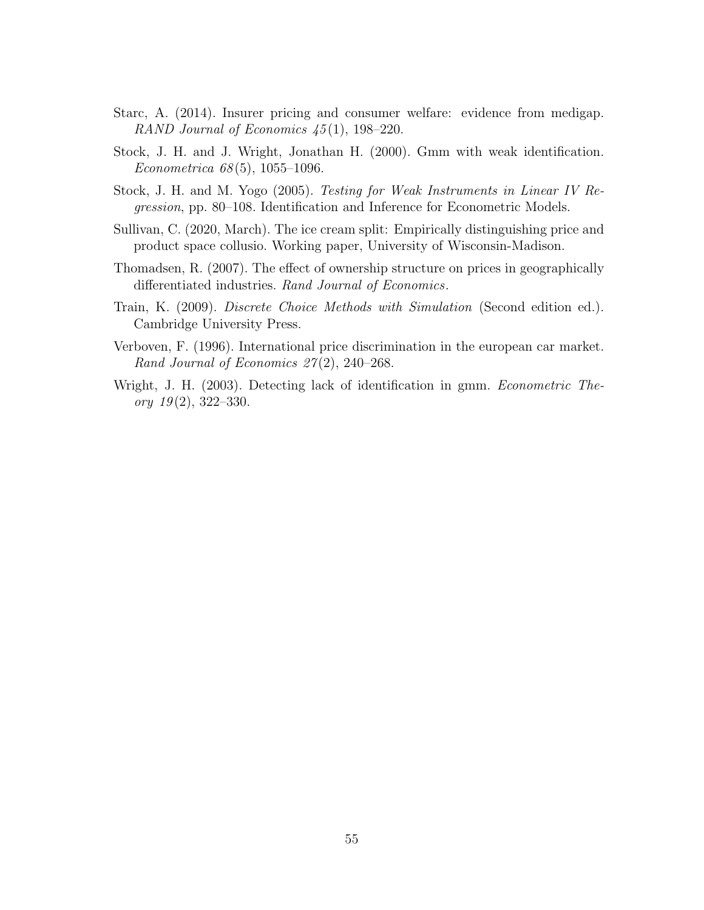Starc, A. (2014). Insurer pricing and consumer welfare: evidence from medigap. *RAND Journal of Economics 45*(1), 198–220.

Stock, J. H. and J. Wright, Jonathan H. (2000). Gmm with weak identification. *Econometrica 68*(5), 1055–1096.

Stock, J. H. and M. Yogo (2005). *Testing for Weak Instruments in Linear IV Regression*, pp. 80–108. Identification and Inference for Econometric Models.

Sullivan, C. (2020, March). The ice cream split: Empirically distinguishing price and product space collusio. Working paper, University of Wisconsin-Madison.

Thomadsen, R. (2007). The effect of ownership structure on prices in geographically differentiated industries. *Rand Journal of Economics*.

Train, K. (2009). *Discrete Choice Methods with Simulation* (Second edition ed.). Cambridge University Press.

Verboven, F. (1996). International price discrimination in the european car market. *Rand Journal of Economics 27*(2), 240–268.

Wright, J. H. (2003). Detecting lack of identification in gmm. *Econometric Theory 19*(2), 322–330.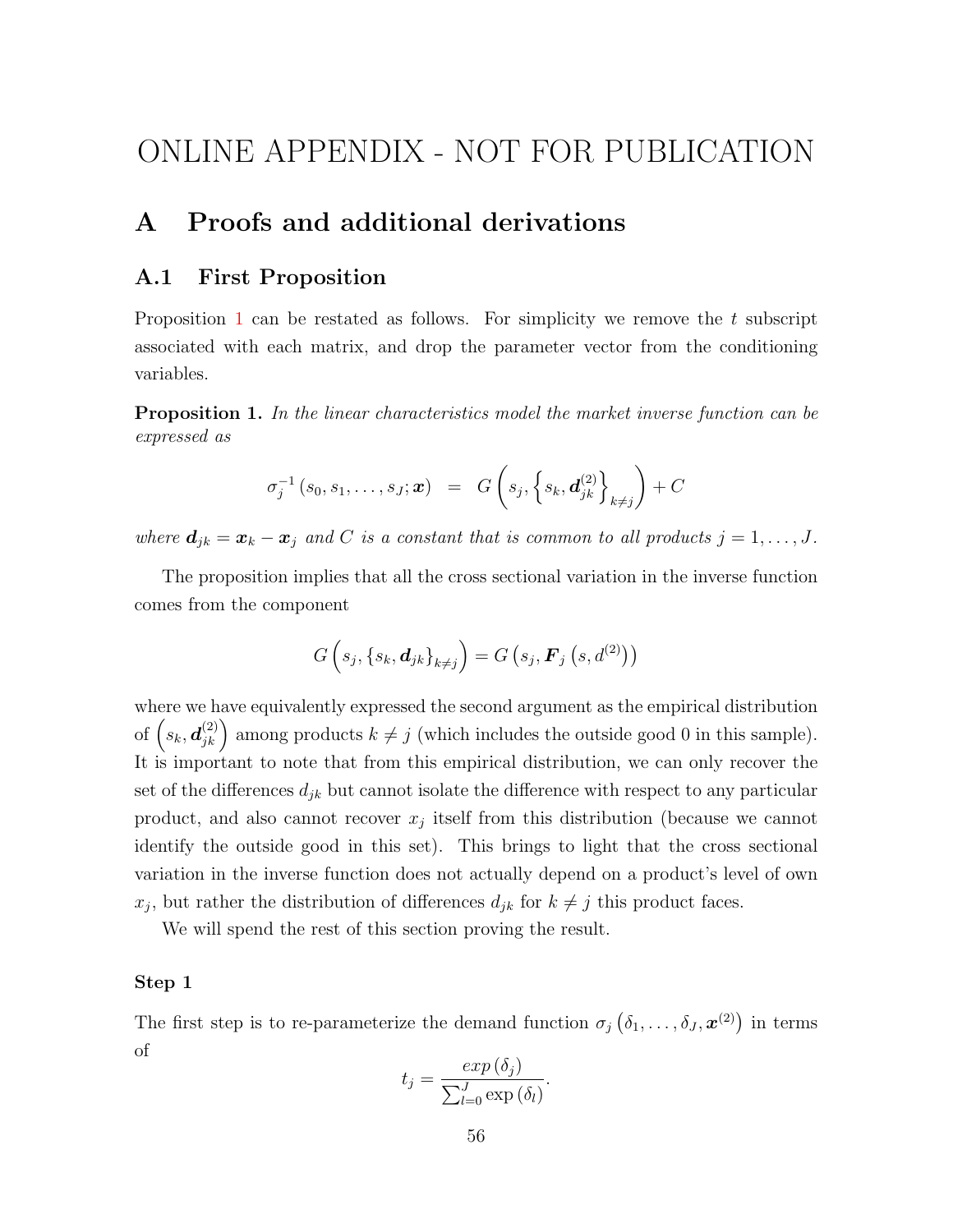# ONLINE APPENDIX - NOT FOR PUBLICATION

## A Proofs and additional derivations

### A.1 First Proposition

Proposition 1 can be restated as follows. For simplicity we remove the $t$ subscript associated with each matrix, and drop the parameter vector from the conditioning variables.

**Proposition 1.** *In the linear characteristics model the market inverse function can be expressed as*

$$\sigma_j^{-1}\left(s_0, s_1, \ldots, s_J; \boldsymbol{x}\right) \quad = \quad G\left(s_j, \left\{s_k, \boldsymbol{d}_{jk}^{(2)}\right\}_{k \neq j}\right) + C$$

*where $\boldsymbol{d}_{jk} = \boldsymbol{x}_k - \boldsymbol{x}_j$ and $C$ is a constant that is common to all products $j = 1, \ldots, J$.*

The proposition implies that all the cross sectional variation in the inverse function comes from the component

$$G\left(s_j, \left\{s_k, \boldsymbol{d}_{jk}\right\}_{k \neq j}\right) = G\left(s_j, \boldsymbol{F}_j\left(s, d^{(2)}\right)\right)$$

where we have equivalently expressed the second argument as the empirical distribution of $\left(s_k, \boldsymbol{d}_{jk}^{(2)}\right)$ among products $k \neq j$ (which includes the outside good 0 in this sample). It is important to note that from this empirical distribution, we can only recover the set of the differences $d_{jk}$ but cannot isolate the difference with respect to any particular product, and also cannot recover $x_j$ itself from this distribution (because we cannot identify the outside good in this set). This brings to light that the cross sectional variation in the inverse function does not actually depend on a product's level of own $x_j$, but rather the distribution of differences $d_{jk}$ for $k \neq j$ this product faces.

We will spend the rest of this section proving the result.

#### Step 1

The first step is to re-parameterize the demand function $\sigma_j\left(\delta_1, \ldots, \delta_J, \boldsymbol{x}^{(2)}\right)$ in terms of

$$t_j = \frac{exp\left(\delta_j\right)}{\sum_{l=0}^{J} \exp\left(\delta_l\right)}.$$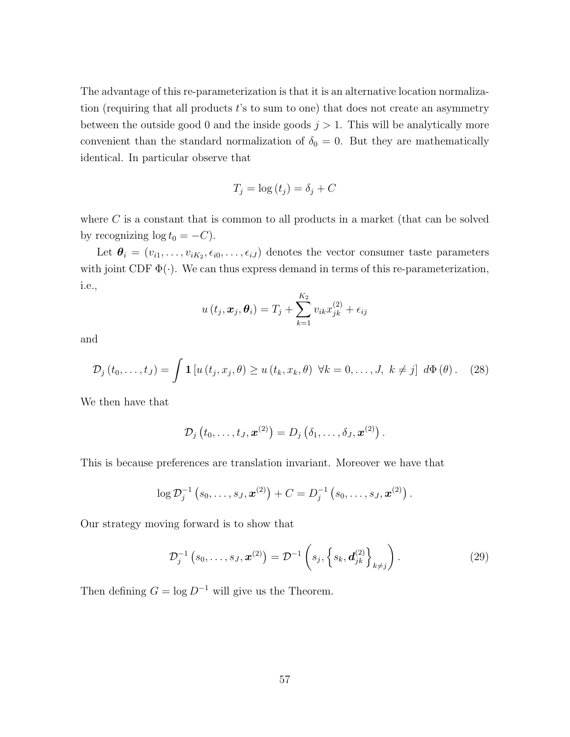The advantage of this re-parameterization is that it is an alternative location normalization (requiring that all products $t$'s to sum to one) that does not create an asymmetry between the outside good 0 and the inside goods $j > 1$. This will be analytically more convenient than the standard normalization of $\delta_0 = 0$. But they are mathematically identical. In particular observe that

$$T_j = \log(t_j) = \delta_j + C$$

where $C$ is a constant that is common to all products in a market (that can be solved by recognizing $\log t_0 = -C$).

Let $\boldsymbol{\theta}_i = (v_{i1}, \ldots, v_{iK_2}, \epsilon_{i0}, \ldots, \epsilon_{iJ})$ denotes the vector consumer taste parameters with joint CDF $\Phi(\cdot)$. We can thus express demand in terms of this re-parameterization, i.e.,

$$u(t_j, \boldsymbol{x}_j, \boldsymbol{\theta}_i) = T_j + \sum_{k=1}^{K_2} v_{ik} x_{jk}^{(2)} + \epsilon_{ij}$$

and

$$\mathcal{D}_j(t_0, \ldots, t_J) = \int \mathbf{1}\left[u(t_j, x_j, \theta) \geq u(t_k, x_k, \theta) \ \forall k = 0, \ldots, J, \ k \neq j\right] \, d\Phi(\theta). \quad (28)$$

We then have that

$$\mathcal{D}_j\left(t_0, \ldots, t_J, \boldsymbol{x}^{(2)}\right) = D_j\left(\delta_1, \ldots, \delta_J, \boldsymbol{x}^{(2)}\right).$$

This is because preferences are translation invariant. Moreover we have that

$$\log \mathcal{D}_j^{-1}\left(s_0, \ldots, s_J, \boldsymbol{x}^{(2)}\right) + C = D_j^{-1}\left(s_0, \ldots, s_J, \boldsymbol{x}^{(2)}\right).$$

Our strategy moving forward is to show that

$$\mathcal{D}_j^{-1}\left(s_0, \ldots, s_J, \boldsymbol{x}^{(2)}\right) = \mathcal{D}^{-1}\left(s_j, \left\{s_k, \boldsymbol{d}_{jk}^{(2)}\right\}_{k \neq j}\right). \quad (29)$$

Then defining $G = \log D^{-1}$ will give us the Theorem.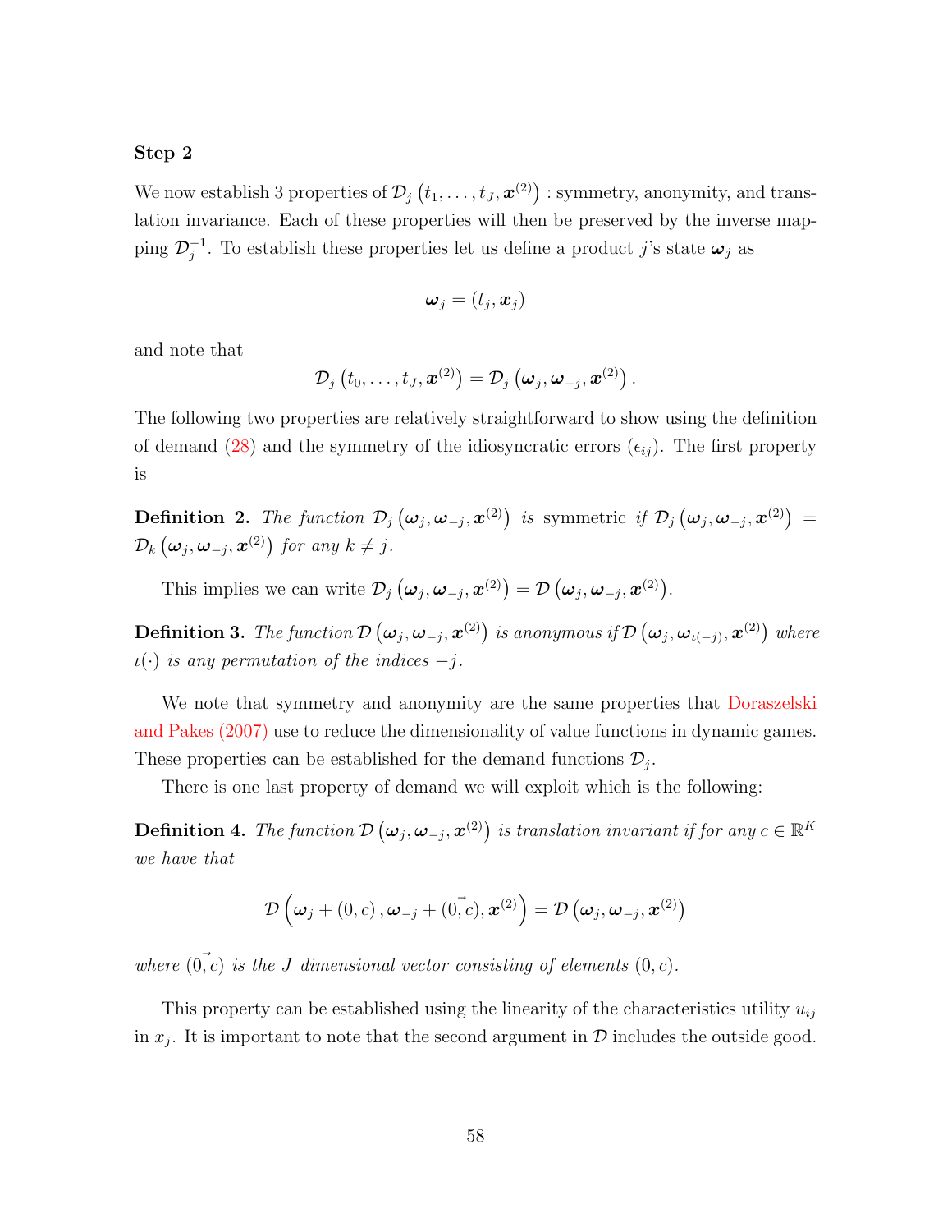**Step 2**

We now establish 3 properties of $\mathcal{D}_j\left(t_1, \ldots, t_J, \boldsymbol{x}^{(2)}\right)$ : symmetry, anonymity, and translation invariance. Each of these properties will then be preserved by the inverse mapping $\mathcal{D}_j^{-1}$. To establish these properties let us define a product $j$'s state $\boldsymbol{\omega}_j$ as

$$\boldsymbol{\omega}_j = \left(t_j, \boldsymbol{x}_j\right)$$

and note that

$$\mathcal{D}_j\left(t_0, \ldots, t_J, \boldsymbol{x}^{(2)}\right) = \mathcal{D}_j\left(\boldsymbol{\omega}_j, \boldsymbol{\omega}_{-j}, \boldsymbol{x}^{(2)}\right).$$

The following two properties are relatively straightforward to show using the definition of demand (28) and the symmetry of the idiosyncratic errors ($\epsilon_{ij}$). The first property is

**Definition 2.** *The function $\mathcal{D}_j\left(\boldsymbol{\omega}_j, \boldsymbol{\omega}_{-j}, \boldsymbol{x}^{(2)}\right)$ is* symmetric *if $\mathcal{D}_j\left(\boldsymbol{\omega}_j, \boldsymbol{\omega}_{-j}, \boldsymbol{x}^{(2)}\right) = \mathcal{D}_k\left(\boldsymbol{\omega}_j, \boldsymbol{\omega}_{-j}, \boldsymbol{x}^{(2)}\right)$ for any $k \neq j$.*

This implies we can write $\mathcal{D}_j\left(\boldsymbol{\omega}_j, \boldsymbol{\omega}_{-j}, \boldsymbol{x}^{(2)}\right) = \mathcal{D}\left(\boldsymbol{\omega}_j, \boldsymbol{\omega}_{-j}, \boldsymbol{x}^{(2)}\right)$.

**Definition 3.** *The function $\mathcal{D}\left(\boldsymbol{\omega}_j, \boldsymbol{\omega}_{-j}, \boldsymbol{x}^{(2)}\right)$ is anonymous if $\mathcal{D}\left(\boldsymbol{\omega}_j, \boldsymbol{\omega}_{\iota(-j)}, \boldsymbol{x}^{(2)}\right)$ where $\iota(\cdot)$ is any permutation of the indices $-j$.*

We note that symmetry and anonymity are the same properties that Doraszelski and Pakes (2007) use to reduce the dimensionality of value functions in dynamic games. These properties can be established for the demand functions $\mathcal{D}_j$.

There is one last property of demand we will exploit which is the following:

**Definition 4.** *The function $\mathcal{D}\left(\boldsymbol{\omega}_j, \boldsymbol{\omega}_{-j}, \boldsymbol{x}^{(2)}\right)$ is translation invariant if for any $c \in \mathbb{R}^K$ we have that*

$$\mathcal{D}\left(\boldsymbol{\omega}_j + (0, c), \boldsymbol{\omega}_{-j} + \vec{(0,c)}, \boldsymbol{x}^{(2)}\right) = \mathcal{D}\left(\boldsymbol{\omega}_j, \boldsymbol{\omega}_{-j}, \boldsymbol{x}^{(2)}\right)$$

*where $\vec{(0,c)}$ is the $J$ dimensional vector consisting of elements $(0, c)$.*

This property can be established using the linearity of the characteristics utility $u_{ij}$ in $x_j$. It is important to note that the second argument in $\mathcal{D}$ includes the outside good.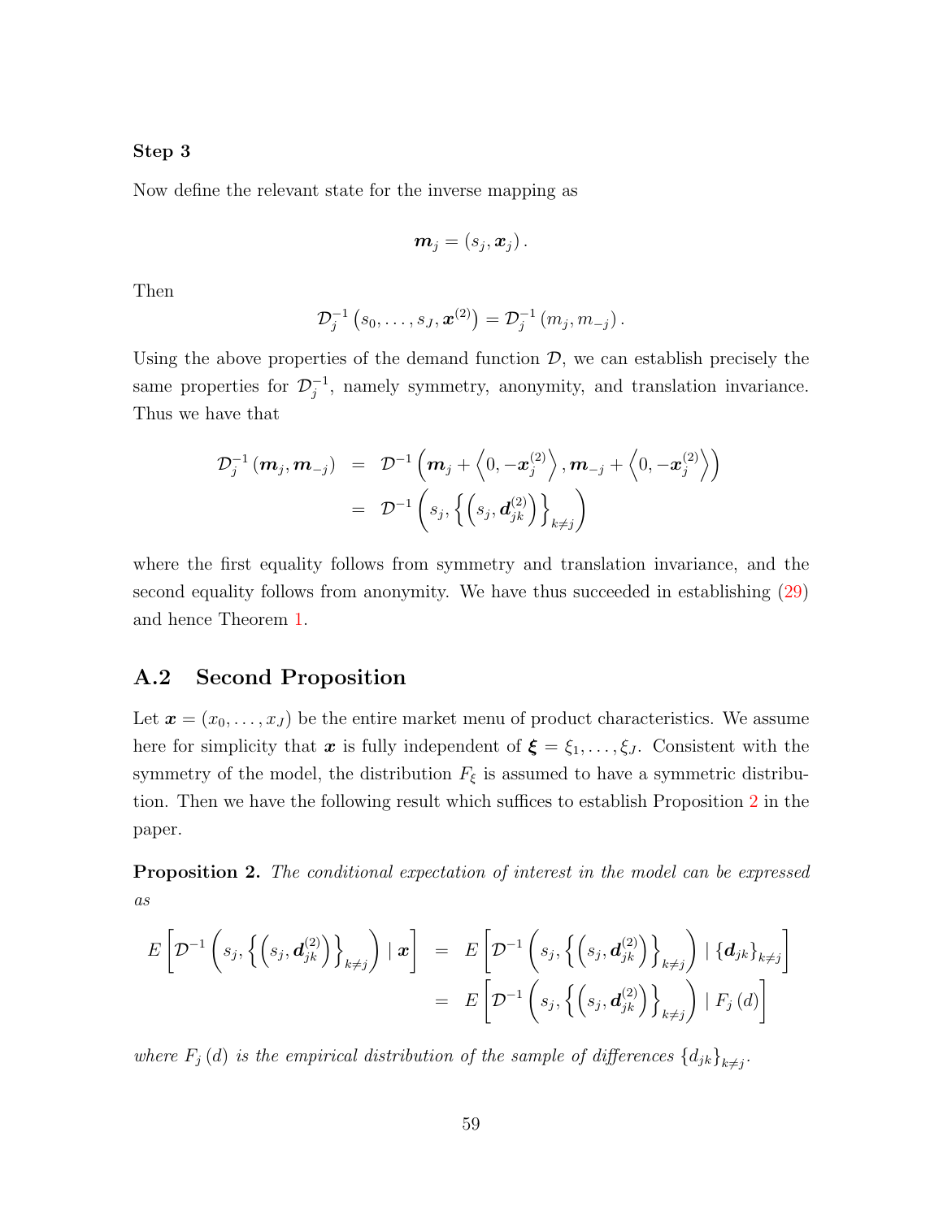**Step 3**

Now define the relevant state for the inverse mapping as

$$\boldsymbol{m}_j = (s_j, \boldsymbol{x}_j).$$

Then

$$\mathcal{D}_j^{-1}\left(s_0, \ldots, s_J, \boldsymbol{x}^{(2)}\right) = \mathcal{D}_j^{-1}\left(m_j, m_{-j}\right).$$

Using the above properties of the demand function $\mathcal{D}$, we can establish precisely the same properties for $\mathcal{D}_j^{-1}$, namely symmetry, anonymity, and translation invariance. Thus we have that

$$\begin{aligned}
\mathcal{D}_j^{-1}\left(\boldsymbol{m}_j, \boldsymbol{m}_{-j}\right) &= \mathcal{D}^{-1}\left(\boldsymbol{m}_j + \left\langle 0, -\boldsymbol{x}_j^{(2)}\right\rangle, \boldsymbol{m}_{-j} + \left\langle 0, -\boldsymbol{x}_j^{(2)}\right\rangle\right) \\
&= \mathcal{D}^{-1}\left(s_j, \left\{\left(s_j, \boldsymbol{d}_{jk}^{(2)}\right)\right\}_{k \neq j}\right)
\end{aligned}$$

where the first equality follows from symmetry and translation invariance, and the second equality follows from anonymity. We have thus succeeded in establishing (29) and hence Theorem 1.

## A.2 Second Proposition

Let $\boldsymbol{x} = (x_0, \ldots, x_J)$ be the entire market menu of product characteristics. We assume here for simplicity that $\boldsymbol{x}$ is fully independent of $\boldsymbol{\xi} = \xi_1, \ldots, \xi_J$. Consistent with the symmetry of the model, the distribution $F_\xi$ is assumed to have a symmetric distribution. Then we have the following result which suffices to establish Proposition 2 in the paper.

**Proposition 2.** *The conditional expectation of interest in the model can be expressed as*

$$\begin{aligned}
E\left[\mathcal{D}^{-1}\left(s_j, \left\{\left(s_j, \boldsymbol{d}_{jk}^{(2)}\right)\right\}_{k \neq j}\right) \mid \boldsymbol{x}\right] &= E\left[\mathcal{D}^{-1}\left(s_j, \left\{\left(s_j, \boldsymbol{d}_{jk}^{(2)}\right)\right\}_{k \neq j}\right) \mid \{\boldsymbol{d}_{jk}\}_{k \neq j}\right] \\
&= E\left[\mathcal{D}^{-1}\left(s_j, \left\{\left(s_j, \boldsymbol{d}_{jk}^{(2)}\right)\right\}_{k \neq j}\right) \mid F_j(d)\right]
\end{aligned}$$

*where $F_j(d)$ is the empirical distribution of the sample of differences $\{d_{jk}\}_{k \neq j}$.*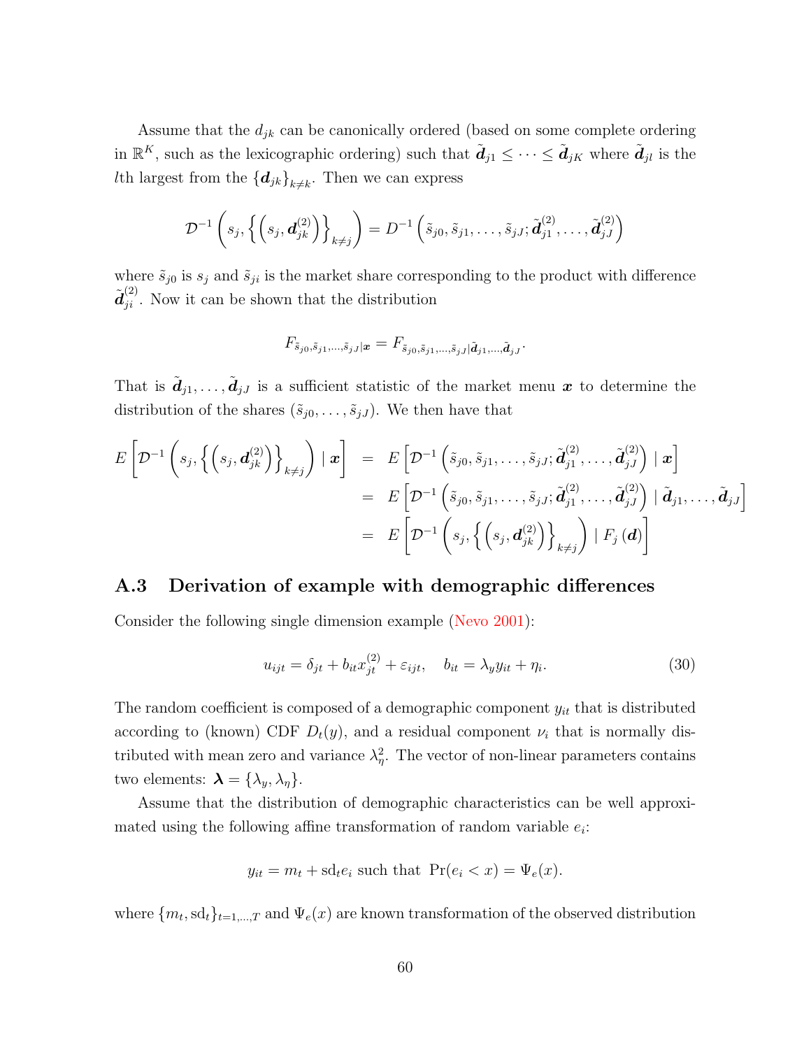Assume that the $d_{jk}$ can be canonically ordered (based on some complete ordering in $\mathbb{R}^K$, such as the lexicographic ordering) such that $\tilde{\boldsymbol{d}}_{j1} \leq \cdots \leq \tilde{\boldsymbol{d}}_{jK}$ where $\tilde{\boldsymbol{d}}_{jl}$ is the $l$th largest from the $\{\boldsymbol{d}_{jk}\}_{k \neq k}$. Then we can express

$$\mathcal{D}^{-1}\left(s_j, \left\{\left(s_j, \boldsymbol{d}_{jk}^{(2)}\right)\right\}_{k \neq j}\right) = D^{-1}\left(\tilde{s}_{j0}, \tilde{s}_{j1}, \ldots, \tilde{s}_{jJ}; \tilde{\boldsymbol{d}}_{j1}^{(2)}, \ldots, \tilde{\boldsymbol{d}}_{jJ}^{(2)}\right)$$

where $\tilde{s}_{j0}$ is $s_j$ and $\tilde{s}_{ji}$ is the market share corresponding to the product with difference $\tilde{\boldsymbol{d}}_{ji}^{(2)}$. Now it can be shown that the distribution

$$F_{\tilde{s}_{j0}, \tilde{s}_{j1}, \ldots, \tilde{s}_{jJ} | \boldsymbol{x}} = F_{\tilde{s}_{j0}, \tilde{s}_{j1}, \ldots, \tilde{s}_{jJ} | \tilde{\boldsymbol{d}}_{j1}, \ldots, \tilde{\boldsymbol{d}}_{jJ}}.$$

That is $\tilde{\boldsymbol{d}}_{j1}, \ldots, \tilde{\boldsymbol{d}}_{jJ}$ is a sufficient statistic of the market menu $\boldsymbol{x}$ to determine the distribution of the shares $(\tilde{s}_{j0}, \ldots, \tilde{s}_{jJ})$. We then have that

$$\begin{aligned}
E\left[\mathcal{D}^{-1}\left(s_j, \left\{\left(s_j, \boldsymbol{d}_{jk}^{(2)}\right)\right\}_{k \neq j}\right) \mid \boldsymbol{x}\right] &= E\left[\mathcal{D}^{-1}\left(\tilde{s}_{j0}, \tilde{s}_{j1}, \ldots, \tilde{s}_{jJ}; \tilde{\boldsymbol{d}}_{j1}^{(2)}, \ldots, \tilde{\boldsymbol{d}}_{jJ}^{(2)}\right) \mid \boldsymbol{x}\right] \\
&= E\left[\mathcal{D}^{-1}\left(\tilde{s}_{j0}, \tilde{s}_{j1}, \ldots, \tilde{s}_{jJ}; \tilde{\boldsymbol{d}}_{j1}^{(2)}, \ldots, \tilde{\boldsymbol{d}}_{jJ}^{(2)}\right) \mid \tilde{\boldsymbol{d}}_{j1}, \ldots, \tilde{\boldsymbol{d}}_{jJ}\right] \\
&= E\left[\mathcal{D}^{-1}\left(s_j, \left\{\left(s_j, \boldsymbol{d}_{jk}^{(2)}\right)\right\}_{k \neq j}\right) \mid F_j\left(\boldsymbol{d}\right)\right]
\end{aligned}$$

### A.3 Derivation of example with demographic differences

Consider the following single dimension example (Nevo 2001):

$$u_{ijt} = \delta_{jt} + b_{it} x_{jt}^{(2)} + \varepsilon_{ijt}, \quad b_{it} = \lambda_y y_{it} + \eta_i. \tag{30}$$

The random coefficient is composed of a demographic component $y_{it}$ that is distributed according to (known) CDF $D_t(y)$, and a residual component $\nu_i$ that is normally distributed with mean zero and variance $\lambda_\eta^2$. The vector of non-linear parameters contains two elements: $\boldsymbol{\lambda} = \{\lambda_y, \lambda_\eta\}$.

Assume that the distribution of demographic characteristics can be well approximated using the following affine transformation of random variable $e_i$:

$$y_{it} = m_t + \mathrm{sd}_t e_i \text{ such that } \Pr(e_i < x) = \Psi_e(x).$$

where $\{m_t, \mathrm{sd}_t\}_{t=1,\ldots,T}$ and $\Psi_e(x)$ are known transformation of the observed distribution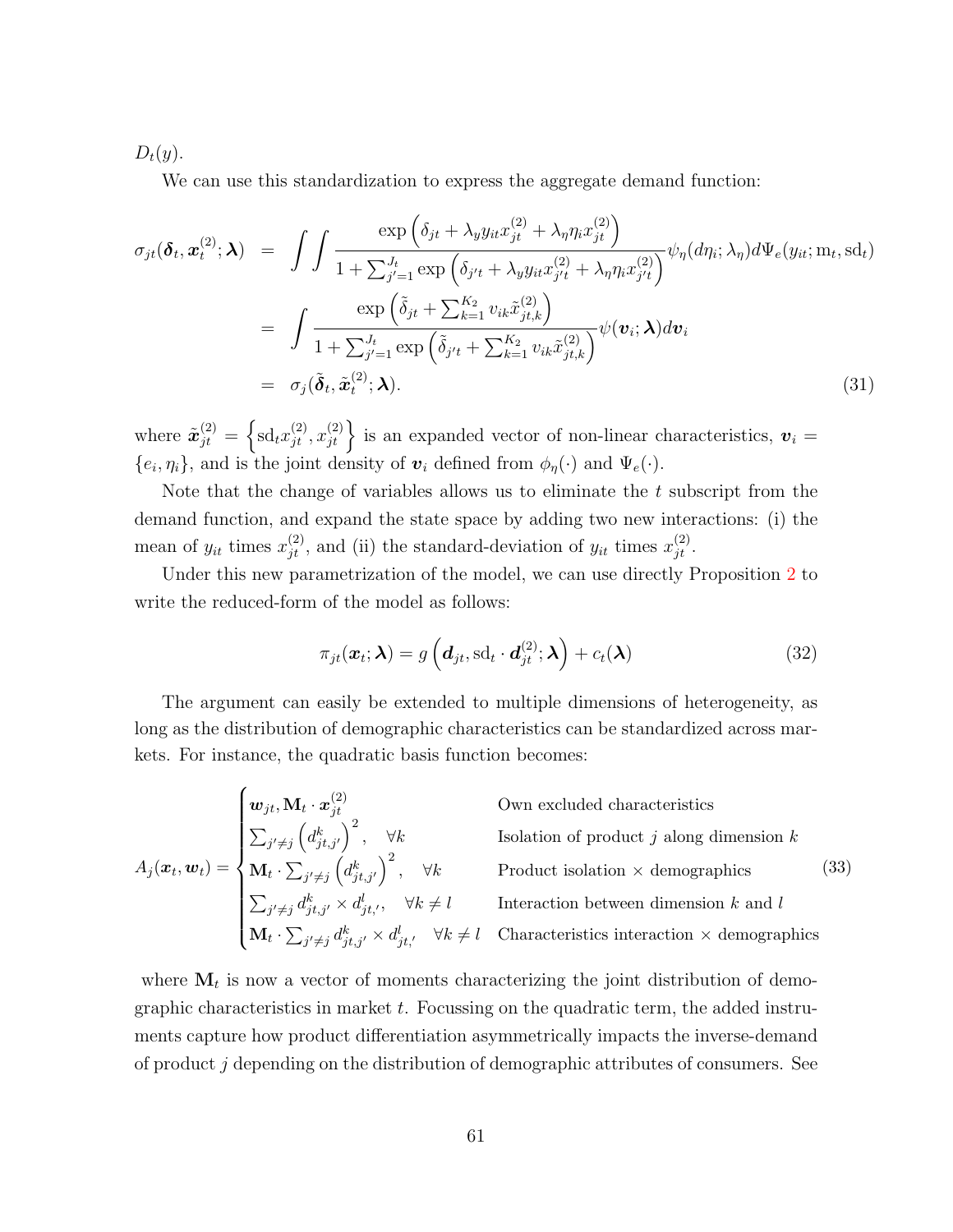$D_t(y)$.

We can use this standardization to express the aggregate demand function:

$$
\begin{aligned}
\sigma_{jt}(\boldsymbol{\delta}_t, \boldsymbol{x}_t^{(2)}; \boldsymbol{\lambda}) &= \int\int \frac{\exp\left(\delta_{jt} + \lambda_y y_{it} x_{jt}^{(2)} + \lambda_\eta \eta_i x_{jt}^{(2)}\right)}{1 + \sum_{j'=1}^{J_t} \exp\left(\delta_{j't} + \lambda_y y_{it} x_{j't}^{(2)} + \lambda_\eta \eta_i x_{j't}^{(2)}\right)} \psi_\eta(d\eta_i; \lambda_\eta) d\Psi_e(y_{it}; \mathrm{m}_t, \mathrm{sd}_t) \\
&= \int \frac{\exp\left(\tilde{\delta}_{jt} + \sum_{k=1}^{K_2} v_{ik} \tilde{x}_{jt,k}^{(2)}\right)}{1 + \sum_{j'=1}^{J_t} \exp\left(\tilde{\delta}_{j't} + \sum_{k=1}^{K_2} v_{ik} \tilde{x}_{jt,k}^{(2)}\right)} \psi(\boldsymbol{v}_i; \boldsymbol{\lambda}) d\boldsymbol{v}_i \\
&= \sigma_j(\tilde{\boldsymbol{\delta}}_t, \tilde{\boldsymbol{x}}_t^{(2)}; \boldsymbol{\lambda}). \qquad (31)
\end{aligned}
$$

where $\tilde{\boldsymbol{x}}_{jt}^{(2)} = \left\{\mathrm{sd}_t x_{jt}^{(2)}, x_{jt}^{(2)}\right\}$ is an expanded vector of non-linear characteristics, $\boldsymbol{v}_i = \{e_i, \eta_i\}$, and is the joint density of $\boldsymbol{v}_i$ defined from $\phi_\eta(\cdot)$ and $\Psi_e(\cdot)$.

Note that the change of variables allows us to eliminate the $t$ subscript from the demand function, and expand the state space by adding two new interactions: (i) the mean of $y_{it}$ times $x_{jt}^{(2)}$, and (ii) the standard-deviation of $y_{it}$ times $x_{jt}^{(2)}$.

Under this new parametrization of the model, we can use directly Proposition 2 to write the reduced-form of the model as follows:

$$
\pi_{jt}(\boldsymbol{x}_t; \boldsymbol{\lambda}) = g\left(\boldsymbol{d}_{jt}, \mathrm{sd}_t \cdot \boldsymbol{d}_{jt}^{(2)}; \boldsymbol{\lambda}\right) + c_t(\boldsymbol{\lambda}) \qquad (32)
$$

The argument can easily be extended to multiple dimensions of heterogeneity, as long as the distribution of demographic characteristics can be standardized across markets. For instance, the quadratic basis function becomes:

$$
A_j(\boldsymbol{x}_t, \boldsymbol{w}_t) = \begin{cases}
\boldsymbol{w}_{jt}, \mathbf{M}_t \cdot \boldsymbol{x}_{jt}^{(2)} & \text{Own excluded characteristics} \\
\sum_{j' \neq j} \left(d_{jt,j'}^k\right)^2, \quad \forall k & \text{Isolation of product } j \text{ along dimension } k \\
\mathbf{M}_t \cdot \sum_{j' \neq j} \left(d_{jt,j'}^k\right)^2, \quad \forall k & \text{Product isolation} \times \text{demographics} \\
\sum_{j' \neq j} d_{jt,j'}^k \times d_{jt,'}^l, \quad \forall k \neq l & \text{Interaction between dimension } k \text{ and } l \\
\mathbf{M}_t \cdot \sum_{j' \neq j} d_{jt,j'}^k \times d_{jt,'}^l \quad \forall k \neq l & \text{Characteristics interaction} \times \text{demographics}
\end{cases} \qquad (33)
$$

where $\mathbf{M}_t$ is now a vector of moments characterizing the joint distribution of demographic characteristics in market $t$. Focussing on the quadratic term, the added instruments capture how product differentiation asymmetrically impacts the inverse-demand of product $j$ depending on the distribution of demographic attributes of consumers. See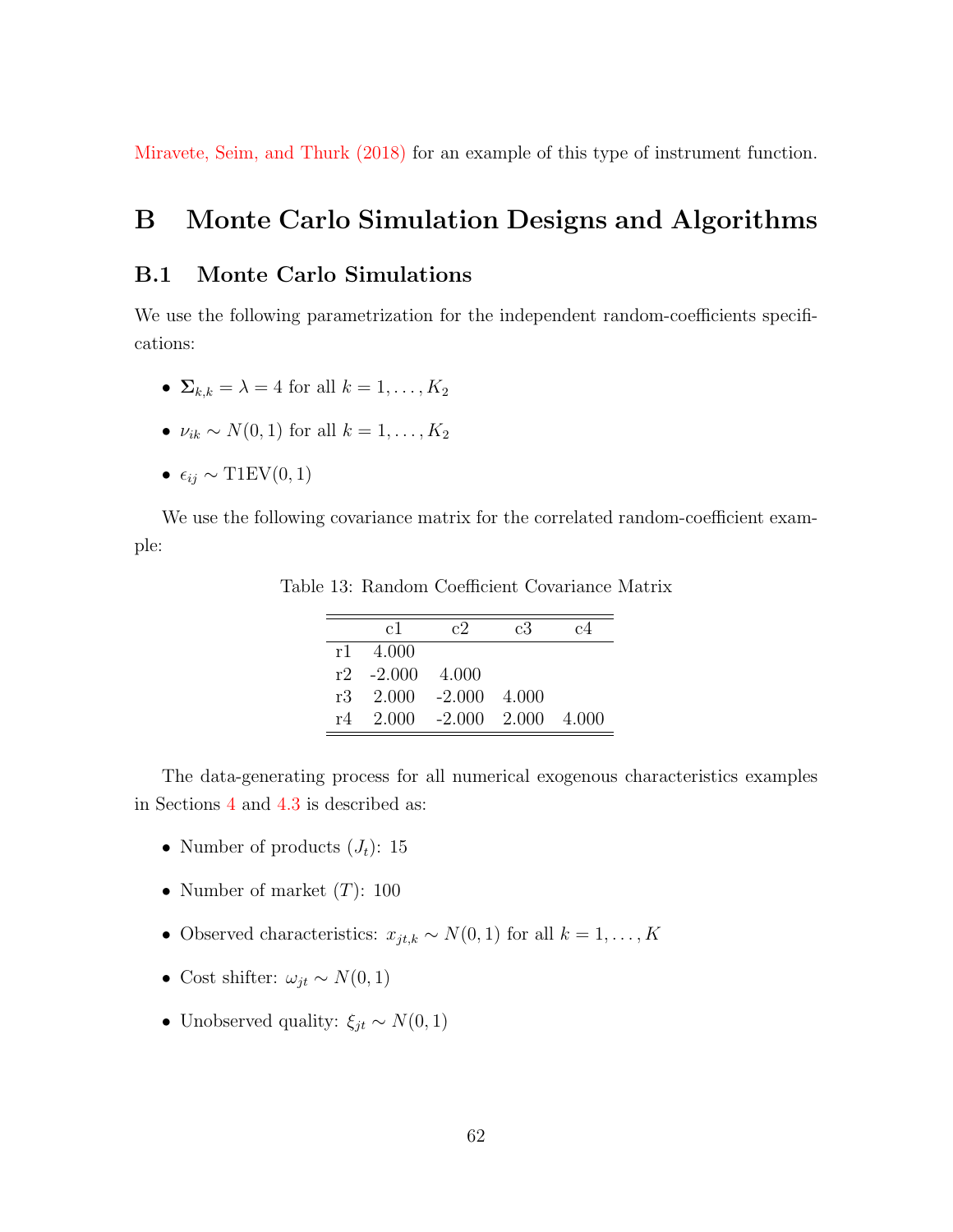Miravete, Seim, and Thurk (2018) for an example of this type of instrument function.

# B Monte Carlo Simulation Designs and Algorithms

## B.1 Monte Carlo Simulations

We use the following parametrization for the independent random-coefficients specifications:

- $\mathbf{\Sigma}_{k,k} = \lambda = 4$ for all $k = 1, \ldots, K_2$
- $\nu_{ik} \sim N(0, 1)$ for all $k = 1, \ldots, K_2$
- $\epsilon_{ij} \sim \text{T1EV}(0, 1)$

We use the following covariance matrix for the correlated random-coefficient example:

Table 13: Random Coefficient Covariance Matrix

| | c1 | c2 | c3 | c4 |
|---|---|---|---|---|
| r1 | 4.000 | | | |
| r2 | -2.000 | 4.000 | | |
| r3 | 2.000 | -2.000 | 4.000 | |
| r4 | 2.000 | -2.000 | 2.000 | 4.000 |

The data-generating process for all numerical exogenous characteristics examples in Sections 4 and 4.3 is described as:

- Number of products ($J_t$): 15
- Number of market ($T$): 100
- Observed characteristics: $x_{jt,k} \sim N(0, 1)$ for all $k = 1, \ldots, K$
- Cost shifter: $\omega_{jt} \sim N(0, 1)$
- Unobserved quality: $\xi_{jt} \sim N(0, 1)$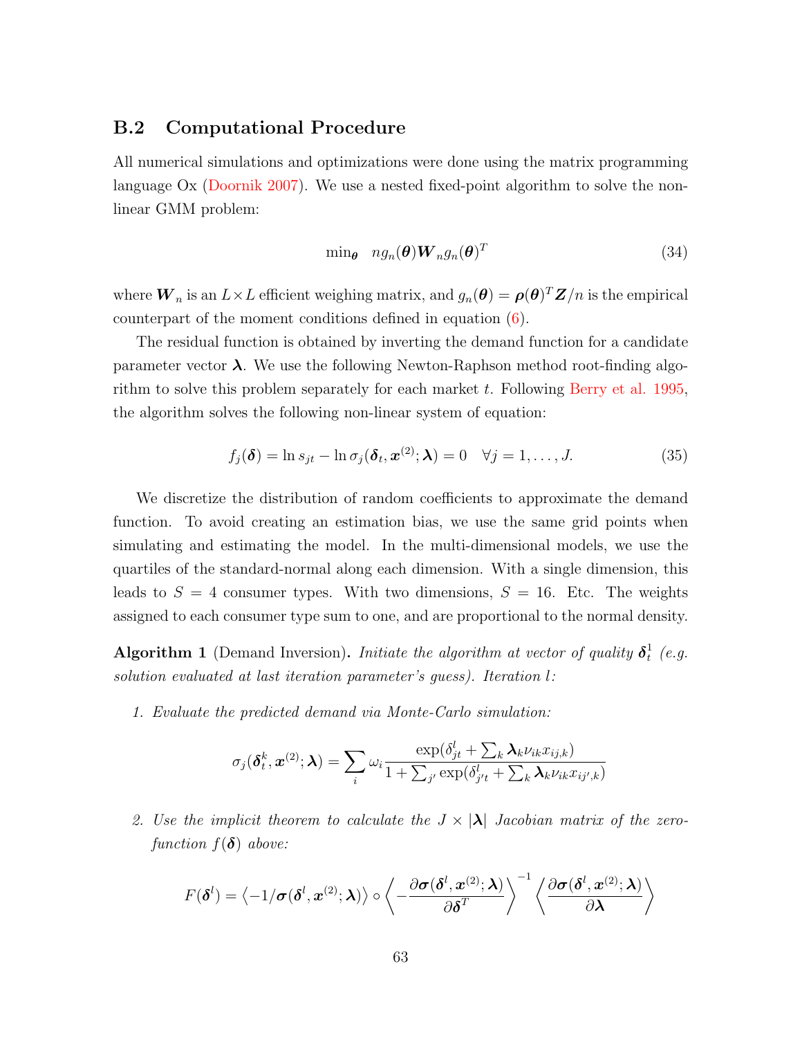## B.2 Computational Procedure

All numerical simulations and optimizations were done using the matrix programming language Ox (Doornik 2007). We use a nested fixed-point algorithm to solve the non-linear GMM problem:

$$\min_{\boldsymbol{\theta}} \quad n g_n(\boldsymbol{\theta}) \boldsymbol{W}_n g_n(\boldsymbol{\theta})^T \tag{34}$$

where $\boldsymbol{W}_n$ is an $L \times L$ efficient weighing matrix, and $g_n(\boldsymbol{\theta}) = \boldsymbol{\rho}(\boldsymbol{\theta})^T \boldsymbol{Z}/n$ is the empirical counterpart of the moment conditions defined in equation (6).

The residual function is obtained by inverting the demand function for a candidate parameter vector $\boldsymbol{\lambda}$. We use the following Newton-Raphson method root-finding algorithm to solve this problem separately for each market $t$. Following Berry et al. 1995, the algorithm solves the following non-linear system of equation:

$$f_j(\boldsymbol{\delta}) = \ln s_{jt} - \ln \sigma_j(\boldsymbol{\delta}_t, \boldsymbol{x}^{(2)}; \boldsymbol{\lambda}) = 0 \quad \forall j = 1, \dots, J. \tag{35}$$

We discretize the distribution of random coefficients to approximate the demand function. To avoid creating an estimation bias, we use the same grid points when simulating and estimating the model. In the multi-dimensional models, we use the quartiles of the standard-normal along each dimension. With a single dimension, this leads to $S = 4$ consumer types. With two dimensions, $S = 16$. Etc. The weights assigned to each consumer type sum to one, and are proportional to the normal density.

**Algorithm 1** (Demand Inversion)**.** *Initiate the algorithm at vector of quality $\boldsymbol{\delta}_t^1$ (e.g. solution evaluated at last iteration parameter's guess). Iteration $l$:*

1. *Evaluate the predicted demand via Monte-Carlo simulation:*

$$\sigma_j(\boldsymbol{\delta}_t^k, \boldsymbol{x}^{(2)}; \boldsymbol{\lambda}) = \sum_i \omega_i \frac{\exp(\delta_{jt}^l + \sum_k \boldsymbol{\lambda}_k \nu_{ik} x_{ij,k})}{1 + \sum_{j'} \exp(\delta_{j't}^l + \sum_k \boldsymbol{\lambda}_k \nu_{ik} x_{ij',k})}$$

2. *Use the implicit theorem to calculate the $J \times |\boldsymbol{\lambda}|$ Jacobian matrix of the zero-function $f(\boldsymbol{\delta})$ above:*

$$F(\boldsymbol{\delta}^l) = \left\langle -1/\boldsymbol{\sigma}(\boldsymbol{\delta}^l, \boldsymbol{x}^{(2)}; \boldsymbol{\lambda}) \right\rangle \circ \left\langle -\frac{\partial \boldsymbol{\sigma}(\boldsymbol{\delta}^l, \boldsymbol{x}^{(2)}; \boldsymbol{\lambda})}{\partial \boldsymbol{\delta}^T} \right\rangle^{-1} \left\langle \frac{\partial \boldsymbol{\sigma}(\boldsymbol{\delta}^l, \boldsymbol{x}^{(2)}; \boldsymbol{\lambda})}{\partial \boldsymbol{\lambda}} \right\rangle$$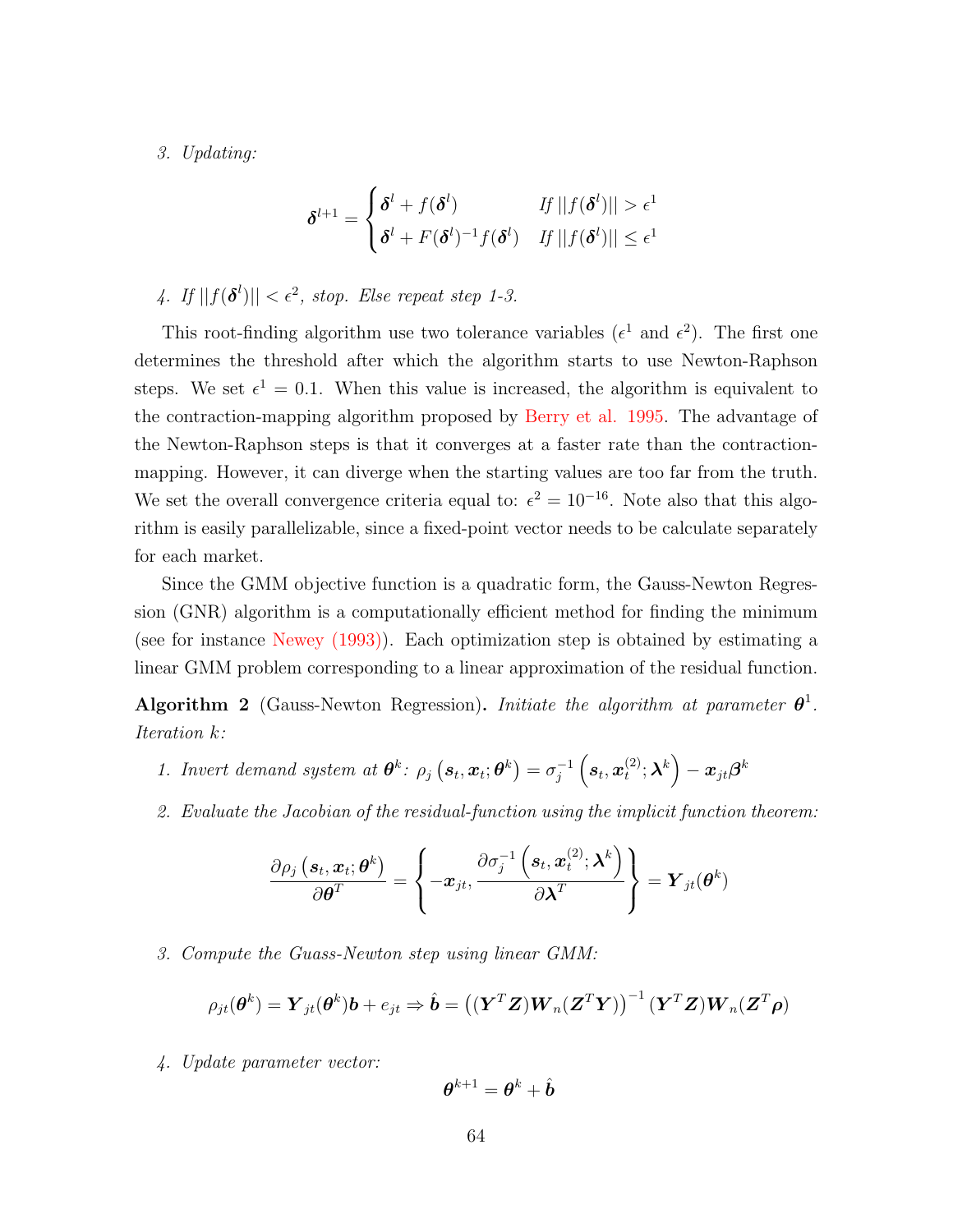3. *Updating:*

$$\boldsymbol{\delta}^{l+1} = \begin{cases} \boldsymbol{\delta}^l + f(\boldsymbol{\delta}^l) & \text{If } ||f(\boldsymbol{\delta}^l)|| > \epsilon^1 \\ \boldsymbol{\delta}^l + F(\boldsymbol{\delta}^l)^{-1} f(\boldsymbol{\delta}^l) & \text{If } ||f(\boldsymbol{\delta}^l)|| \leq \epsilon^1 \end{cases}$$

4. *If $||f(\boldsymbol{\delta}^l)|| < \epsilon^2$, stop. Else repeat step 1-3.*

This root-finding algorithm use two tolerance variables ($\epsilon^1$ and $\epsilon^2$). The first one determines the threshold after which the algorithm starts to use Newton-Raphson steps. We set $\epsilon^1 = 0.1$. When this value is increased, the algorithm is equivalent to the contraction-mapping algorithm proposed by Berry et al. 1995. The advantage of the Newton-Raphson steps is that it converges at a faster rate than the contraction-mapping. However, it can diverge when the starting values are too far from the truth. We set the overall convergence criteria equal to: $\epsilon^2 = 10^{-16}$. Note also that this algorithm is easily parallelizable, since a fixed-point vector needs to be calculate separately for each market.

Since the GMM objective function is a quadratic form, the Gauss-Newton Regression (GNR) algorithm is a computationally efficient method for finding the minimum (see for instance Newey (1993)). Each optimization step is obtained by estimating a linear GMM problem corresponding to a linear approximation of the residual function.

**Algorithm 2** (Gauss-Newton Regression)**.** *Initiate the algorithm at parameter $\boldsymbol{\theta}^1$. Iteration k:*

1. *Invert demand system at $\boldsymbol{\theta}^k$: $\rho_j\left(\boldsymbol{s}_t, \boldsymbol{x}_t; \boldsymbol{\theta}^k\right) = \sigma_j^{-1}\left(\boldsymbol{s}_t, \boldsymbol{x}_t^{(2)}; \boldsymbol{\lambda}^k\right) - \boldsymbol{x}_{jt}\boldsymbol{\beta}^k$*

2. *Evaluate the Jacobian of the residual-function using the implicit function theorem:*

$$\frac{\partial \rho_j\left(\boldsymbol{s}_t, \boldsymbol{x}_t; \boldsymbol{\theta}^k\right)}{\partial \boldsymbol{\theta}^T} = \left\{ -\boldsymbol{x}_{jt}, \frac{\partial \sigma_j^{-1}\left(\boldsymbol{s}_t, \boldsymbol{x}_t^{(2)}; \boldsymbol{\lambda}^k\right)}{\partial \boldsymbol{\lambda}^T} \right\} = \boldsymbol{Y}_{jt}(\boldsymbol{\theta}^k)$$

3. *Compute the Guass-Newton step using linear GMM:*

$$\rho_{jt}(\boldsymbol{\theta}^k) = \boldsymbol{Y}_{jt}(\boldsymbol{\theta}^k)\boldsymbol{b} + e_{jt} \Rightarrow \hat{\boldsymbol{b}} = \left((\boldsymbol{Y}^T\boldsymbol{Z})\boldsymbol{W}_n(\boldsymbol{Z}^T\boldsymbol{Y})\right)^{-1}(\boldsymbol{Y}^T\boldsymbol{Z})\boldsymbol{W}_n(\boldsymbol{Z}^T\boldsymbol{\rho})$$

4. *Update parameter vector:*

$$\boldsymbol{\theta}^{k+1} = \boldsymbol{\theta}^k + \hat{\boldsymbol{b}}$$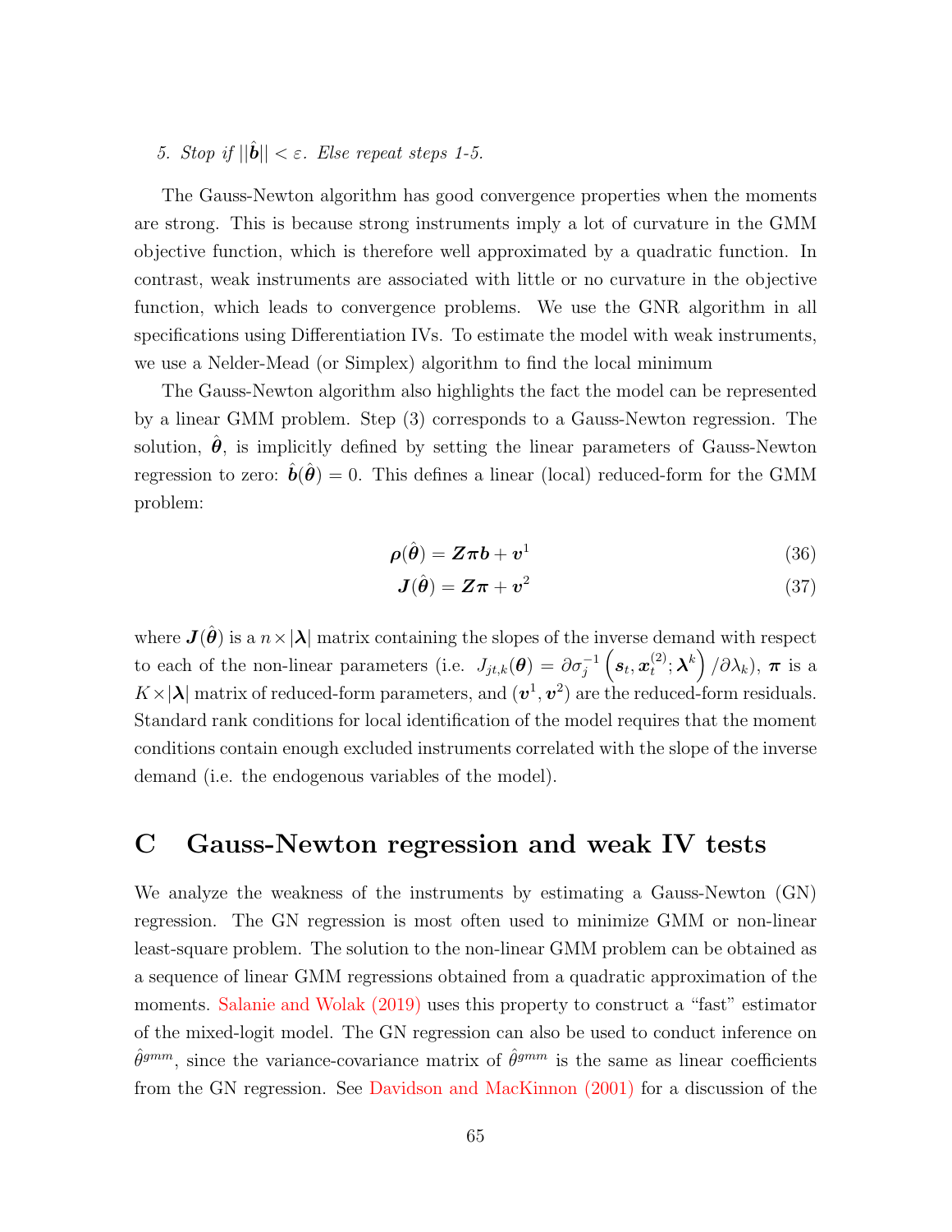5. *Stop if $||\hat{\boldsymbol{b}}|| < \varepsilon$. Else repeat steps 1-5.*

The Gauss-Newton algorithm has good convergence properties when the moments are strong. This is because strong instruments imply a lot of curvature in the GMM objective function, which is therefore well approximated by a quadratic function. In contrast, weak instruments are associated with little or no curvature in the objective function, which leads to convergence problems. We use the GNR algorithm in all specifications using Differentiation IVs. To estimate the model with weak instruments, we use a Nelder-Mead (or Simplex) algorithm to find the local minimum

The Gauss-Newton algorithm also highlights the fact the model can be represented by a linear GMM problem. Step (3) corresponds to a Gauss-Newton regression. The solution, $\hat{\boldsymbol{\theta}}$, is implicitly defined by setting the linear parameters of Gauss-Newton regression to zero: $\hat{\boldsymbol{b}}(\hat{\boldsymbol{\theta}}) = 0$. This defines a linear (local) reduced-form for the GMM problem:

$$\boldsymbol{\rho}(\hat{\boldsymbol{\theta}}) = \boldsymbol{Z}\boldsymbol{\pi}\boldsymbol{b} + \boldsymbol{v}^1 \tag{36}$$

$$\boldsymbol{J}(\hat{\boldsymbol{\theta}}) = \boldsymbol{Z}\boldsymbol{\pi} + \boldsymbol{v}^2 \tag{37}$$

where $\boldsymbol{J}(\hat{\boldsymbol{\theta}})$ is a $n \times |\boldsymbol{\lambda}|$ matrix containing the slopes of the inverse demand with respect to each of the non-linear parameters (i.e. $J_{jt,k}(\boldsymbol{\theta}) = \partial\sigma_j^{-1}\left(\boldsymbol{s}_t, \boldsymbol{x}_t^{(2)}; \boldsymbol{\lambda}^k\right)/\partial\lambda_k$), $\boldsymbol{\pi}$ is a $K \times |\boldsymbol{\lambda}|$ matrix of reduced-form parameters, and $(\boldsymbol{v}^1, \boldsymbol{v}^2)$ are the reduced-form residuals. Standard rank conditions for local identification of the model requires that the moment conditions contain enough excluded instruments correlated with the slope of the inverse demand (i.e. the endogenous variables of the model).

# C Gauss-Newton regression and weak IV tests

We analyze the weakness of the instruments by estimating a Gauss-Newton (GN) regression. The GN regression is most often used to minimize GMM or non-linear least-square problem. The solution to the non-linear GMM problem can be obtained as a sequence of linear GMM regressions obtained from a quadratic approximation of the moments. Salanie and Wolak (2019) uses this property to construct a "fast" estimator of the mixed-logit model. The GN regression can also be used to conduct inference on $\hat{\theta}^{gmm}$, since the variance-covariance matrix of $\hat{\theta}^{gmm}$ is the same as linear coefficients from the GN regression. See Davidson and MacKinnon (2001) for a discussion of the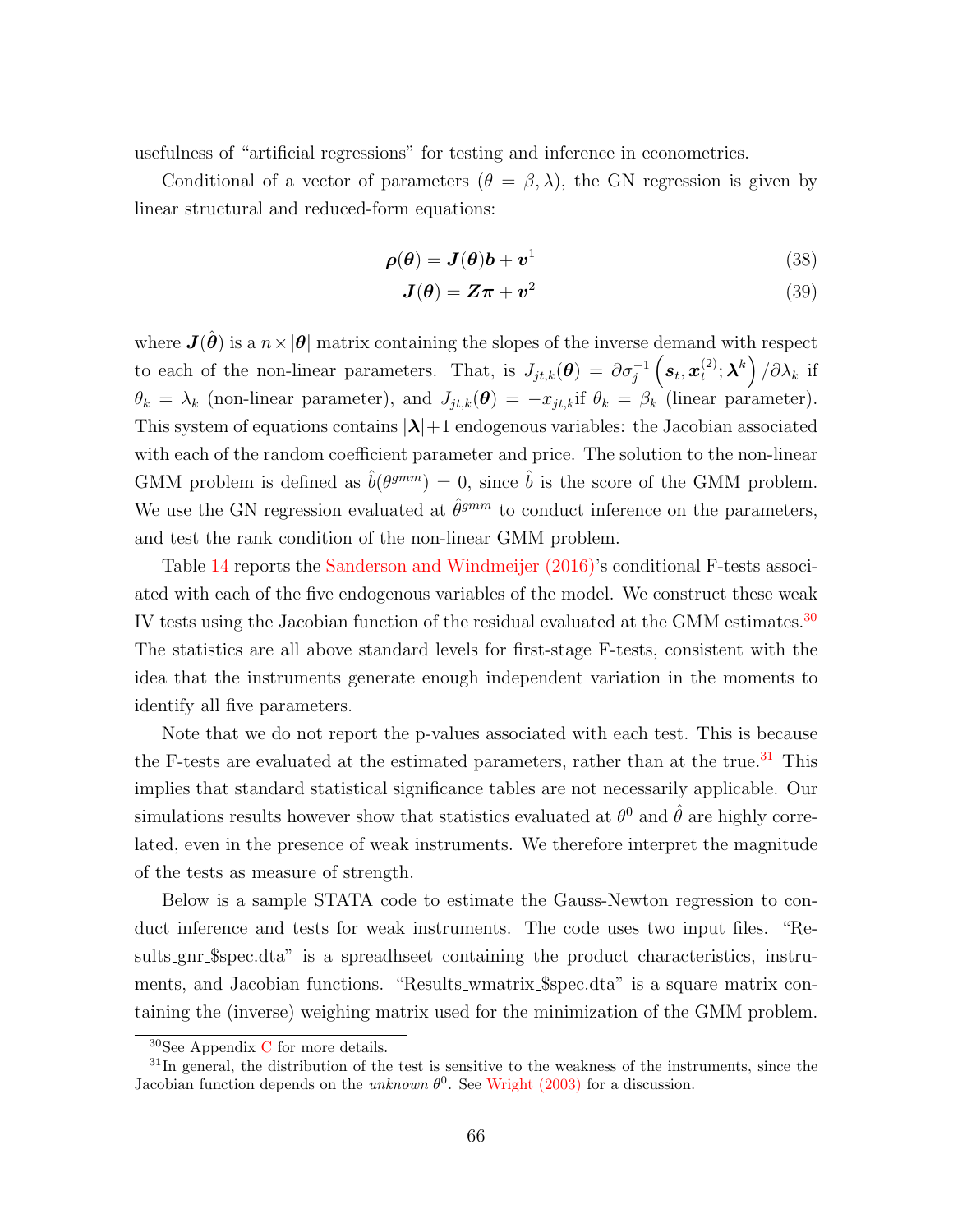usefulness of "artificial regressions" for testing and inference in econometrics.

Conditional of a vector of parameters ($\theta = \beta, \lambda$), the GN regression is given by linear structural and reduced-form equations:

$$\boldsymbol{\rho}(\boldsymbol{\theta}) = \boldsymbol{J}(\boldsymbol{\theta})\boldsymbol{b} + \boldsymbol{v}^1 \tag{38}$$

$$\boldsymbol{J}(\boldsymbol{\theta}) = \boldsymbol{Z}\boldsymbol{\pi} + \boldsymbol{v}^2 \tag{39}$$

where $\boldsymbol{J}(\hat{\boldsymbol{\theta}})$ is a $n \times |\boldsymbol{\theta}|$ matrix containing the slopes of the inverse demand with respect to each of the non-linear parameters. That, is $J_{jt,k}(\boldsymbol{\theta}) = \partial \sigma_j^{-1}\left(\boldsymbol{s}_t, \boldsymbol{x}_t^{(2)}; \boldsymbol{\lambda}^k\right)/\partial \lambda_k$ if $\theta_k = \lambda_k$ (non-linear parameter), and $J_{jt,k}(\boldsymbol{\theta}) = -x_{jt,k}$if $\theta_k = \beta_k$ (linear parameter). This system of equations contains $|\boldsymbol{\lambda}|+1$ endogenous variables: the Jacobian associated with each of the random coefficient parameter and price. The solution to the non-linear GMM problem is defined as $\hat{b}(\theta^{gmm}) = 0$, since $\hat{b}$ is the score of the GMM problem. We use the GN regression evaluated at $\hat{\theta}^{gmm}$ to conduct inference on the parameters, and test the rank condition of the non-linear GMM problem.

Table 14 reports the Sanderson and Windmeijer (2016)'s conditional F-tests associated with each of the five endogenous variables of the model. We construct these weak IV tests using the Jacobian function of the residual evaluated at the GMM estimates.[30] The statistics are all above standard levels for first-stage F-tests, consistent with the idea that the instruments generate enough independent variation in the moments to identify all five parameters.

Note that we do not report the p-values associated with each test. This is because the F-tests are evaluated at the estimated parameters, rather than at the true.[31] This implies that standard statistical significance tables are not necessarily applicable. Our simulations results however show that statistics evaluated at $\theta^0$ and $\hat{\theta}$ are highly correlated, even in the presence of weak instruments. We therefore interpret the magnitude of the tests as measure of strength.

Below is a sample STATA code to estimate the Gauss-Newton regression to conduct inference and tests for weak instruments. The code uses two input files. "Results_gnr_$spec.dta" is a spreadhseet containing the product characteristics, instruments, and Jacobian functions. "Results_wmatrix_$spec.dta" is a square matrix containing the (inverse) weighing matrix used for the minimization of the GMM problem.

[30] See Appendix C for more details.

[31] In general, the distribution of the test is sensitive to the weakness of the instruments, since the Jacobian function depends on the *unknown* $\theta^0$. See Wright (2003) for a discussion.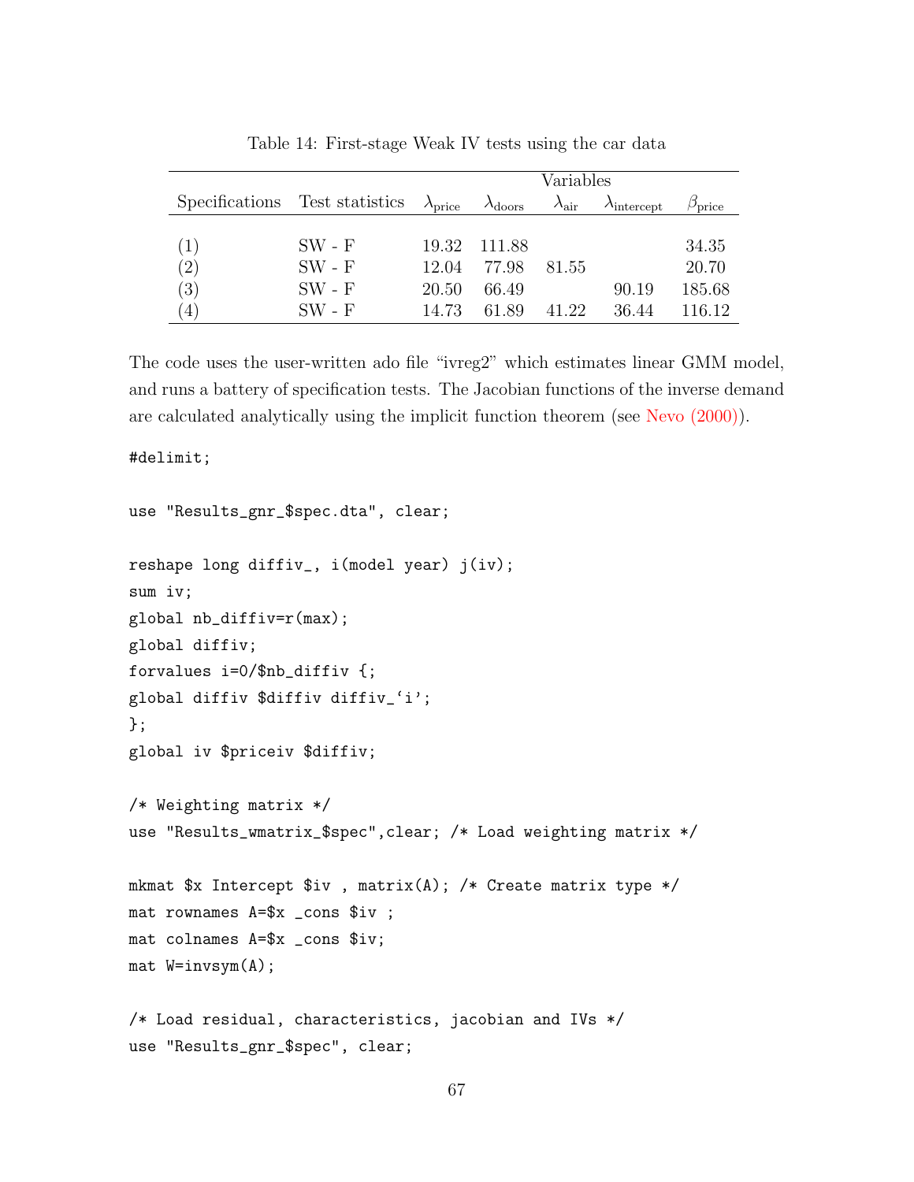Table 14: First-stage Weak IV tests using the car data

| Specifications | Test statistics | Variables | | | | |
|---|---|---|---|---|---|---|
| | | $\lambda_{\text{price}}$ | $\lambda_{\text{doors}}$ | $\lambda_{\text{air}}$ | $\lambda_{\text{intercept}}$ | $\beta_{\text{price}}$ |
| (1) | SW - F | 19.32 | 111.88 | | | 34.35 |
| (2) | SW - F | 12.04 | 77.98 | 81.55 | | 20.70 |
| (3) | SW - F | 20.50 | 66.49 | | 90.19 | 185.68 |
| (4) | SW - F | 14.73 | 61.89 | 41.22 | 36.44 | 116.12 |

The code uses the user-written ado file "ivreg2" which estimates linear GMM model, and runs a battery of specification tests. The Jacobian functions of the inverse demand are calculated analytically using the implicit function theorem (see Nevo (2000)).

```
#delimit;

use "Results_gnr_$spec.dta", clear;

reshape long diffiv_, i(model year) j(iv);
sum iv;
global nb_diffiv=r(max);
global diffiv;
forvalues i=0/$nb_diffiv {;
global diffiv $diffiv diffiv_`i';
};
global iv $priceiv $diffiv;

/* Weighting matrix */
use "Results_wmatrix_$spec",clear; /* Load weighting matrix */

mkmat $x Intercept $iv , matrix(A); /* Create matrix type */
mat rownames A=$x _cons $iv ;
mat colnames A=$x _cons $iv;
mat W=invsym(A);

/* Load residual, characteristics, jacobian and IVs */
use "Results_gnr_$spec", clear;
```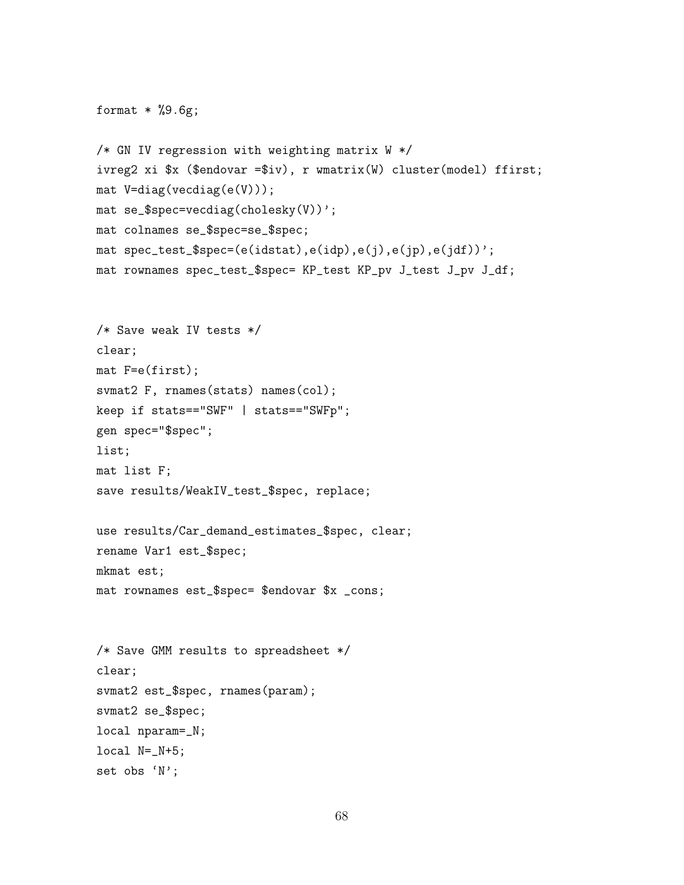```
format * %9.6g;

/* GN IV regression with weighting matrix W */
ivreg2 xi $x ($endovar =$iv), r wmatrix(W) cluster(model) ffirst;
mat V=diag(vecdiag(e(V)));
mat se_$spec=vecdiag(cholesky(V))';
mat colnames se_$spec=se_$spec;
mat spec_test_$spec=(e(idstat),e(idp),e(j),e(jp),e(jdf))';
mat rownames spec_test_$spec= KP_test KP_pv J_test J_pv J_df;


/* Save weak IV tests */
clear;
mat F=e(first);
svmat2 F, rnames(stats) names(col);
keep if stats=="SWF" | stats=="SWFp";
gen spec="$spec";
list;
mat list F;
save results/WeakIV_test_$spec, replace;

use results/Car_demand_estimates_$spec, clear;
rename Var1 est_$spec;
mkmat est;
mat rownames est_$spec= $endovar $x _cons;


/* Save GMM results to spreadsheet */
clear;
svmat2 est_$spec, rnames(param);
svmat2 se_$spec;
local nparam=_N;
local N=_N+5;
set obs `N';
```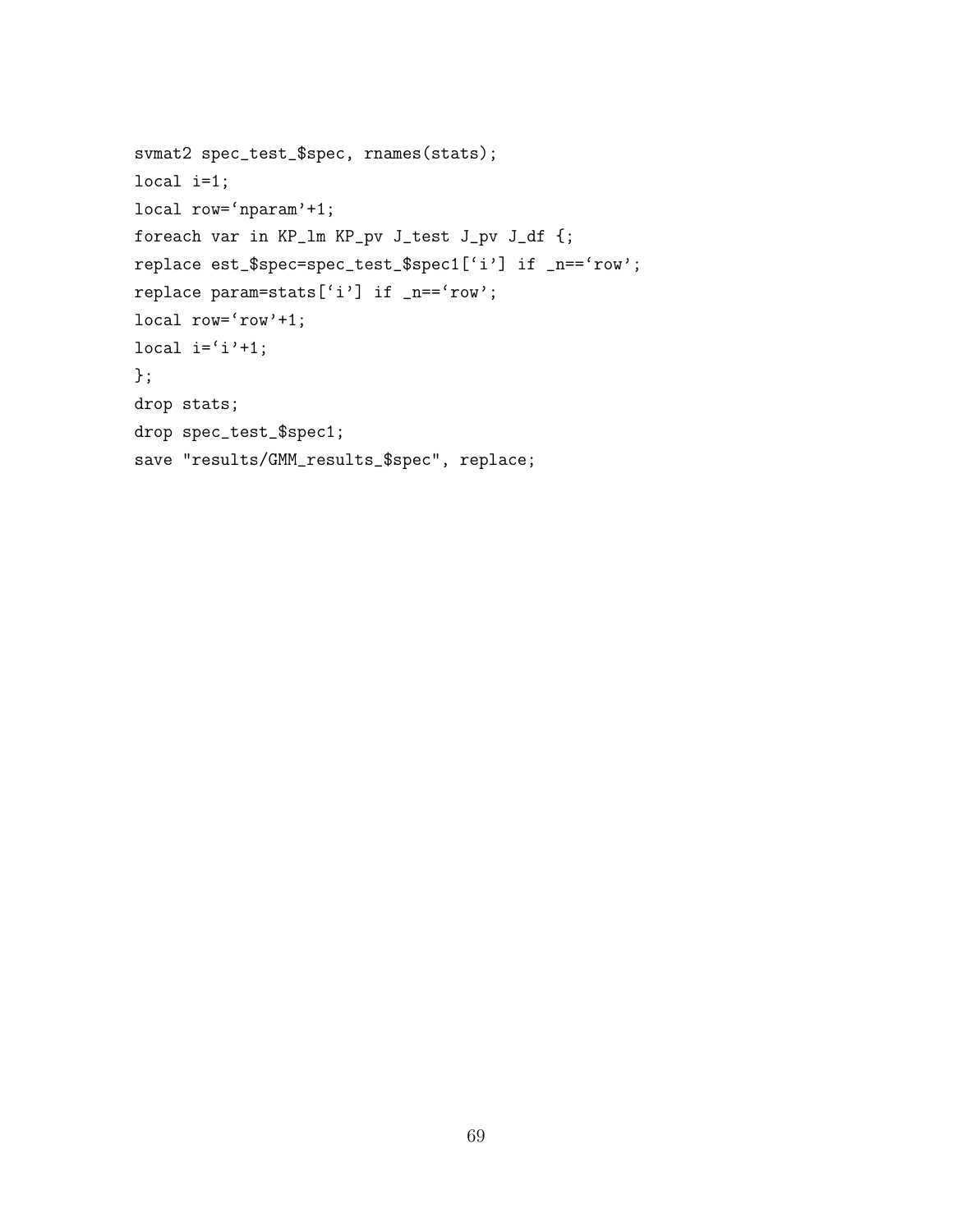```
svmat2 spec_test_$spec, rnames(stats);
local i=1;
local row=`nparam'+1;
foreach var in KP_lm KP_pv J_test J_pv J_df {;
replace est_$spec=spec_test_$spec1[`i'] if _n==`row';
replace param=stats[`i'] if _n==`row';
local row=`row'+1;
local i=`i'+1;
};
drop stats;
drop spec_test_$spec1;
save "results/GMM_results_$spec", replace;
```